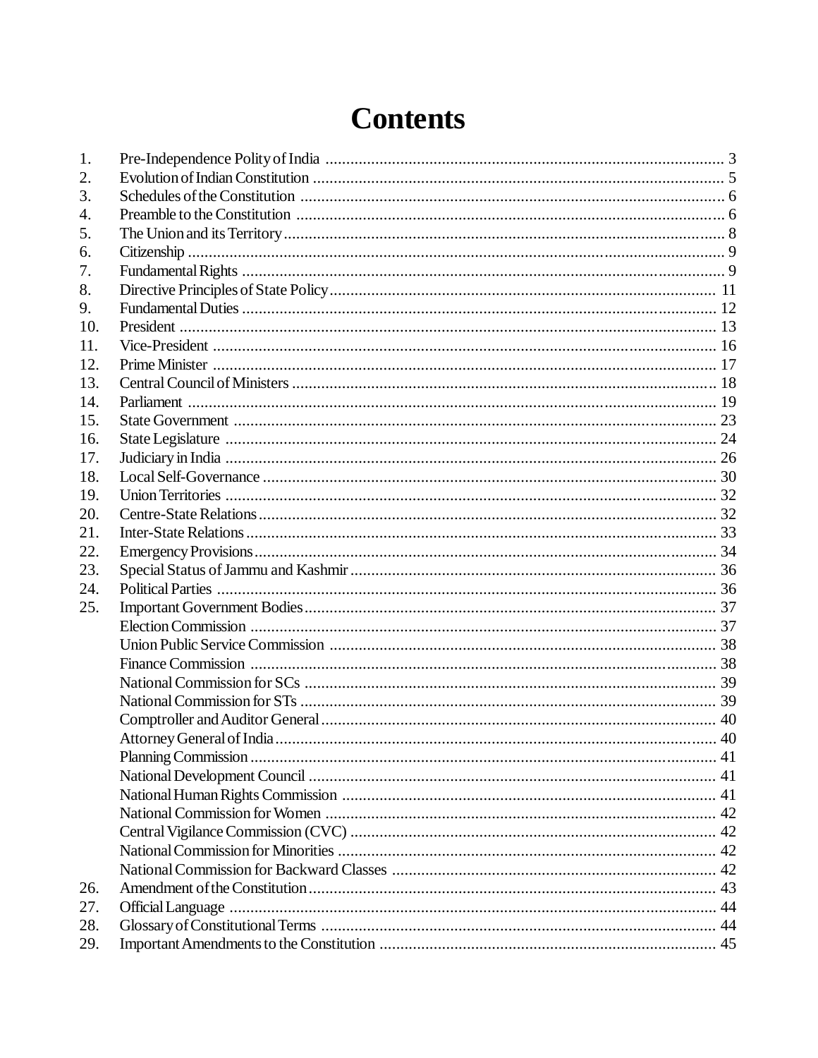# Contents

| | | |
|---|---|---|
| 1. | Pre-Independence Polity of India | 3 |
| 2. | Evolution of Indian Constitution | 5 |
| 3. | Schedules of the Constitution | 6 |
| 4. | Preamble to the Constitution | 6 |
| 5. | The Union and its Territory | 8 |
| 6. | Citizenship | 9 |
| 7. | Fundamental Rights | 9 |
| 8. | Directive Principles of State Policy | 11 |
| 9. | Fundamental Duties | 12 |
| 10. | President | 13 |
| 11. | Vice-President | 16 |
| 12. | Prime Minister | 17 |
| 13. | Central Council of Ministers | 18 |
| 14. | Parliament | 19 |
| 15. | State Government | 23 |
| 16. | State Legislature | 24 |
| 17. | Judiciary in India | 26 |
| 18. | Local Self-Governance | 30 |
| 19. | Union Territories | 32 |
| 20. | Centre-State Relations | 32 |
| 21. | Inter-State Relations | 33 |
| 22. | Emergency Provisions | 34 |
| 23. | Special Status of Jammu and Kashmir | 36 |
| 24. | Political Parties | 36 |
| 25. | Important Government Bodies | 37 |
| | Election Commission | 37 |
| | Union Public Service Commission | 38 |
| | Finance Commission | 38 |
| | National Commission for SCs | 39 |
| | National Commission for STs | 39 |
| | Comptroller and Auditor General | 40 |
| | Attorney General of India | 40 |
| | Planning Commission | 41 |
| | National Development Council | 41 |
| | National Human Rights Commission | 41 |
| | National Commission for Women | 42 |
| | Central Vigilance Commission (CVC) | 42 |
| | National Commission for Minorities | 42 |
| | National Commission for Backward Classes | 42 |
| 26. | Amendment of the Constitution | 43 |
| 27. | Official Language | 44 |
| 28. | Glossary of Constitutional Terms | 44 |
| 29. | Important Amendments to the Constitution | 45 |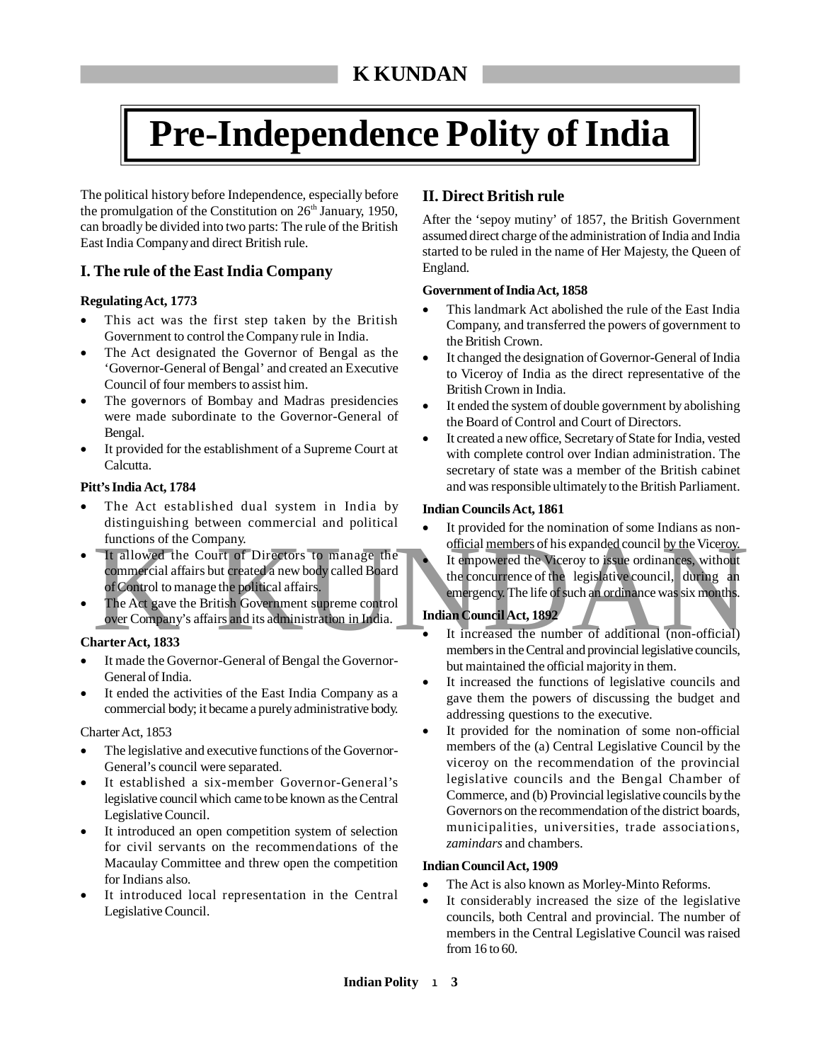# Pre-Independence Polity of India

The political history before Independence, especially before the promulgation of the Constitution on 26th January, 1950, can broadly be divided into two parts: The rule of the British East India Company and direct British rule.

## I. The rule of the East India Company

**Regulating Act, 1773**

- This act was the first step taken by the British Government to control the Company rule in India.
- The Act designated the Governor of Bengal as the 'Governor-General of Bengal' and created an Executive Council of four members to assist him.
- The governors of Bombay and Madras presidencies were made subordinate to the Governor-General of Bengal.
- It provided for the establishment of a Supreme Court at Calcutta.

**Pitt's India Act, 1784**

- The Act established dual system in India by distinguishing between commercial and political functions of the Company.
- It allowed the Court of Directors to manage the commercial affairs but created a new body called Board of Control to manage the political affairs.
- The Act gave the British Government supreme control over Company's affairs and its administration in India.

**Charter Act, 1833**

- It made the Governor-General of Bengal the Governor-General of India.
- It ended the activities of the East India Company as a commercial body; it became a purely administrative body.

Charter Act, 1853

- The legislative and executive functions of the Governor-General's council were separated.
- It established a six-member Governor-General's legislative council which came to be known as the Central Legislative Council.
- It introduced an open competition system of selection for civil servants on the recommendations of the Macaulay Committee and threw open the competition for Indians also.
- It introduced local representation in the Central Legislative Council.

## II. Direct British rule

After the 'sepoy mutiny' of 1857, the British Government assumed direct charge of the administration of India and India started to be ruled in the name of Her Majesty, the Queen of England.

**Government of India Act, 1858**

- This landmark Act abolished the rule of the East India Company, and transferred the powers of government to the British Crown.
- It changed the designation of Governor-General of India to Viceroy of India as the direct representative of the British Crown in India.
- It ended the system of double government by abolishing the Board of Control and Court of Directors.
- It created a new office, Secretary of State for India, vested with complete control over Indian administration. The secretary of state was a member of the British cabinet and was responsible ultimately to the British Parliament.

**Indian Councils Act, 1861**

- It provided for the nomination of some Indians as non-official members of his expanded council by the Viceroy.
- It empowered the Viceroy to issue ordinances, without the concurrence of the legislative council, during an emergency. The life of such an ordinance was six months.

**Indian Council Act, 1892**

- It increased the number of additional (non-official) members in the Central and provincial legislative councils, but maintained the official majority in them.
- It increased the functions of legislative councils and gave them the powers of discussing the budget and addressing questions to the executive.
- It provided for the nomination of some non-official members of the (a) Central Legislative Council by the viceroy on the recommendation of the provincial legislative councils and the Bengal Chamber of Commerce, and (b) Provincial legislative councils by the Governors on the recommendation of the district boards, municipalities, universities, trade associations, *zamindars* and chambers.

**Indian Council Act, 1909**

- The Act is also known as Morley-Minto Reforms.
- It considerably increased the size of the legislative councils, both Central and provincial. The number of members in the Central Legislative Council was raised from 16 to 60.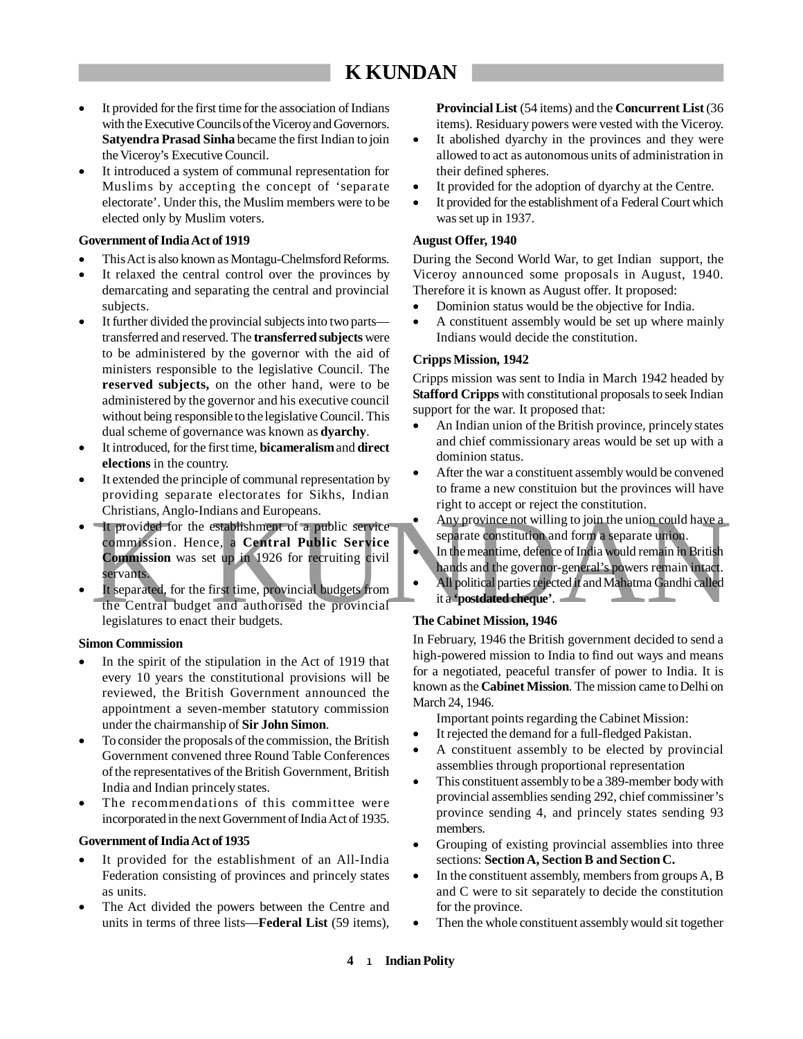- It provided for the first time for the association of Indians with the Executive Councils of the Viceroy and Governors. **Satyendra Prasad Sinha** became the first Indian to join the Viceroy's Executive Council.
- It introduced a system of communal representation for Muslims by accepting the concept of 'separate electorate'. Under this, the Muslim members were to be elected only by Muslim voters.

**Government of India Act of 1919**

- This Act is also known as Montagu-Chelmsford Reforms.
- It relaxed the central control over the provinces by demarcating and separating the central and provincial subjects.
- It further divided the provincial subjects into two parts—transferred and reserved. The **transferred subjects** were to be administered by the governor with the aid of ministers responsible to the legislative Council. The **reserved subjects,** on the other hand, were to be administered by the governor and his executive council without being responsible to the legislative Council. This dual scheme of governance was known as **dyarchy**.
- It introduced, for the first time, **bicameralism** and **direct elections** in the country.
- It extended the principle of communal representation by providing separate electorates for Sikhs, Indian Christians, Anglo-Indians and Europeans.
- It provided for the establishment of a public service commission. Hence, a **Central Public Service Commission** was set up in 1926 for recruiting civil servants.
- It separated, for the first time, provincial budgets from the Central budget and authorised the provincial legislatures to enact their budgets.

**Simon Commission**

- In the spirit of the stipulation in the Act of 1919 that every 10 years the constitutional provisions will be reviewed, the British Government announced the appointment a seven-member statutory commission under the chairmanship of **Sir John Simon**.
- To consider the proposals of the commission, the British Government convened three Round Table Conferences of the representatives of the British Government, British India and Indian princely states.
- The recommendations of this committee were incorporated in the next Government of India Act of 1935.

**Government of India Act of 1935**

- It provided for the establishment of an All-India Federation consisting of provinces and princely states as units.
- The Act divided the powers between the Centre and units in terms of three lists—**Federal List** (59 items), **Provincial List** (54 items) and the **Concurrent List** (36 items). Residuary powers were vested with the Viceroy.
- It abolished dyarchy in the provinces and they were allowed to act as autonomous units of administration in their defined spheres.
- It provided for the adoption of dyarchy at the Centre.
- It provided for the establishment of a Federal Court which was set up in 1937.

**August Offer, 1940**

During the Second World War, to get Indian support, the Viceroy announced some proposals in August, 1940. Therefore it is known as August offer. It proposed:

- Dominion status would be the objective for India.
- A constituent assembly would be set up where mainly Indians would decide the constitution.

**Cripps Mission, 1942**

Cripps mission was sent to India in March 1942 headed by **Stafford Cripps** with constitutional proposals to seek Indian support for the war. It proposed that:

- An Indian union of the British province, princely states and chief commissionary areas would be set up with a dominion status.
- After the war a constituent assembly would be convened to frame a new constituion but the provinces will have right to accept or reject the constitution.
- Any province not willing to join the union could have a separate constitution and form a separate union.
- In the meantime, defence of India would remain in British hands and the governor-general's powers remain intact.
- All political parties rejected it and Mahatma Gandhi called it a **'postdated cheque'**.

**The Cabinet Mission, 1946**

In February, 1946 the British government decided to send a high-powered mission to India to find out ways and means for a negotiated, peaceful transfer of power to India. It is known as the **Cabinet Mission**. The mission came to Delhi on March 24, 1946.

Important points regarding the Cabinet Mission:

- It rejected the demand for a full-fledged Pakistan.
- A constituent assembly to be elected by provincial assemblies through proportional representation
- This constituent assembly to be a 389-member body with provincial assemblies sending 292, chief commissiner's province sending 4, and princely states sending 93 members.
- Grouping of existing provincial assemblies into three sections: **Section A, Section B and Section C.**
- In the constituent assembly, members from groups A, B and C were to sit separately to decide the constitution for the province.
- Then the whole constituent assembly would sit together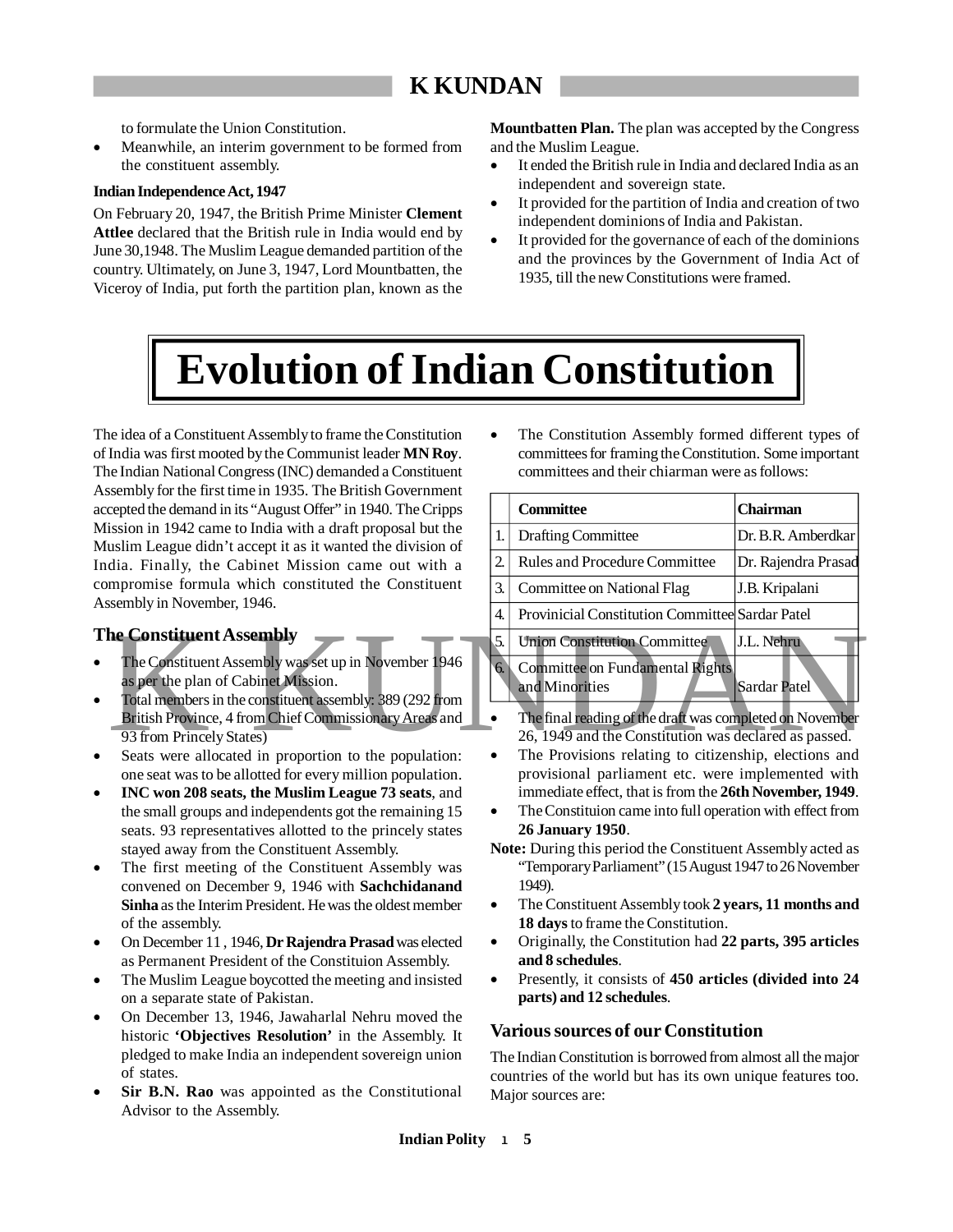to formulate the Union Constitution.

- Meanwhile, an interim government to be formed from the constituent assembly.

**Indian Independence Act, 1947**

On February 20, 1947, the British Prime Minister **Clement Attlee** declared that the British rule in India would end by June 30,1948. The Muslim League demanded partition of the country. Ultimately, on June 3, 1947, Lord Mountbatten, the Viceroy of India, put forth the partition plan, known as the **Mountbatten Plan.** The plan was accepted by the Congress and the Muslim League.

- It ended the British rule in India and declared India as an independent and sovereign state.
- It provided for the partition of India and creation of two independent dominions of India and Pakistan.
- It provided for the governance of each of the dominions and the provinces by the Government of India Act of 1935, till the new Constitutions were framed.

# Evolution of Indian Constitution

The idea of a Constituent Assembly to frame the Constitution of India was first mooted by the Communist leader **MN Roy**. The Indian National Congress (INC) demanded a Constituent Assembly for the first time in 1935. The British Government accepted the demand in its "August Offer" in 1940. The Cripps Mission in 1942 came to India with a draft proposal but the Muslim League didn't accept it as it wanted the division of India. Finally, the Cabinet Mission came out with a compromise formula which constituted the Constituent Assembly in November, 1946.

## The Constituent Assembly

- The Constituent Assembly was set up in November 1946 as per the plan of Cabinet Mission.
- Total members in the constituent assembly: 389 (292 from British Province, 4 from Chief Commissionary Areas and 93 from Princely States)
- Seats were allocated in proportion to the population: one seat was to be allotted for every million population.
- **INC won 208 seats, the Muslim League 73 seats**, and the small groups and independents got the remaining 15 seats. 93 representatives allotted to the princely states stayed away from the Constituent Assembly.
- The first meeting of the Constituent Assembly was convened on December 9, 1946 with **Sachchidanand Sinha** as the Interim President. He was the oldest member of the assembly.
- On December 11 , 1946, **Dr Rajendra Prasad** was elected as Permanent President of the Constituion Assembly.
- The Muslim League boycotted the meeting and insisted on a separate state of Pakistan.
- On December 13, 1946, Jawaharlal Nehru moved the historic **'Objectives Resolution'** in the Assembly. It pledged to make India an independent sovereign union of states.
- **Sir B.N. Rao** was appointed as the Constitutional Advisor to the Assembly.
- The Constitution Assembly formed different types of committees for framing the Constitution. Some important committees and their chiarman were as follows:

| | Committee | Chairman |
|---|---|---|
| 1. | Drafting Committee | Dr. B.R. Amberdkar |
| 2. | Rules and Procedure Committee | Dr. Rajendra Prasad |
| 3. | Committee on National Flag | J.B. Kripalani |
| 4. | Provinicial Constitution Committee | Sardar Patel |
| 5. | Union Constitution Committee | J.L. Nehru |
| 6. | Committee on Fundamental Rights and Minorities | Sardar Patel |

- The final reading of the draft was completed on November 26, 1949 and the Constitution was declared as passed.
- The Provisions relating to citizenship, elections and provisional parliament etc. were implemented with immediate effect, that is from the **26th November, 1949**.
- The Constituion came into full operation with effect from **26 January 1950**.

**Note:** During this period the Constituent Assembly acted as "Temporary Parliament" (15 August 1947 to 26 November 1949).

- The Constituent Assembly took **2 years, 11 months and 18 days** to frame the Constitution.
- Originally, the Constitution had **22 parts, 395 articles and 8 schedules**.
- Presently, it consists of **450 articles (divided into 24 parts) and 12 schedules**.

## Various sources of our Constitution

The Indian Constitution is borrowed from almost all the major countries of the world but has its own unique features too. Major sources are: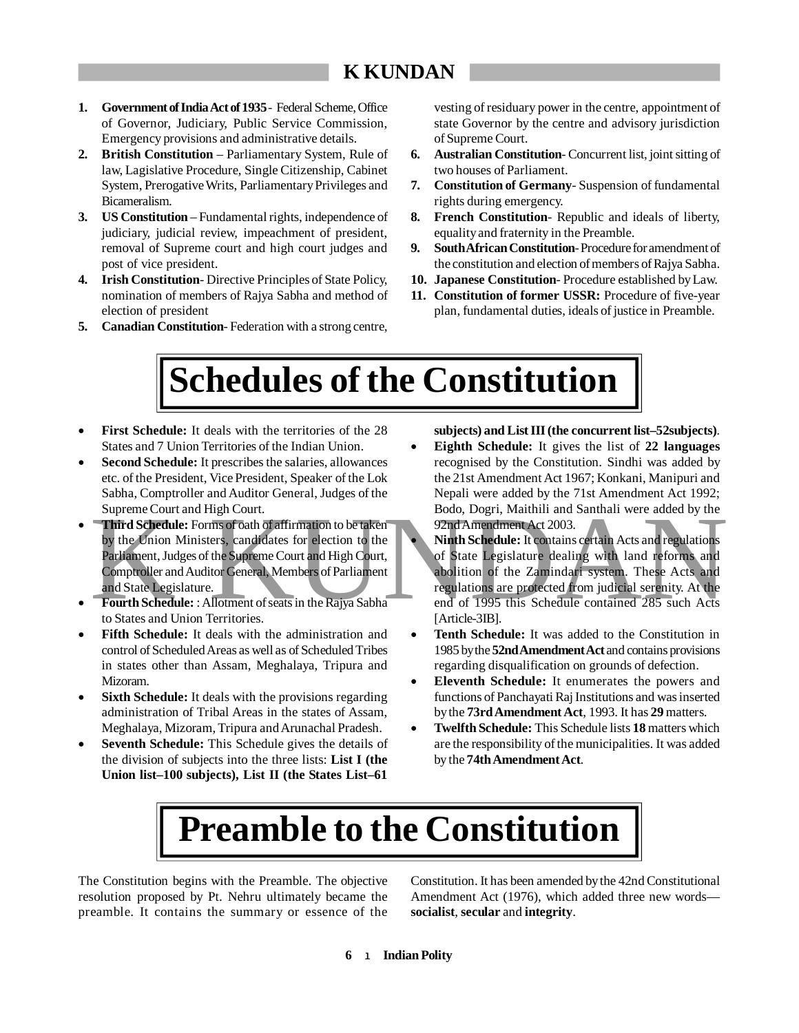1. **Government of India Act of 1935** - Federal Scheme, Office of Governor, Judiciary, Public Service Commission, Emergency provisions and administrative details.
2. **British Constitution** – Parliamentary System, Rule of law, Legislative Procedure, Single Citizenship, Cabinet System, Prerogative Writs, Parliamentary Privileges and Bicameralism.
3. **US Constitution** – Fundamental rights, independence of judiciary, judicial review, impeachment of president, removal of Supreme court and high court judges and post of vice president.
4. **Irish Constitution**- Directive Principles of State Policy, nomination of members of Rajya Sabha and method of election of president
5. **Canadian Constitution**- Federation with a strong centre, vesting of residuary power in the centre, appointment of state Governor by the centre and advisory jurisdiction of Supreme Court.
6. **Australian Constitution**- Concurrent list, joint sitting of two houses of Parliament.
7. **Constitution of Germany**- Suspension of fundamental rights during emergency.
8. **French Constitution**- Republic and ideals of liberty, equality and fraternity in the Preamble.
9. **South African Constitution**- Procedure for amendment of the constitution and election of members of Rajya Sabha.
10. **Japanese Constitution**- Procedure established by Law.
11. **Constitution of former USSR:** Procedure of five-year plan, fundamental duties, ideals of justice in Preamble.

# Schedules of the Constitution

- **First Schedule:** It deals with the territories of the 28 States and 7 Union Territories of the Indian Union.
- **Second Schedule:** It prescribes the salaries, allowances etc. of the President, Vice President, Speaker of the Lok Sabha, Comptroller and Auditor General, Judges of the Supreme Court and High Court.
- **Third Schedule:** Forms of oath of affirmation to be taken by the Union Ministers, candidates for election to the Parliament, Judges of the Supreme Court and High Court, Comptroller and Auditor General, Members of Parliament and State Legislature.
- **Fourth Schedule:** : Allotment of seats in the Rajya Sabha to States and Union Territories.
- **Fifth Schedule:** It deals with the administration and control of Scheduled Areas as well as of Scheduled Tribes in states other than Assam, Meghalaya, Tripura and Mizoram.
- **Sixth Schedule:** It deals with the provisions regarding administration of Tribal Areas in the states of Assam, Meghalaya, Mizoram, Tripura and Arunachal Pradesh.
- **Seventh Schedule:** This Schedule gives the details of the division of subjects into the three lists: **List I (the Union list–100 subjects), List II (the States List–61 subjects) and List III (the concurrent list–52subjects)**.
- **Eighth Schedule:** It gives the list of **22 languages** recognised by the Constitution. Sindhi was added by the 21st Amendment Act 1967; Konkani, Manipuri and Nepali were added by the 71st Amendment Act 1992; Bodo, Dogri, Maithili and Santhali were added by the 92nd Amendment Act 2003.
- **Ninth Schedule:** It contains certain Acts and regulations of State Legislature dealing with land reforms and abolition of the Zamindari system. These Acts and regulations are protected from judicial serenity. At the end of 1995 this Schedule contained 285 such Acts [Article-3IB].
- **Tenth Schedule:** It was added to the Constitution in 1985 by the **52nd Amendment Act** and contains provisions regarding disqualification on grounds of defection.
- **Eleventh Schedule:** It enumerates the powers and functions of Panchayati Raj Institutions and was inserted by the **73rd Amendment Act**, 1993. It has **29** matters.
- **Twelfth Schedule:** This Schedule lists **18** matters which are the responsibility of the municipalities. It was added by the **74th Amendment Act**.

# Preamble to the Constitution

The Constitution begins with the Preamble. The objective resolution proposed by Pt. Nehru ultimately became the preamble. It contains the summary or essence of the Constitution. It has been amended by the 42nd Constitutional Amendment Act (1976), which added three new words— **socialist**, **secular** and **integrity**.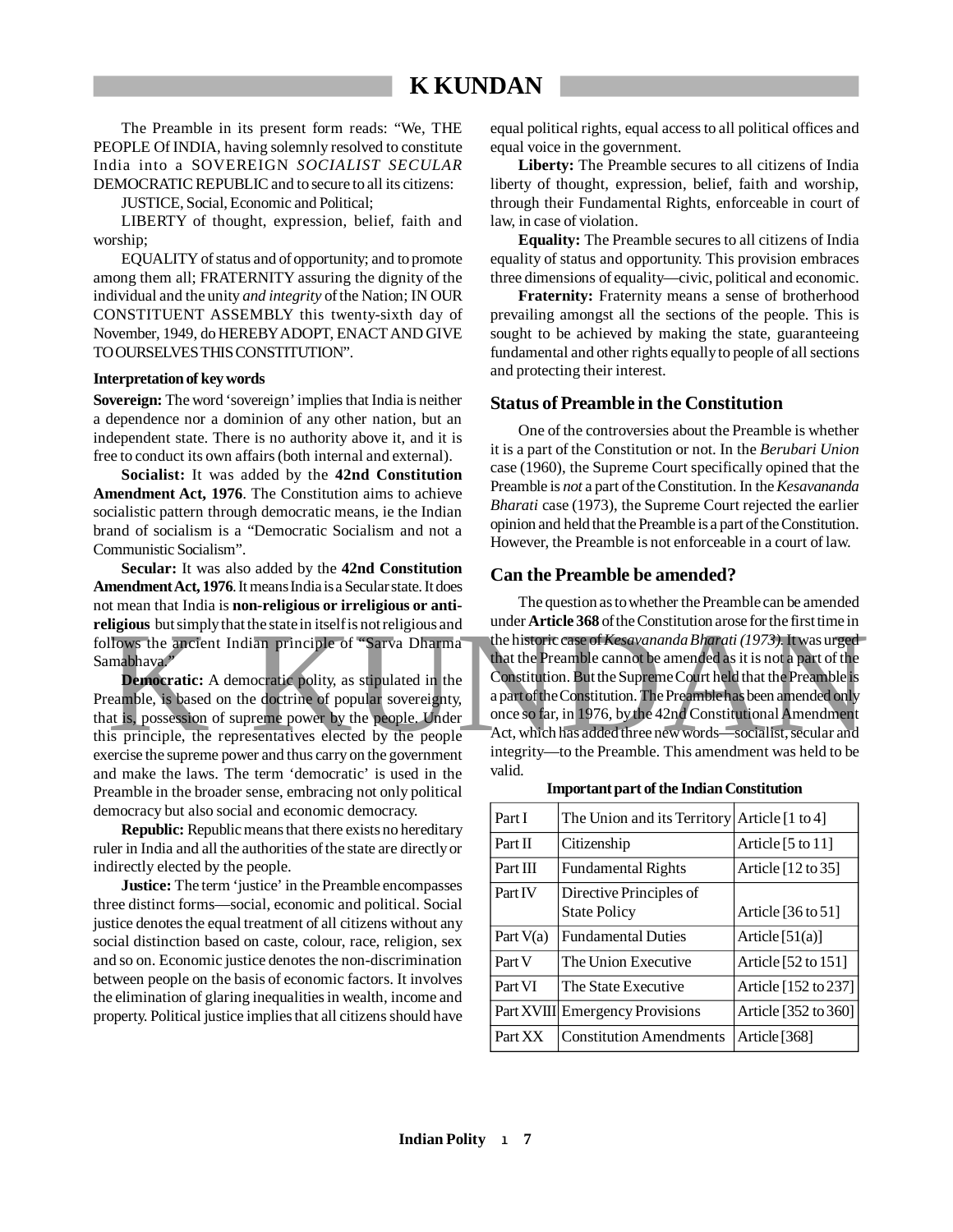The Preamble in its present form reads: "We, THE PEOPLE Of INDIA, having solemnly resolved to constitute India into a SOVEREIGN *SOCIALIST SECULAR* DEMOCRATIC REPUBLIC and to secure to all its citizens:

JUSTICE, Social, Economic and Political;

LIBERTY of thought, expression, belief, faith and worship;

EQUALITY of status and of opportunity; and to promote among them all; FRATERNITY assuring the dignity of the individual and the unity *and integrity* of the Nation; IN OUR CONSTITUENT ASSEMBLY this twenty-sixth day of November, 1949, do HEREBY ADOPT, ENACT AND GIVE TO OURSELVES THIS CONSTITUTION".

#### Interpretation of key words

**Sovereign:** The word 'sovereign' implies that India is neither a dependence nor a dominion of any other nation, but an independent state. There is no authority above it, and it is free to conduct its own affairs (both internal and external).

**Socialist:** It was added by the **42nd Constitution Amendment Act, 1976**. The Constitution aims to achieve socialistic pattern through democratic means, ie the Indian brand of socialism is a "Democratic Socialism and not a Communistic Socialism".

**Secular:** It was also added by the **42nd Constitution Amendment Act, 1976**. It means India is a Secular state. It does not mean that India is **non-religious or irreligious or anti-religious** but simply that the state in itself is not religious and follows the ancient Indian principle of "Sarva Dharma Samabhava."

**Democratic:** A democratic polity, as stipulated in the Preamble, is based on the doctrine of popular sovereignty, that is, possession of supreme power by the people. Under this principle, the representatives elected by the people exercise the supreme power and thus carry on the government and make the laws. The term 'democratic' is used in the Preamble in the broader sense, embracing not only political democracy but also social and economic democracy.

**Republic:** Republic means that there exists no hereditary ruler in India and all the authorities of the state are directly or indirectly elected by the people.

**Justice:** The term 'justice' in the Preamble encompasses three distinct forms—social, economic and political. Social justice denotes the equal treatment of all citizens without any social distinction based on caste, colour, race, religion, sex and so on. Economic justice denotes the non-discrimination between people on the basis of economic factors. It involves the elimination of glaring inequalities in wealth, income and property. Political justice implies that all citizens should have equal political rights, equal access to all political offices and equal voice in the government.

**Liberty:** The Preamble secures to all citizens of India liberty of thought, expression, belief, faith and worship, through their Fundamental Rights, enforceable in court of law, in case of violation.

**Equality:** The Preamble secures to all citizens of India equality of status and opportunity. This provision embraces three dimensions of equality—civic, political and economic.

**Fraternity:** Fraternity means a sense of brotherhood prevailing amongst all the sections of the people. This is sought to be achieved by making the state, guaranteeing fundamental and other rights equally to people of all sections and protecting their interest.

## Status of Preamble in the Constitution

One of the controversies about the Preamble is whether it is a part of the Constitution or not. In the *Berubari Union* case (1960), the Supreme Court specifically opined that the Preamble is *not* a part of the Constitution. In the *Kesavananda Bharati* case (1973), the Supreme Court rejected the earlier opinion and held that the Preamble is a part of the Constitution. However, the Preamble is not enforceable in a court of law.

## Can the Preamble be amended?

The question as to whether the Preamble can be amended under **Article 368** of the Constitution arose for the first time in the historic case of *Kesavananda Bharati (1973)*. It was urged that the Preamble cannot be amended as it is not a part of the Constitution. But the Supreme Court held that the Preamble is a part of the Constitution. The Preamble has been amended only once so far, in 1976, by the 42nd Constitutional Amendment Act, which has added three new words—socialist, secular and integrity—to the Preamble. This amendment was held to be valid.

**Important part of the Indian Constitution**

| Part I | The Union and its Territory | Article [1 to 4] |
|---|---|---|
| Part II | Citizenship | Article [5 to 11] |
| Part III | Fundamental Rights | Article [12 to 35] |
| Part IV | Directive Principles of State Policy | Article [36 to 51] |
| Part V(a) | Fundamental Duties | Article [51(a)] |
| Part V | The Union Executive | Article [52 to 151] |
| Part VI | The State Executive | Article [152 to 237] |
| Part XVIII | Emergency Provisions | Article [352 to 360] |
| Part XX | Constitution Amendments | Article [368] |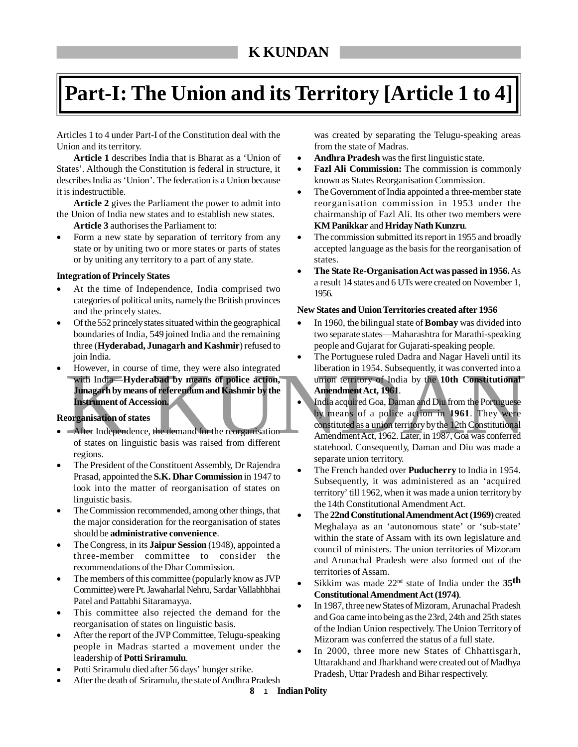# Part-I: The Union and its Territory [Article 1 to 4]

Articles 1 to 4 under Part-I of the Constitution deal with the Union and its territory.

**Article 1** describes India that is Bharat as a 'Union of States'. Although the Constitution is federal in structure, it describes India as 'Union'. The federation is a Union because it is indestructible.

**Article 2** gives the Parliament the power to admit into the Union of India new states and to establish new states.

**Article 3** authorises the Parliament to:

- Form a new state by separation of territory from any state or by uniting two or more states or parts of states or by uniting any territory to a part of any state.

### Integration of Princely States

- At the time of Independence, India comprised two categories of political units, namely the British provinces and the princely states.
- Of the 552 princely states situated within the geographical boundaries of India, 549 joined India and the remaining three (**Hyderabad, Junagarh and Kashmir**) refused to join India.
- However, in course of time, they were also integrated with India—**Hyderabad by means of police action, Junagarh by means of referendum and Kashmir by the Instrument of Accession.**

### Reorganisation of states

- After Independence, the demand for the reorganisation of states on linguistic basis was raised from different regions.
- The President of the Constituent Assembly, Dr Rajendra Prasad, appointed the **S.K. Dhar Commission** in 1947 to look into the matter of reorganisation of states on linguistic basis.
- The Commission recommended, among other things, that the major consideration for the reorganisation of states should be **administrative convenience**.
- The Congress, in its **Jaipur Session** (1948), appointed a three-member committee to consider the recommendations of the Dhar Commission.
- The members of this committee (popularly know as JVP Committee) were Pt. Jawaharlal Nehru, Sardar Vallabhbhai Patel and Pattabhi Sitaramayya.
- This committee also rejected the demand for the reorganisation of states on linguistic basis.
- After the report of the JVP Committee, Telugu-speaking people in Madras started a movement under the leadership of **Potti Sriramulu**.
- Potti Sriramulu died after 56 days' hunger strike.
- After the death of Sriramulu, the state of Andhra Pradesh was created by separating the Telugu-speaking areas from the state of Madras.
- **Andhra Pradesh** was the first linguistic state.
- **Fazl Ali Commission:** The commission is commonly known as States Reorganisation Commission.
- The Government of India appointed a three-member state reorganisation commission in 1953 under the chairmanship of Fazl Ali. Its other two members were **KM Panikkar** and **Hriday Nath Kunzru**.
- The commission submitted its report in 1955 and broadly accepted language as the basis for the reorganisation of states.
- **The State Re-Organisation Act was passed in 1956.** As a result 14 states and 6 UTs were created on November 1, 1956.

### New States and Union Territories created after 1956

- In 1960, the bilingual state of **Bombay** was divided into two separate states—Maharashtra for Marathi-speaking people and Gujarat for Gujarati-speaking people.
- The Portuguese ruled Dadra and Nagar Haveli until its liberation in 1954. Subsequently, it was converted into a union territory of India by the **10th Constitutional Amendment Act, 1961**.
- India acquired Goa, Daman and Diu from the Portuguese by means of a police action in **1961**. They were constituted as a union territory by the 12th Constitutional Amendment Act, 1962. Later, in 1987, Goa was conferred statehood. Consequently, Daman and Diu was made a separate union territory.
- The French handed over **Puducherry** to India in 1954. Subsequently, it was administered as an 'acquired territory' till 1962, when it was made a union territory by the 14th Constitutional Amendment Act.
- The **22nd Constitutional Amendment Act (1969)** created Meghalaya as an 'autonomous state' or 'sub-state' within the state of Assam with its own legislature and council of ministers. The union territories of Mizoram and Arunachal Pradesh were also formed out of the territories of Assam.
- Sikkim was made 22nd state of India under the **35th Constitutional Amendment Act (1974)**.
- In 1987, three new States of Mizoram, Arunachal Pradesh and Goa came into being as the 23rd, 24th and 25th states of the Indian Union respectively. The Union Territory of Mizoram was conferred the status of a full state.
- In 2000, three more new States of Chhattisgarh, Uttarakhand and Jharkhand were created out of Madhya Pradesh, Uttar Pradesh and Bihar respectively.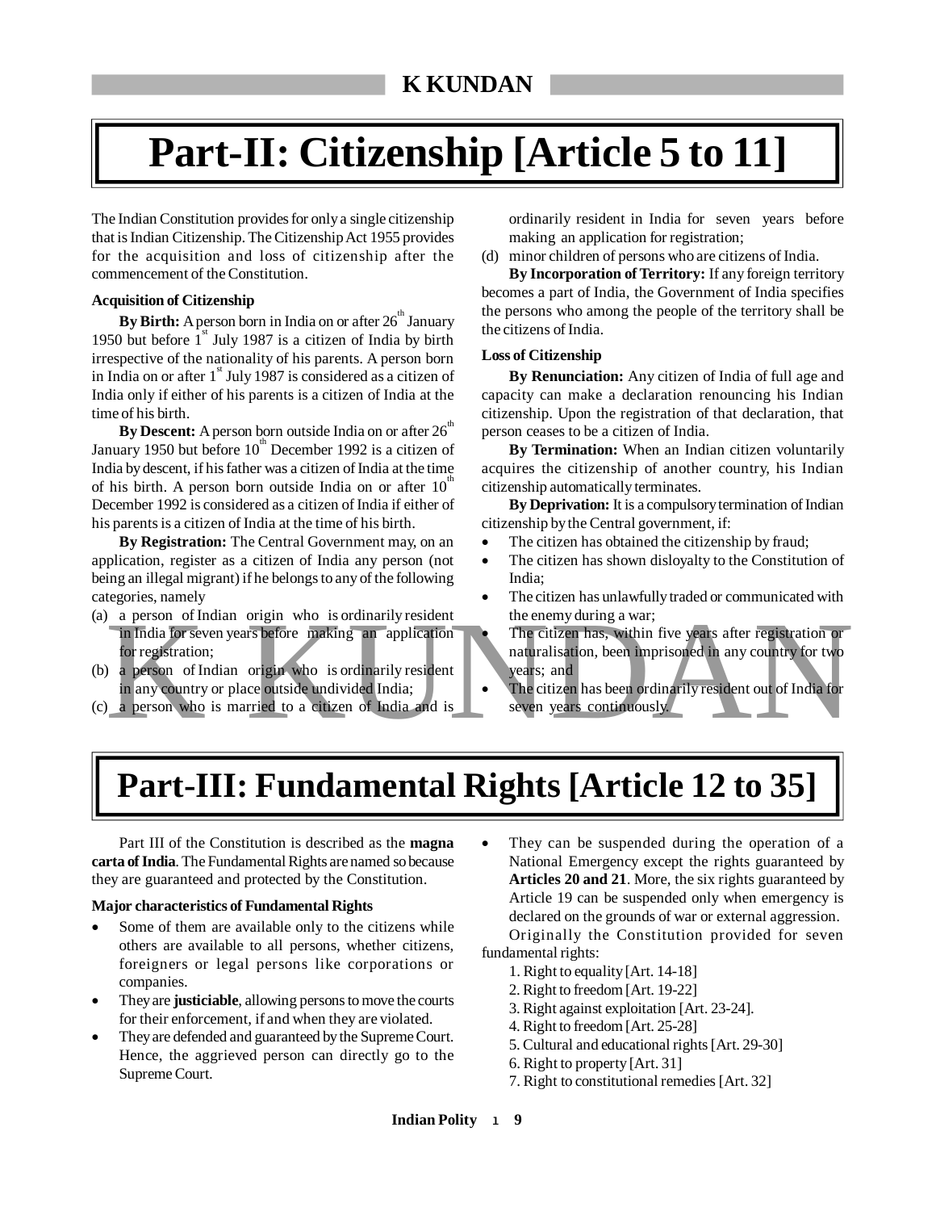# Part-II: Citizenship [Article 5 to 11]

The Indian Constitution provides for only a single citizenship that is Indian Citizenship. The Citizenship Act 1955 provides for the acquisition and loss of citizenship after the commencement of the Constitution.

**Acquisition of Citizenship**

**By Birth:** A person born in India on or after 26th January 1950 but before 1st July 1987 is a citizen of India by birth irrespective of the nationality of his parents. A person born in India on or after 1st July 1987 is considered as a citizen of India only if either of his parents is a citizen of India at the time of his birth.

**By Descent:** A person born outside India on or after 26th January 1950 but before 10th December 1992 is a citizen of India by descent, if his father was a citizen of India at the time of his birth. A person born outside India on or after 10th December 1992 is considered as a citizen of India if either of his parents is a citizen of India at the time of his birth.

**By Registration:** The Central Government may, on an application, register as a citizen of India any person (not being an illegal migrant) if he belongs to any of the following categories, namely

(a) a person of Indian origin who is ordinarily resident in India for seven years before making an application for registration;
(b) a person of Indian origin who is ordinarily resident in any country or place outside undivided India;
(c) a person who is married to a citizen of India and is ordinarily resident in India for seven years before making an application for registration;
(d) minor children of persons who are citizens of India.

**By Incorporation of Territory:** If any foreign territory becomes a part of India, the Government of India specifies the persons who among the people of the territory shall be the citizens of India.

**Loss of Citizenship**

**By Renunciation:** Any citizen of India of full age and capacity can make a declaration renouncing his Indian citizenship. Upon the registration of that declaration, that person ceases to be a citizen of India.

**By Termination:** When an Indian citizen voluntarily acquires the citizenship of another country, his Indian citizenship automatically terminates.

**By Deprivation:** It is a compulsory termination of Indian citizenship by the Central government, if:

- The citizen has obtained the citizenship by fraud;
- The citizen has shown disloyalty to the Constitution of India;
- The citizen has unlawfully traded or communicated with the enemy during a war;
- The citizen has, within five years after registration or naturalisation, been imprisoned in any country for two years; and
- The citizen has been ordinarily resident out of India for seven years continuously.

# Part-III: Fundamental Rights [Article 12 to 35]

Part III of the Constitution is described as the **magna carta of India**. The Fundamental Rights are named so because they are guaranteed and protected by the Constitution.

**Major characteristics of Fundamental Rights**

- Some of them are available only to the citizens while others are available to all persons, whether citizens, foreigners or legal persons like corporations or companies.
- They are **justiciable**, allowing persons to move the courts for their enforcement, if and when they are violated.
- They are defended and guaranteed by the Supreme Court. Hence, the aggrieved person can directly go to the Supreme Court.
- They can be suspended during the operation of a National Emergency except the rights guaranteed by **Articles 20 and 21**. More, the six rights guaranteed by Article 19 can be suspended only when emergency is declared on the grounds of war or external aggression.

Originally the Constitution provided for seven fundamental rights:

1. Right to equality [Art. 14-18]
2. Right to freedom [Art. 19-22]
3. Right against exploitation [Art. 23-24].
4. Right to freedom [Art. 25-28]
5. Cultural and educational rights [Art. 29-30]
6. Right to property [Art. 31]
7. Right to constitutional remedies [Art. 32]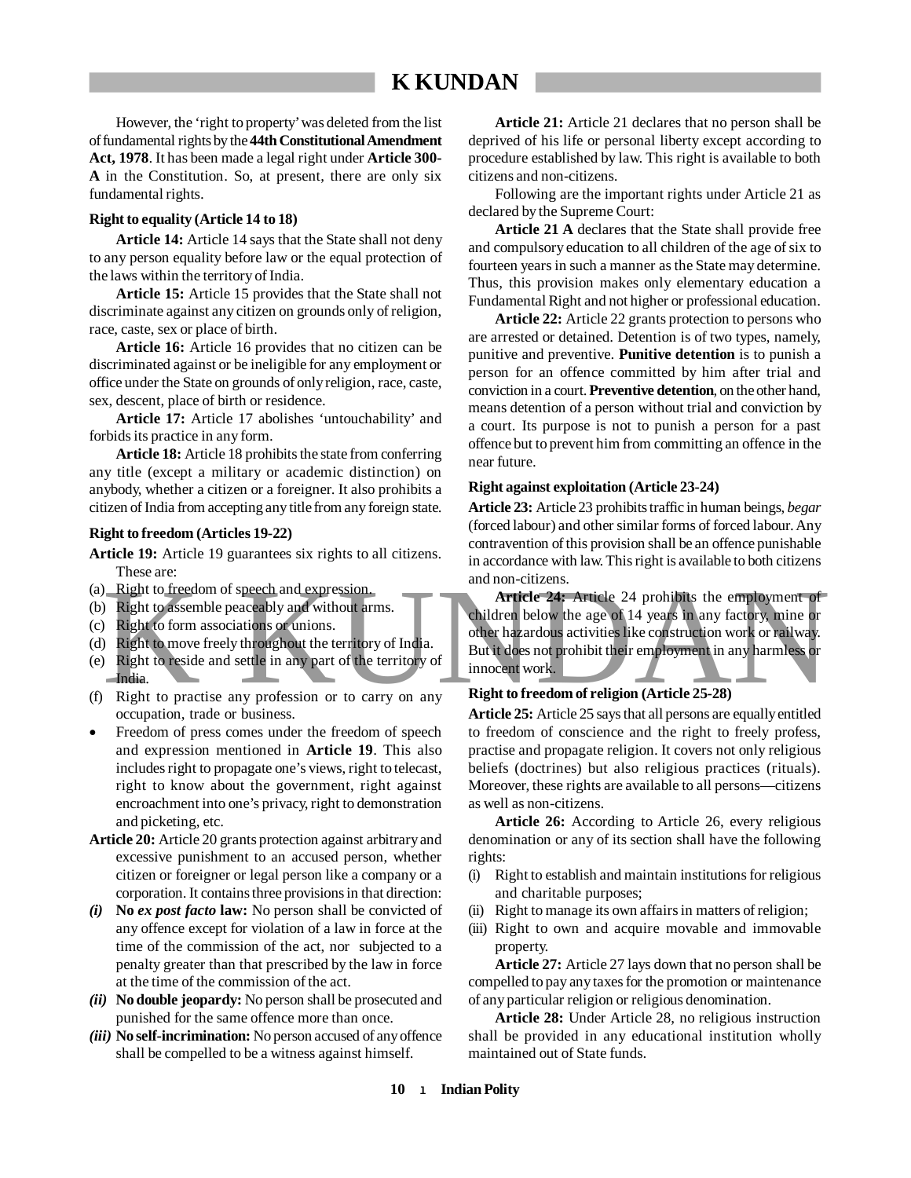However, the 'right to property' was deleted from the list of fundamental rights by the **44th Constitutional Amendment Act, 1978**. It has been made a legal right under **Article 300-A** in the Constitution. So, at present, there are only six fundamental rights.

#### Right to equality (Article 14 to 18)

**Article 14:** Article 14 says that the State shall not deny to any person equality before law or the equal protection of the laws within the territory of India.

**Article 15:** Article 15 provides that the State shall not discriminate against any citizen on grounds only of religion, race, caste, sex or place of birth.

**Article 16:** Article 16 provides that no citizen can be discriminated against or be ineligible for any employment or office under the State on grounds of only religion, race, caste, sex, descent, place of birth or residence.

**Article 17:** Article 17 abolishes 'untouchability' and forbids its practice in any form.

**Article 18:** Article 18 prohibits the state from conferring any title (except a military or academic distinction) on anybody, whether a citizen or a foreigner. It also prohibits a citizen of India from accepting any title from any foreign state.

#### Right to freedom (Articles 19-22)

**Article 19:** Article 19 guarantees six rights to all citizens. These are:

(a) Right to freedom of speech and expression.
(b) Right to assemble peaceably and without arms.
(c) Right to form associations or unions.
(d) Right to move freely throughout the territory of India.
(e) Right to reside and settle in any part of the territory of India.
(f) Right to practise any profession or to carry on any occupation, trade or business.

- Freedom of press comes under the freedom of speech and expression mentioned in **Article 19**. This also includes right to propagate one's views, right to telecast, right to know about the government, right against encroachment into one's privacy, right to demonstration and picketing, etc.

**Article 20:** Article 20 grants protection against arbitrary and excessive punishment to an accused person, whether citizen or foreigner or legal person like a company or a corporation. It contains three provisions in that direction:

***(i)*** **No *ex post facto* law:** No person shall be convicted of any offence except for violation of a law in force at the time of the commission of the act, nor subjected to a penalty greater than that prescribed by the law in force at the time of the commission of the act.

***(ii)*** **No double jeopardy:** No person shall be prosecuted and punished for the same offence more than once.

***(iii)*** **No self-incrimination:** No person accused of any offence shall be compelled to be a witness against himself.

**Article 21:** Article 21 declares that no person shall be deprived of his life or personal liberty except according to procedure established by law. This right is available to both citizens and non-citizens.

Following are the important rights under Article 21 as declared by the Supreme Court:

**Article 21 A** declares that the State shall provide free and compulsory education to all children of the age of six to fourteen years in such a manner as the State may determine. Thus, this provision makes only elementary education a Fundamental Right and not higher or professional education.

**Article 22:** Article 22 grants protection to persons who are arrested or detained. Detention is of two types, namely, punitive and preventive. **Punitive detention** is to punish a person for an offence committed by him after trial and conviction in a court. **Preventive detention**, on the other hand, means detention of a person without trial and conviction by a court. Its purpose is not to punish a person for a past offence but to prevent him from committing an offence in the near future.

#### Right against exploitation (Article 23-24)

**Article 23:** Article 23 prohibits traffic in human beings, *begar* (forced labour) and other similar forms of forced labour. Any contravention of this provision shall be an offence punishable in accordance with law. This right is available to both citizens and non-citizens.

**Article 24:** Article 24 prohibits the employment of children below the age of 14 years in any factory, mine or other hazardous activities like construction work or railway. But it does not prohibit their employment in any harmless or innocent work.

#### Right to freedom of religion (Article 25-28)

**Article 25:** Article 25 says that all persons are equally entitled to freedom of conscience and the right to freely profess, practise and propagate religion. It covers not only religious beliefs (doctrines) but also religious practices (rituals). Moreover, these rights are available to all persons—citizens as well as non-citizens.

**Article 26:** According to Article 26, every religious denomination or any of its section shall have the following rights:

(i) Right to establish and maintain institutions for religious and charitable purposes;
(ii) Right to manage its own affairs in matters of religion;
(iii) Right to own and acquire movable and immovable property.

**Article 27:** Article 27 lays down that no person shall be compelled to pay any taxes for the promotion or maintenance of any particular religion or religious denomination.

**Article 28:** Under Article 28, no religious instruction shall be provided in any educational institution wholly maintained out of State funds.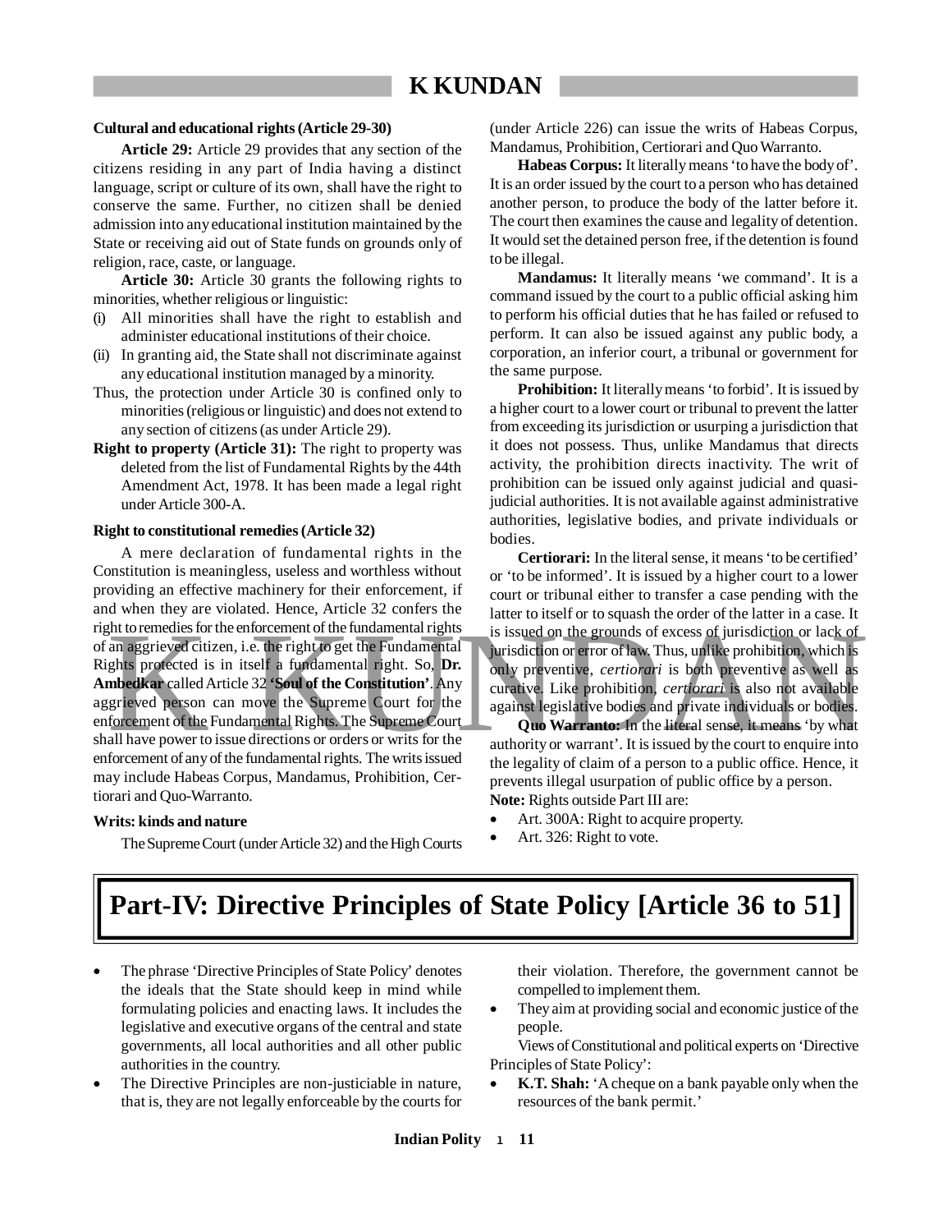**Cultural and educational rights (Article 29-30)**

**Article 29:** Article 29 provides that any section of the citizens residing in any part of India having a distinct language, script or culture of its own, shall have the right to conserve the same. Further, no citizen shall be denied admission into any educational institution maintained by the State or receiving aid out of State funds on grounds only of religion, race, caste, or language.

**Article 30:** Article 30 grants the following rights to minorities, whether religious or linguistic:

(i) All minorities shall have the right to establish and administer educational institutions of their choice.

(ii) In granting aid, the State shall not discriminate against any educational institution managed by a minority.

Thus, the protection under Article 30 is confined only to minorities (religious or linguistic) and does not extend to any section of citizens (as under Article 29).

**Right to property (Article 31):** The right to property was deleted from the list of Fundamental Rights by the 44th Amendment Act, 1978. It has been made a legal right under Article 300-A.

**Right to constitutional remedies (Article 32)**

A mere declaration of fundamental rights in the Constitution is meaningless, useless and worthless without providing an effective machinery for their enforcement, if and when they are violated. Hence, Article 32 confers the right to remedies for the enforcement of the fundamental rights of an aggrieved citizen, i.e. the right to get the Fundamental Rights protected is in itself a fundamental right. So, **Dr. Ambedkar** called Article 32 **'Soul of the Constitution'**. Any aggrieved person can move the Supreme Court for the enforcement of the Fundamental Rights. The Supreme Court shall have power to issue directions or orders or writs for the enforcement of any of the fundamental rights. The writs issued may include Habeas Corpus, Mandamus, Prohibition, Certiorari and Quo-Warranto.

**Writs: kinds and nature**

The Supreme Court (under Article 32) and the High Courts (under Article 226) can issue the writs of Habeas Corpus, Mandamus, Prohibition, Certiorari and Quo Warranto.

**Habeas Corpus:** It literally means 'to have the body of'. It is an order issued by the court to a person who has detained another person, to produce the body of the latter before it. The court then examines the cause and legality of detention. It would set the detained person free, if the detention is found to be illegal.

**Mandamus:** It literally means 'we command'. It is a command issued by the court to a public official asking him to perform his official duties that he has failed or refused to perform. It can also be issued against any public body, a corporation, an inferior court, a tribunal or government for the same purpose.

**Prohibition:** It literally means 'to forbid'. It is issued by a higher court to a lower court or tribunal to prevent the latter from exceeding its jurisdiction or usurping a jurisdiction that it does not possess. Thus, unlike Mandamus that directs activity, the prohibition directs inactivity. The writ of prohibition can be issued only against judicial and quasi-judicial authorities. It is not available against administrative authorities, legislative bodies, and private individuals or bodies.

**Certiorari:** In the literal sense, it means 'to be certified' or 'to be informed'. It is issued by a higher court to a lower court or tribunal either to transfer a case pending with the latter to itself or to squash the order of the latter in a case. It is issued on the grounds of excess of jurisdiction or lack of jurisdiction or error of law. Thus, unlike prohibition, which is only preventive, *certiorari* is both preventive as well as curative. Like prohibition, *certiorari* is also not available against legislative bodies and private individuals or bodies.

**Quo Warranto:** In the literal sense, it means 'by what authority or warrant'. It is issued by the court to enquire into the legality of claim of a person to a public office. Hence, it prevents illegal usurpation of public office by a person.

**Note:** Rights outside Part III are:

- Art. 300A: Right to acquire property.
- Art. 326: Right to vote.

# Part-IV: Directive Principles of State Policy [Article 36 to 51]

- The phrase 'Directive Principles of State Policy' denotes the ideals that the State should keep in mind while formulating policies and enacting laws. It includes the legislative and executive organs of the central and state governments, all local authorities and all other public authorities in the country.
- The Directive Principles are non-justiciable in nature, that is, they are not legally enforceable by the courts for their violation. Therefore, the government cannot be compelled to implement them.
- They aim at providing social and economic justice of the people.

Views of Constitutional and political experts on 'Directive Principles of State Policy':

- **K.T. Shah:** 'A cheque on a bank payable only when the resources of the bank permit.'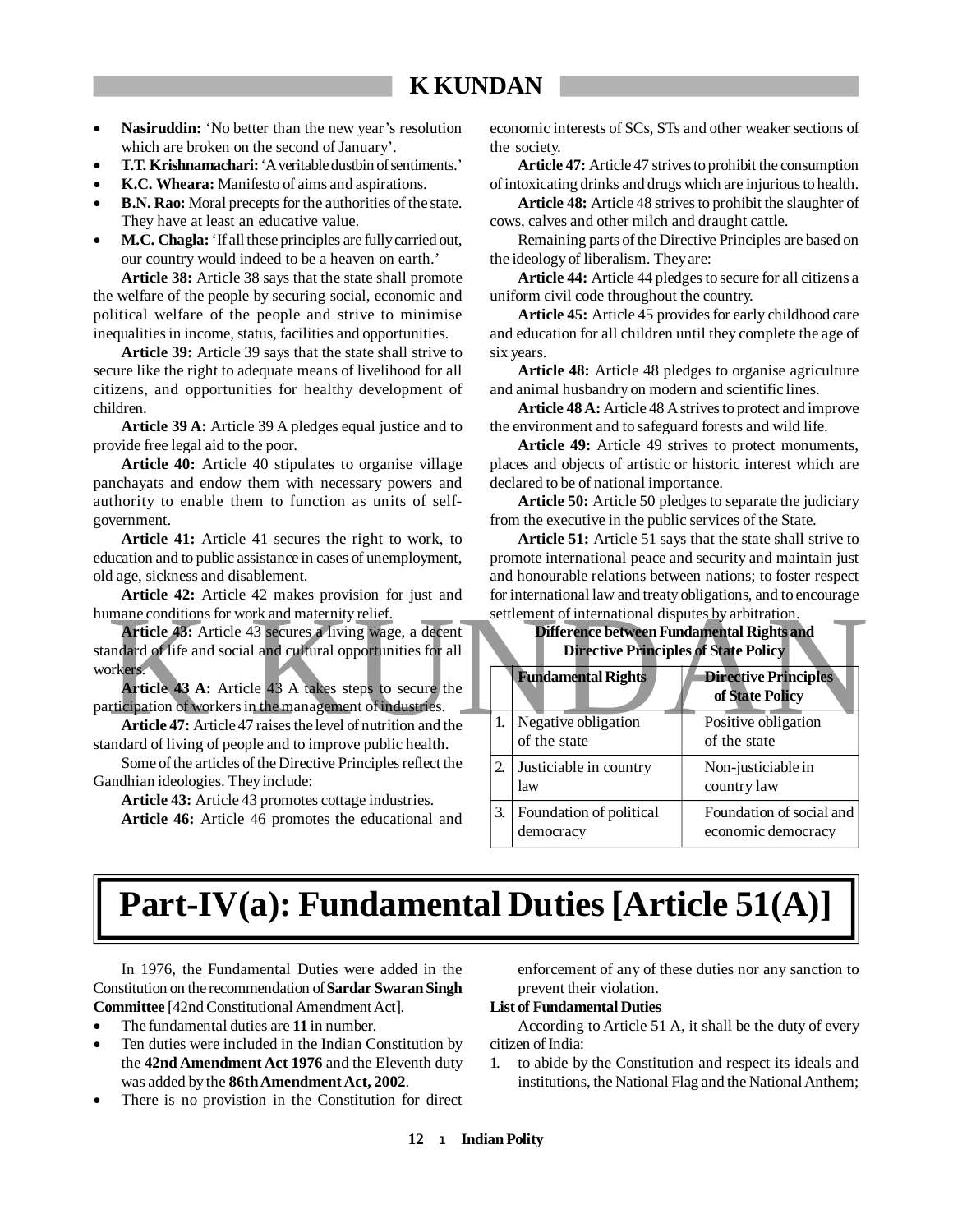- **Nasiruddin:** 'No better than the new year's resolution which are broken on the second of January'.
- **T.T. Krishnamachari:** 'A veritable dustbin of sentiments.'
- **K.C. Wheara:** Manifesto of aims and aspirations.
- **B.N. Rao:** Moral precepts for the authorities of the state. They have at least an educative value.
- **M.C. Chagla:** 'If all these principles are fully carried out, our country would indeed to be a heaven on earth.'

**Article 38:** Article 38 says that the state shall promote the welfare of the people by securing social, economic and political welfare of the people and strive to minimise inequalities in income, status, facilities and opportunities.

**Article 39:** Article 39 says that the state shall strive to secure like the right to adequate means of livelihood for all citizens, and opportunities for healthy development of children.

**Article 39 A:** Article 39 A pledges equal justice and to provide free legal aid to the poor.

**Article 40:** Article 40 stipulates to organise village panchayats and endow them with necessary powers and authority to enable them to function as units of self-government.

**Article 41:** Article 41 secures the right to work, to education and to public assistance in cases of unemployment, old age, sickness and disablement.

**Article 42:** Article 42 makes provision for just and humane conditions for work and maternity relief.

**Article 43:** Article 43 secures a living wage, a decent standard of life and social and cultural opportunities for all workers.

**Article 43 A:** Article 43 A takes steps to secure the participation of workers in the management of industries.

**Article 47:** Article 47 raises the level of nutrition and the standard of living of people and to improve public health.

Some of the articles of the Directive Principles reflect the Gandhian ideologies. They include:

**Article 43:** Article 43 promotes cottage industries.

**Article 46:** Article 46 promotes the educational and economic interests of SCs, STs and other weaker sections of the society.

**Article 47:** Article 47 strives to prohibit the consumption of intoxicating drinks and drugs which are injurious to health.

**Article 48:** Article 48 strives to prohibit the slaughter of cows, calves and other milch and draught cattle.

Remaining parts of the Directive Principles are based on the ideology of liberalism. They are:

**Article 44:** Article 44 pledges to secure for all citizens a uniform civil code throughout the country.

**Article 45:** Article 45 provides for early childhood care and education for all children until they complete the age of six years.

**Article 48:** Article 48 pledges to organise agriculture and animal husbandry on modern and scientific lines.

**Article 48 A:** Article 48 A strives to protect and improve the environment and to safeguard forests and wild life.

**Article 49:** Article 49 strives to protect monuments, places and objects of artistic or historic interest which are declared to be of national importance.

**Article 50:** Article 50 pledges to separate the judiciary from the executive in the public services of the State.

**Article 51:** Article 51 says that the state shall strive to promote international peace and security and maintain just and honourable relations between nations; to foster respect for international law and treaty obligations, and to encourage settlement of international disputes by arbitration.

**Difference between Fundamental Rights and Directive Principles of State Policy**

| | Fundamental Rights | Directive Principles of State Policy |
|---|---|---|
| 1. | Negative obligation of the state | Positive obligation of the state |
| 2. | Justiciable in country law | Non-justiciable in country law |
| 3. | Foundation of political democracy | Foundation of social and economic democracy |

# Part-IV(a): Fundamental Duties [Article 51(A)]

In 1976, the Fundamental Duties were added in the Constitution on the recommendation of **Sardar Swaran Singh Committee** [42nd Constitutional Amendment Act].

- The fundamental duties are **11** in number.
- Ten duties were included in the Indian Constitution by the **42nd Amendment Act 1976** and the Eleventh duty was added by the **86th Amendment Act, 2002**.
- There is no provistion in the Constitution for direct enforcement of any of these duties nor any sanction to prevent their violation.

**List of Fundamental Duties**

According to Article 51 A, it shall be the duty of every citizen of India:

1. to abide by the Constitution and respect its ideals and institutions, the National Flag and the National Anthem;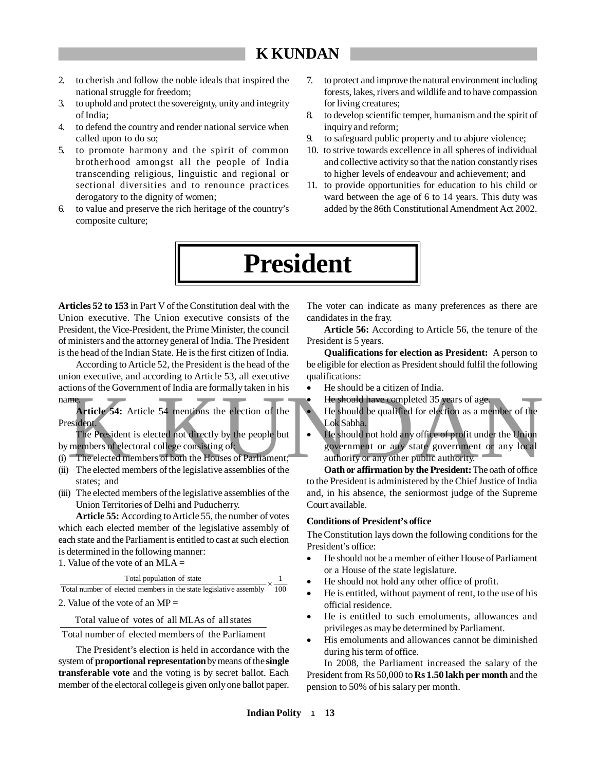2. to cherish and follow the noble ideals that inspired the national struggle for freedom;
3. to uphold and protect the sovereignty, unity and integrity of India;
4. to defend the country and render national service when called upon to do so;
5. to promote harmony and the spirit of common brotherhood amongst all the people of India transcending religious, linguistic and regional or sectional diversities and to renounce practices derogatory to the dignity of women;
6. to value and preserve the rich heritage of the country's composite culture;
7. to protect and improve the natural environment including forests, lakes, rivers and wildlife and to have compassion for living creatures;
8. to develop scientific temper, humanism and the spirit of inquiry and reform;
9. to safeguard public property and to abjure violence;
10. to strive towards excellence in all spheres of individual and collective activity so that the nation constantly rises to higher levels of endeavour and achievement; and
11. to provide opportunities for education to his child or ward between the age of 6 to 14 years. This duty was added by the 86th Constitutional Amendment Act 2002.

# President

**Articles 52 to 153** in Part V of the Constitution deal with the Union executive. The Union executive consists of the President, the Vice-President, the Prime Minister, the council of ministers and the attorney general of India. The President is the head of the Indian State. He is the first citizen of India.

According to Article 52, the President is the head of the union executive, and according to Article 53, all executive actions of the Government of India are formally taken in his name.

**Article 54:** Article 54 mentions the election of the President.

The President is elected not directly by the people but by members of electoral college consisting of:

(i) The elected members of both the Houses of Parliament;
(ii) The elected members of the legislative assemblies of the states; and
(iii) The elected members of the legislative assemblies of the Union Territories of Delhi and Puducherry.

**Article 55:** According to Article 55, the number of votes which each elected member of the legislative assembly of each state and the Parliament is entitled to cast at such election is determined in the following manner:

1. Value of the vote of an MLA =

$$\frac{\text{Total population of state}}{\text{Total number of elected members in the state legislative assembly}} \times \frac{1}{100}$$

2. Value of the vote of an MP =

$$\frac{\text{Total value of votes of all MLAs of all states}}{\text{Total number of elected members of the Parliament}}$$

The President's election is held in accordance with the system of **proportional representation** by means of the **single transferable vote** and the voting is by secret ballot. Each member of the electoral college is given only one ballot paper. The voter can indicate as many preferences as there are candidates in the fray.

**Article 56:** According to Article 56, the tenure of the President is 5 years.

**Qualifications for election as President:** A person to be eligible for election as President should fulfil the following qualifications:

- He should be a citizen of India.
- He should have completed 35 years of age.
- He should be qualified for election as a member of the Lok Sabha.
- He should not hold any office of profit under the Union government or any state government or any local authority or any other public authority.

**Oath or affirmation by the President:** The oath of office to the President is administered by the Chief Justice of India and, in his absence, the seniormost judge of the Supreme Court available.

**Conditions of President's office**

The Constitution lays down the following conditions for the President's office:

- He should not be a member of either House of Parliament or a House of the state legislature.
- He should not hold any other office of profit.
- He is entitled, without payment of rent, to the use of his official residence.
- He is entitled to such emoluments, allowances and privileges as may be determined by Parliament.
- His emoluments and allowances cannot be diminished during his term of office.

In 2008, the Parliament increased the salary of the President from Rs 50,000 to **Rs 1.50 lakh per month** and the pension to 50% of his salary per month.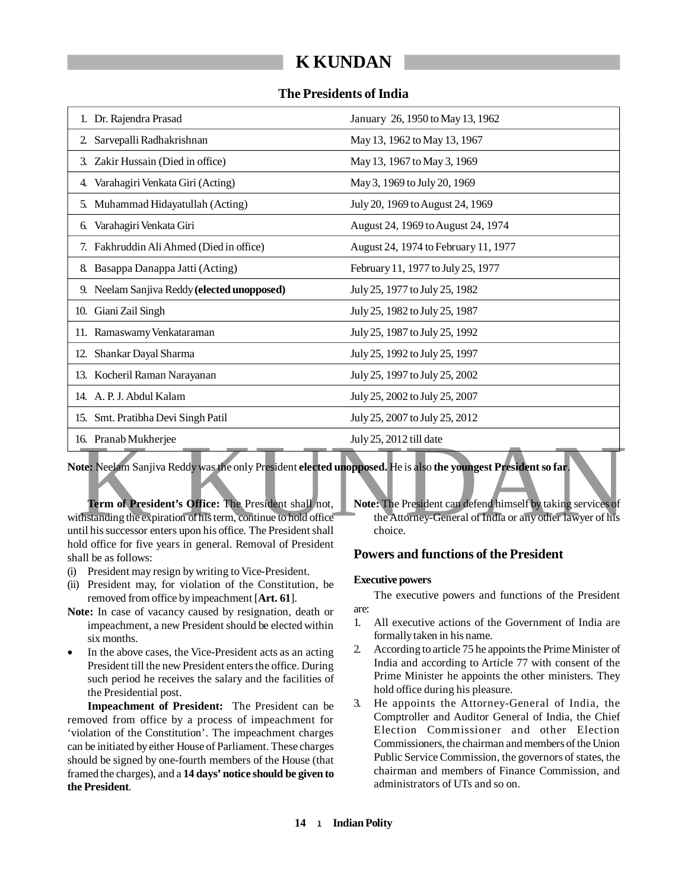## The Presidents of India

| | |
|---|---|
| 1. Dr. Rajendra Prasad | January 26, 1950 to May 13, 1962 |
| 2. Sarvepalli Radhakrishnan | May 13, 1962 to May 13, 1967 |
| 3. Zakir Hussain (Died in office) | May 13, 1967 to May 3, 1969 |
| 4. Varahagiri Venkata Giri (Acting) | May 3, 1969 to July 20, 1969 |
| 5. Muhammad Hidayatullah (Acting) | July 20, 1969 to August 24, 1969 |
| 6. Varahagiri Venkata Giri | August 24, 1969 to August 24, 1974 |
| 7. Fakhruddin Ali Ahmed (Died in office) | August 24, 1974 to February 11, 1977 |
| 8. Basappa Danappa Jatti (Acting) | February 11, 1977 to July 25, 1977 |
| 9. Neelam Sanjiva Reddy **(elected unopposed)** | July 25, 1977 to July 25, 1982 |
| 10. Giani Zail Singh | July 25, 1982 to July 25, 1987 |
| 11. Ramaswamy Venkataraman | July 25, 1987 to July 25, 1992 |
| 12. Shankar Dayal Sharma | July 25, 1992 to July 25, 1997 |
| 13. Kocheril Raman Narayanan | July 25, 1997 to July 25, 2002 |
| 14. A. P. J. Abdul Kalam | July 25, 2002 to July 25, 2007 |
| 15. Smt. Pratibha Devi Singh Patil | July 25, 2007 to July 25, 2012 |
| 16. Pranab Mukherjee | July 25, 2012 till date |

**Note:** Neelam Sanjiva Reddy was the only President **elected unopposed.** He is also **the youngest President so far**.

**Term of President's Office:** The President shall not, withstanding the expiration of his term, continue to hold office until his successor enters upon his office. The President shall hold office for five years in general. Removal of President shall be as follows:

(i) President may resign by writing to Vice-President.
(ii) President may, for violation of the Constitution, be removed from office by impeachment [**Art. 61**].

**Note:** In case of vacancy caused by resignation, death or impeachment, a new President should be elected within six months.

- In the above cases, the Vice-President acts as an acting President till the new President enters the office. During such period he receives the salary and the facilities of the Presidential post.

**Impeachment of President:** The President can be removed from office by a process of impeachment for 'violation of the Constitution'. The impeachment charges can be initiated by either House of Parliament. These charges should be signed by one-fourth members of the House (that framed the charges), and a **14 days' notice should be given to the President**.

**Note:** The President can defend himself by taking services of the Attorney-General of India or any other lawyer of his choice.

## Powers and functions of the President

### Executive powers

The executive powers and functions of the President are:

1. All executive actions of the Government of India are formally taken in his name.
2. According to article 75 he appoints the Prime Minister of India and according to Article 77 with consent of the Prime Minister he appoints the other ministers. They hold office during his pleasure.
3. He appoints the Attorney-General of India, the Comptroller and Auditor General of India, the Chief Election Commissioner and other Election Commissioners, the chairman and members of the Union Public Service Commission, the governors of states, the chairman and members of Finance Commission, and administrators of UTs and so on.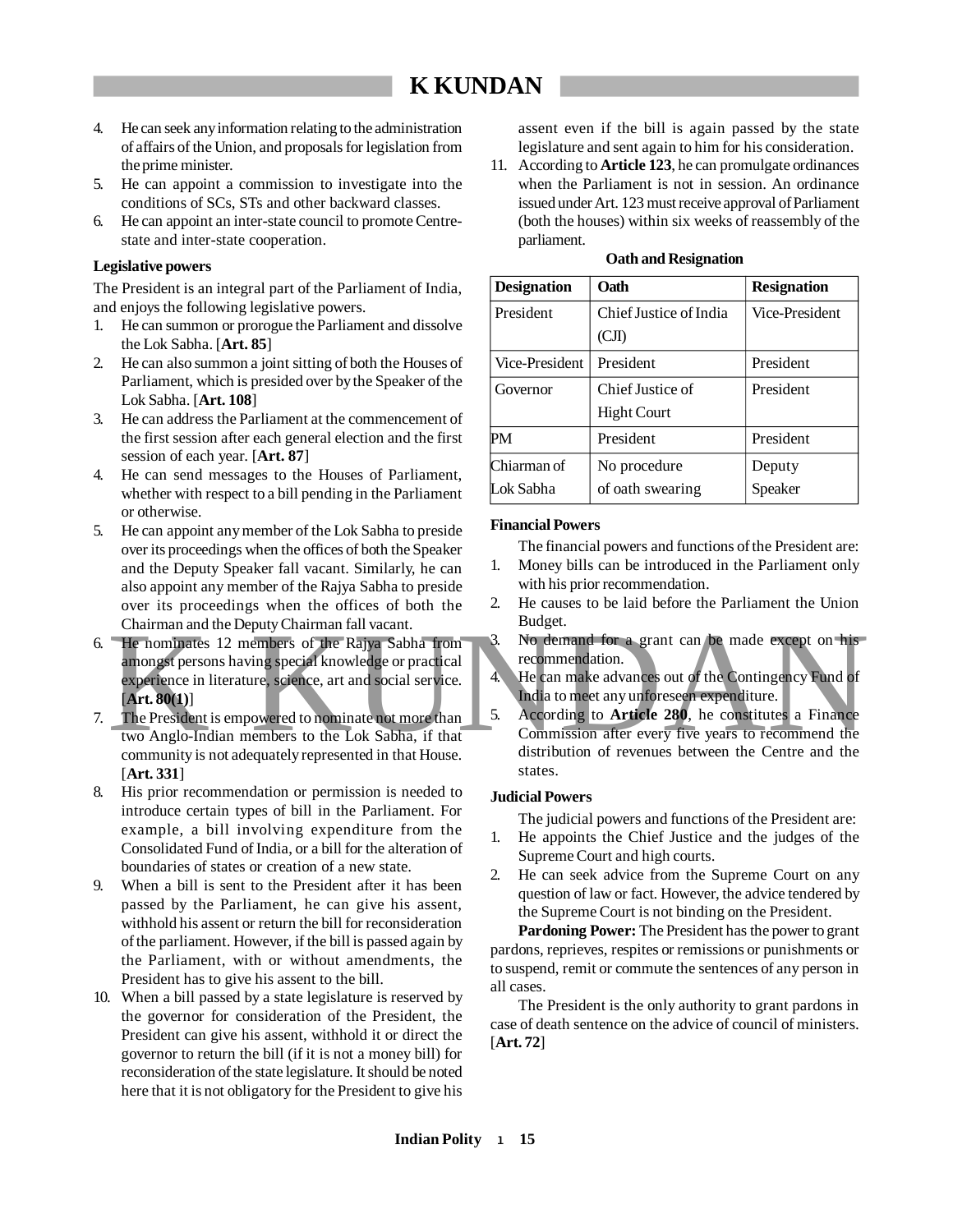4. He can seek any information relating to the administration of affairs of the Union, and proposals for legislation from the prime minister.
5. He can appoint a commission to investigate into the conditions of SCs, STs and other backward classes.
6. He can appoint an inter-state council to promote Centre-state and inter-state cooperation.

**Legislative powers**

The President is an integral part of the Parliament of India, and enjoys the following legislative powers.

1. He can summon or prorogue the Parliament and dissolve the Lok Sabha. [**Art. 85**]
2. He can also summon a joint sitting of both the Houses of Parliament, which is presided over by the Speaker of the Lok Sabha. [**Art. 108**]
3. He can address the Parliament at the commencement of the first session after each general election and the first session of each year. [**Art. 87**]
4. He can send messages to the Houses of Parliament, whether with respect to a bill pending in the Parliament or otherwise.
5. He can appoint any member of the Lok Sabha to preside over its proceedings when the offices of both the Speaker and the Deputy Speaker fall vacant. Similarly, he can also appoint any member of the Rajya Sabha to preside over its proceedings when the offices of both the Chairman and the Deputy Chairman fall vacant.
6. He nominates 12 members of the Rajya Sabha from amongst persons having special knowledge or practical experience in literature, science, art and social service. [**Art. 80(1)**]
7. The President is empowered to nominate not more than two Anglo-Indian members to the Lok Sabha, if that community is not adequately represented in that House. [**Art. 331**]
8. His prior recommendation or permission is needed to introduce certain types of bill in the Parliament. For example, a bill involving expenditure from the Consolidated Fund of India, or a bill for the alteration of boundaries of states or creation of a new state.
9. When a bill is sent to the President after it has been passed by the Parliament, he can give his assent, withhold his assent or return the bill for reconsideration of the parliament. However, if the bill is passed again by the Parliament, with or without amendments, the President has to give his assent to the bill.
10. When a bill passed by a state legislature is reserved by the governor for consideration of the President, the President can give his assent, withhold it or direct the governor to return the bill (if it is not a money bill) for reconsideration of the state legislature. It should be noted here that it is not obligatory for the President to give his assent even if the bill is again passed by the state legislature and sent again to him for his consideration.
11. According to **Article 123**, he can promulgate ordinances when the Parliament is not in session. An ordinance issued under Art. 123 must receive approval of Parliament (both the houses) within six weeks of reassembly of the parliament.

**Oath and Resignation**

| Designation | Oath | Resignation |
|---|---|---|
| President | Chief Justice of India (CJI) | Vice-President |
| Vice-President | President | President |
| Governor | Chief Justice of Hight Court | President |
| PM | President | President |
| Chiarman of Lok Sabha | No procedure of oath swearing | Deputy Speaker |

**Financial Powers**

The financial powers and functions of the President are:

1. Money bills can be introduced in the Parliament only with his prior recommendation.
2. He causes to be laid before the Parliament the Union Budget.
3. No demand for a grant can be made except on his recommendation.
4. He can make advances out of the Contingency Fund of India to meet any unforeseen expenditure.
5. According to **Article 280**, he constitutes a Finance Commission after every five years to recommend the distribution of revenues between the Centre and the states.

**Judicial Powers**

The judicial powers and functions of the President are:

1. He appoints the Chief Justice and the judges of the Supreme Court and high courts.
2. He can seek advice from the Supreme Court on any question of law or fact. However, the advice tendered by the Supreme Court is not binding on the President.

**Pardoning Power:** The President has the power to grant pardons, reprieves, respites or remissions or punishments or to suspend, remit or commute the sentences of any person in all cases.

The President is the only authority to grant pardons in case of death sentence on the advice of council of ministers. [**Art. 72**]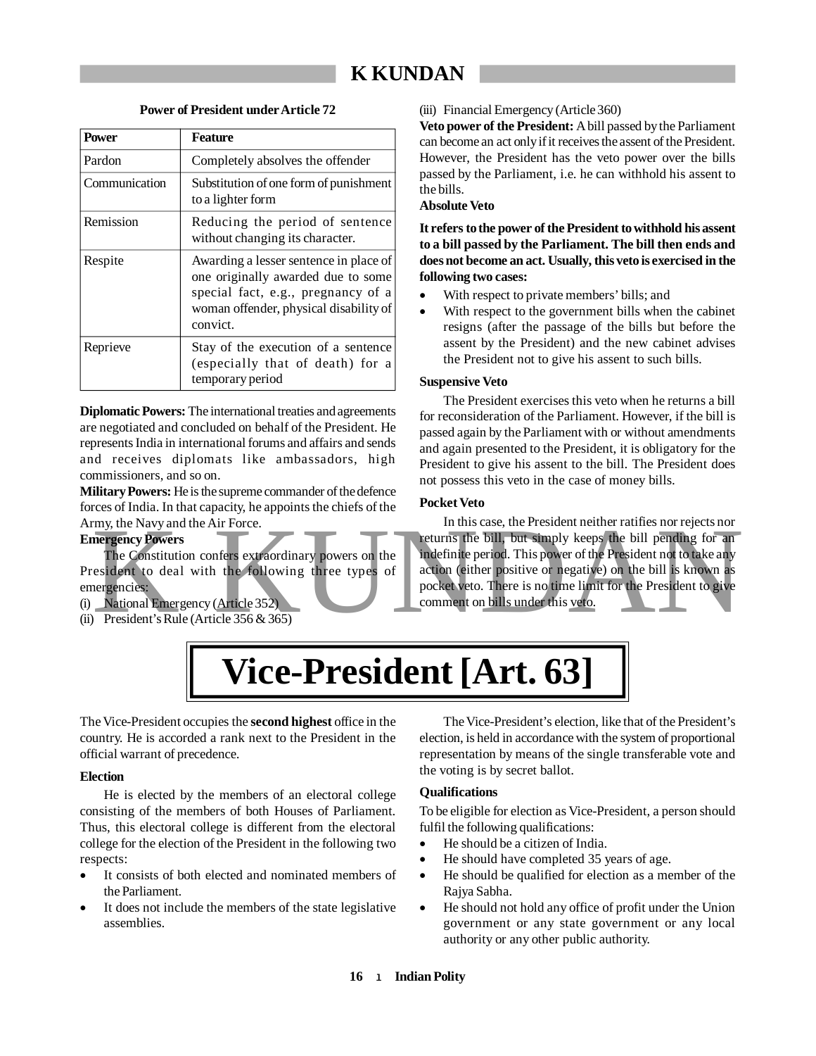**Power of President under Article 72**

| Power | Feature |
|---|---|
| Pardon | Completely absolves the offender |
| Communication | Substitution of one form of punishment to a lighter form |
| Remission | Reducing the period of sentence without changing its character. |
| Respite | Awarding a lesser sentence in place of one originally awarded due to some special fact, e.g., pregnancy of a woman offender, physical disability of convict. |
| Reprieve | Stay of the execution of a sentence (especially that of death) for a temporary period |

**Diplomatic Powers:** The international treaties and agreements are negotiated and concluded on behalf of the President. He represents India in international forums and affairs and sends and receives diplomats like ambassadors, high commissioners, and so on.

**Military Powers:** He is the supreme commander of the defence forces of India. In that capacity, he appoints the chiefs of the Army, the Navy and the Air Force.

**Emergency Powers**

The Constitution confers extraordinary powers on the President to deal with the following three types of emergencies:

(i) National Emergency (Article 352)

(ii) President's Rule (Article 356 & 365)

(iii) Financial Emergency (Article 360)

**Veto power of the President:** A bill passed by the Parliament can become an act only if it receives the assent of the President. However, the President has the veto power over the bills passed by the Parliament, i.e. he can withhold his assent to the bills.

**Absolute Veto**

**It refers to the power of the President to withhold his assent to a bill passed by the Parliament. The bill then ends and does not become an act. Usually, this veto is exercised in the following two cases:**

- With respect to private members' bills; and
- With respect to the government bills when the cabinet resigns (after the passage of the bills but before the assent by the President) and the new cabinet advises the President not to give his assent to such bills.

**Suspensive Veto**

The President exercises this veto when he returns a bill for reconsideration of the Parliament. However, if the bill is passed again by the Parliament with or without amendments and again presented to the President, it is obligatory for the President to give his assent to the bill. The President does not possess this veto in the case of money bills.

**Pocket Veto**

In this case, the President neither ratifies nor rejects nor returns the bill, but simply keeps the bill pending for an indefinite period. This power of the President not to take any action (either positive or negative) on the bill is known as pocket veto. There is no time limit for the President to give comment on bills under this veto.

# Vice-President [Art. 63]

The Vice-President occupies the **second highest** office in the country. He is accorded a rank next to the President in the official warrant of precedence.

**Election**

He is elected by the members of an electoral college consisting of the members of both Houses of Parliament. Thus, this electoral college is different from the electoral college for the election of the President in the following two respects:

- It consists of both elected and nominated members of the Parliament.
- It does not include the members of the state legislative assemblies.

The Vice-President's election, like that of the President's election, is held in accordance with the system of proportional representation by means of the single transferable vote and the voting is by secret ballot.

**Qualifications**

To be eligible for election as Vice-President, a person should fulfil the following qualifications:

- He should be a citizen of India.
- He should have completed 35 years of age.
- He should be qualified for election as a member of the Rajya Sabha.
- He should not hold any office of profit under the Union government or any state government or any local authority or any other public authority.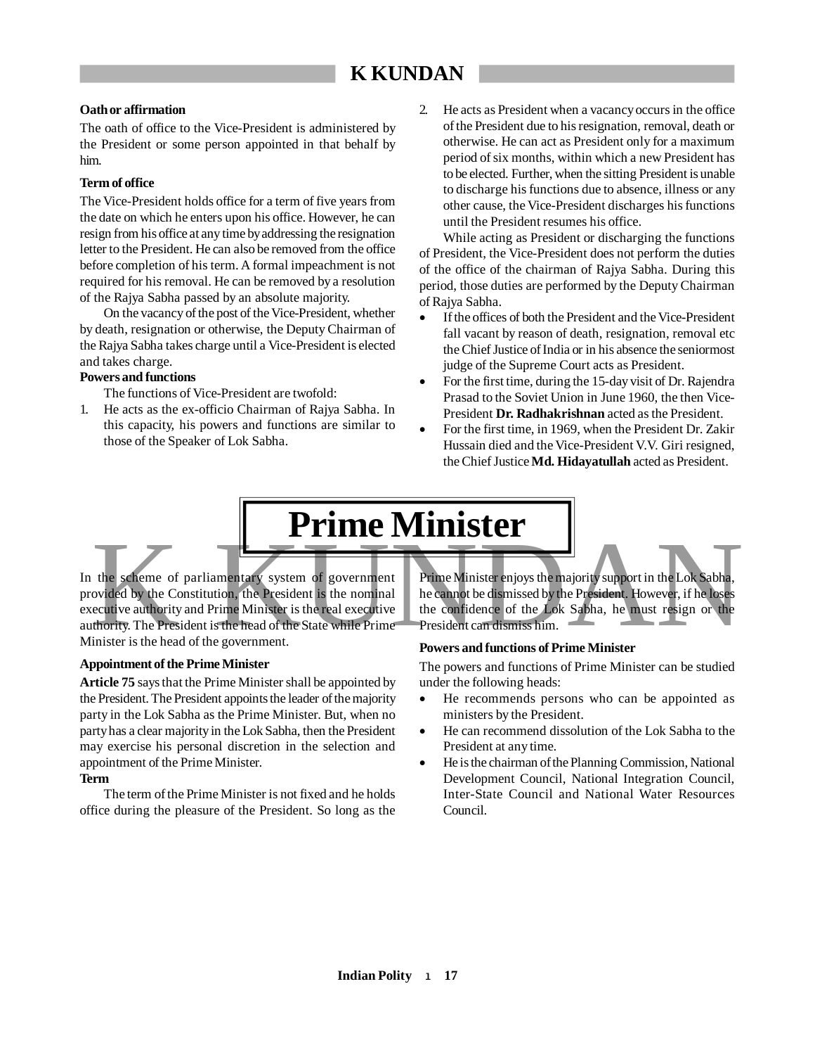**Oath or affirmation**

The oath of office to the Vice-President is administered by the President or some person appointed in that behalf by him.

**Term of office**

The Vice-President holds office for a term of five years from the date on which he enters upon his office. However, he can resign from his office at any time by addressing the resignation letter to the President. He can also be removed from the office before completion of his term. A formal impeachment is not required for his removal. He can be removed by a resolution of the Rajya Sabha passed by an absolute majority.

On the vacancy of the post of the Vice-President, whether by death, resignation or otherwise, the Deputy Chairman of the Rajya Sabha takes charge until a Vice-President is elected and takes charge.

**Powers and functions**

The functions of Vice-President are twofold:

1. He acts as the ex-officio Chairman of Rajya Sabha. In this capacity, his powers and functions are similar to those of the Speaker of Lok Sabha.
2. He acts as President when a vacancy occurs in the office of the President due to his resignation, removal, death or otherwise. He can act as President only for a maximum period of six months, within which a new President has to be elected. Further, when the sitting President is unable to discharge his functions due to absence, illness or any other cause, the Vice-President discharges his functions until the President resumes his office.

While acting as President or discharging the functions of President, the Vice-President does not perform the duties of the office of the chairman of Rajya Sabha. During this period, those duties are performed by the Deputy Chairman of Rajya Sabha.

- If the offices of both the President and the Vice-President fall vacant by reason of death, resignation, removal etc the Chief Justice of India or in his absence the seniormost judge of the Supreme Court acts as President.
- For the first time, during the 15-day visit of Dr. Rajendra Prasad to the Soviet Union in June 1960, the then Vice-President **Dr. Radhakrishnan** acted as the President.
- For the first time, in 1969, when the President Dr. Zakir Hussain died and the Vice-President V.V. Giri resigned, the Chief Justice **Md. Hidayatullah** acted as President.

# Prime Minister

In the scheme of parliamentary system of government provided by the Constitution, the President is the nominal executive authority and Prime Minister is the real executive authority. The President is the head of the State while Prime Minister is the head of the government.

**Appointment of the Prime Minister**

**Article 75** says that the Prime Minister shall be appointed by the President. The President appoints the leader of the majority party in the Lok Sabha as the Prime Minister. But, when no party has a clear majority in the Lok Sabha, then the President may exercise his personal discretion in the selection and appointment of the Prime Minister.

**Term**

The term of the Prime Minister is not fixed and he holds office during the pleasure of the President. So long as the Prime Minister enjoys the majority support in the Lok Sabha, he cannot be dismissed by the President. However, if he loses the confidence of the Lok Sabha, he must resign or the President can dismiss him.

**Powers and functions of Prime Minister**

The powers and functions of Prime Minister can be studied under the following heads:

- He recommends persons who can be appointed as ministers by the President.
- He can recommend dissolution of the Lok Sabha to the President at any time.
- He is the chairman of the Planning Commission, National Development Council, National Integration Council, Inter-State Council and National Water Resources Council.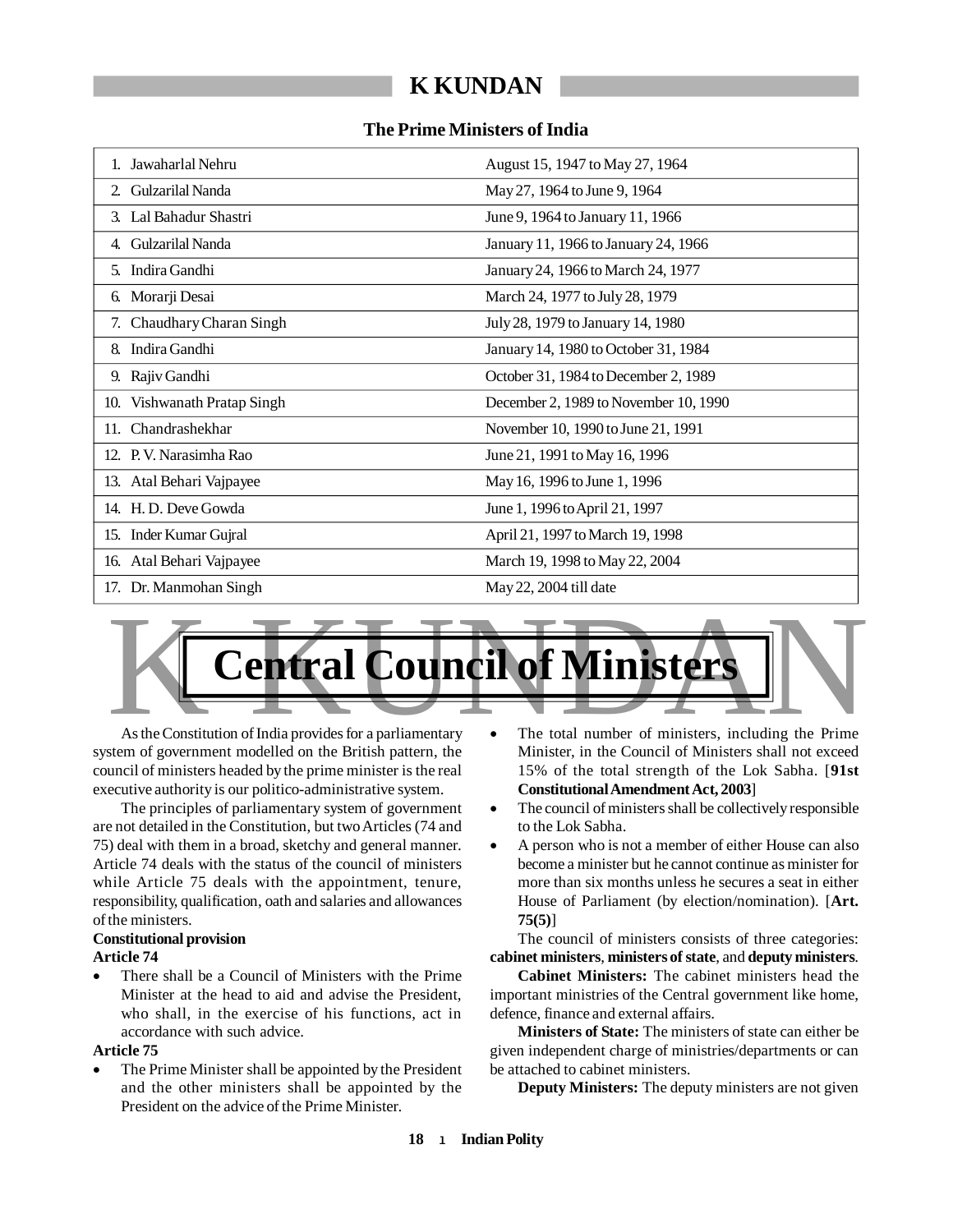### The Prime Ministers of India

| | |
|---|---|
| 1. Jawaharlal Nehru | August 15, 1947 to May 27, 1964 |
| 2. Gulzarilal Nanda | May 27, 1964 to June 9, 1964 |
| 3. Lal Bahadur Shastri | June 9, 1964 to January 11, 1966 |
| 4. Gulzarilal Nanda | January 11, 1966 to January 24, 1966 |
| 5. Indira Gandhi | January 24, 1966 to March 24, 1977 |
| 6. Morarji Desai | March 24, 1977 to July 28, 1979 |
| 7. Chaudhary Charan Singh | July 28, 1979 to January 14, 1980 |
| 8. Indira Gandhi | January 14, 1980 to October 31, 1984 |
| 9. Rajiv Gandhi | October 31, 1984 to December 2, 1989 |
| 10. Vishwanath Pratap Singh | December 2, 1989 to November 10, 1990 |
| 11. Chandrashekhar | November 10, 1990 to June 21, 1991 |
| 12. P. V. Narasimha Rao | June 21, 1991 to May 16, 1996 |
| 13. Atal Behari Vajpayee | May 16, 1996 to June 1, 1996 |
| 14. H. D. Deve Gowda | June 1, 1996 to April 21, 1997 |
| 15. Inder Kumar Gujral | April 21, 1997 to March 19, 1998 |
| 16. Atal Behari Vajpayee | March 19, 1998 to May 22, 2004 |
| 17. Dr. Manmohan Singh | May 22, 2004 till date |

# Central Council of Ministers

As the Constitution of India provides for a parliamentary system of government modelled on the British pattern, the council of ministers headed by the prime minister is the real executive authority is our politico-administrative system.

The principles of parliamentary system of government are not detailed in the Constitution, but two Articles (74 and 75) deal with them in a broad, sketchy and general manner. Article 74 deals with the status of the council of ministers while Article 75 deals with the appointment, tenure, responsibility, qualification, oath and salaries and allowances of the ministers.

**Constitutional provision**

**Article 74**

- There shall be a Council of Ministers with the Prime Minister at the head to aid and advise the President, who shall, in the exercise of his functions, act in accordance with such advice.

**Article 75**

- The Prime Minister shall be appointed by the President and the other ministers shall be appointed by the President on the advice of the Prime Minister.
- The total number of ministers, including the Prime Minister, in the Council of Ministers shall not exceed 15% of the total strength of the Lok Sabha. [**91st Constitutional Amendment Act, 2003**]
- The council of ministers shall be collectively responsible to the Lok Sabha.
- A person who is not a member of either House can also become a minister but he cannot continue as minister for more than six months unless he secures a seat in either House of Parliament (by election/nomination). [**Art. 75(5)**]

The council of ministers consists of three categories: **cabinet ministers**, **ministers of state**, and **deputy ministers**.

**Cabinet Ministers:** The cabinet ministers head the important ministries of the Central government like home, defence, finance and external affairs.

**Ministers of State:** The ministers of state can either be given independent charge of ministries/departments or can be attached to cabinet ministers.

**Deputy Ministers:** The deputy ministers are not given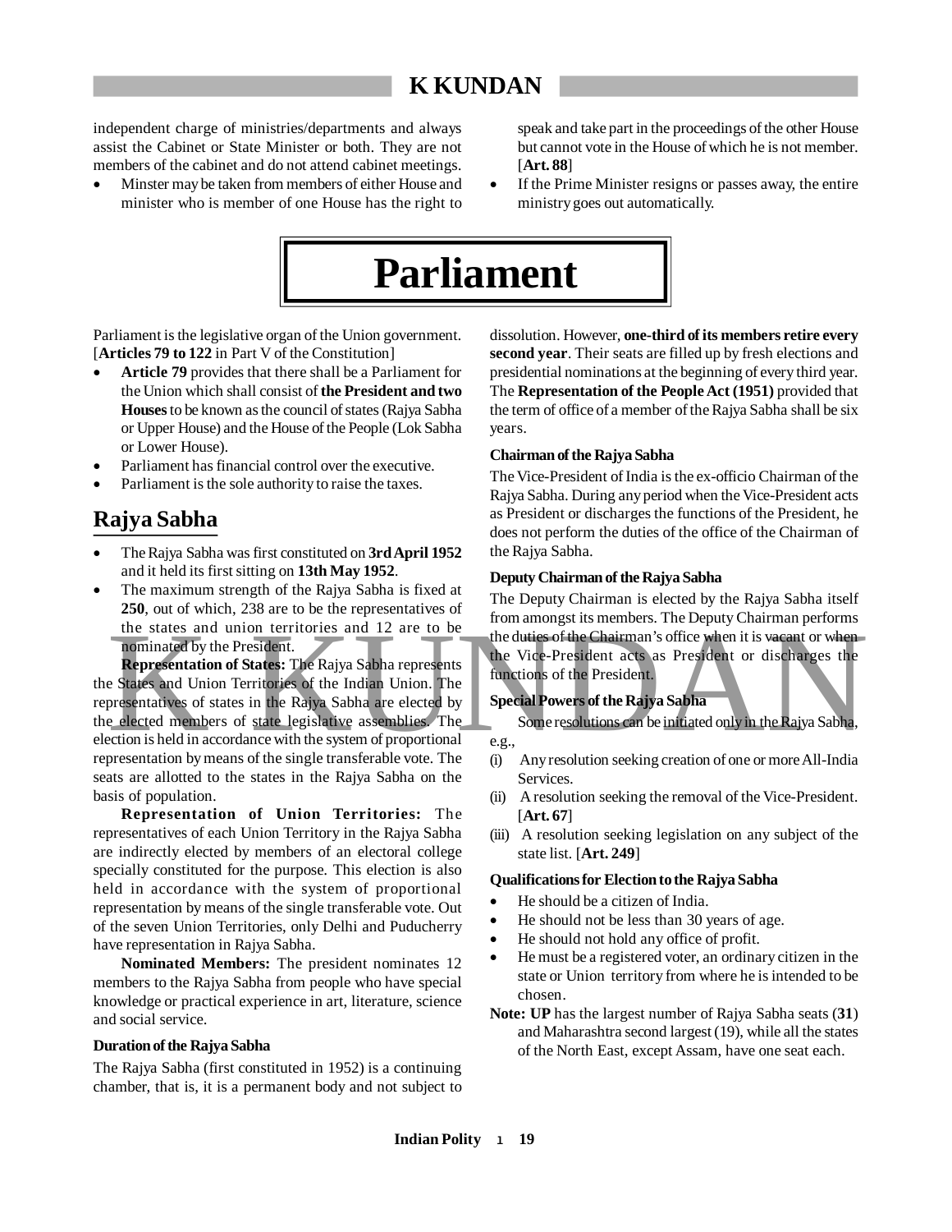independent charge of ministries/departments and always assist the Cabinet or State Minister or both. They are not members of the cabinet and do not attend cabinet meetings.

- Minster may be taken from members of either House and minister who is member of one House has the right to speak and take part in the proceedings of the other House but cannot vote in the House of which he is not member. [**Art. 88**]
- If the Prime Minister resigns or passes away, the entire ministry goes out automatically.

# Parliament

Parliament is the legislative organ of the Union government. [**Articles 79 to 122** in Part V of the Constitution]

- **Article 79** provides that there shall be a Parliament for the Union which shall consist of **the President and two Houses** to be known as the council of states (Rajya Sabha or Upper House) and the House of the People (Lok Sabha or Lower House).
- Parliament has financial control over the executive.
- Parliament is the sole authority to raise the taxes.

## Rajya Sabha

- The Rajya Sabha was first constituted on **3rd April 1952** and it held its first sitting on **13th May 1952**.
- The maximum strength of the Rajya Sabha is fixed at **250**, out of which, 238 are to be the representatives of the states and union territories and 12 are to be nominated by the President.

**Representation of States:** The Rajya Sabha represents the States and Union Territories of the Indian Union. The representatives of states in the Rajya Sabha are elected by the elected members of state legislative assemblies. The election is held in accordance with the system of proportional representation by means of the single transferable vote. The seats are allotted to the states in the Rajya Sabha on the basis of population.

**Representation of Union Territories:** The representatives of each Union Territory in the Rajya Sabha are indirectly elected by members of an electoral college specially constituted for the purpose. This election is also held in accordance with the system of proportional representation by means of the single transferable vote. Out of the seven Union Territories, only Delhi and Puducherry have representation in Rajya Sabha.

**Nominated Members:** The president nominates 12 members to the Rajya Sabha from people who have special knowledge or practical experience in art, literature, science and social service.

#### Duration of the Rajya Sabha

The Rajya Sabha (first constituted in 1952) is a continuing chamber, that is, it is a permanent body and not subject to dissolution. However, **one-third of its members retire every second year**. Their seats are filled up by fresh elections and presidential nominations at the beginning of every third year. The **Representation of the People Act (1951)** provided that the term of office of a member of the Rajya Sabha shall be six years.

#### Chairman of the Rajya Sabha

The Vice-President of India is the ex-officio Chairman of the Rajya Sabha. During any period when the Vice-President acts as President or discharges the functions of the President, he does not perform the duties of the office of the Chairman of the Rajya Sabha.

#### Deputy Chairman of the Rajya Sabha

The Deputy Chairman is elected by the Rajya Sabha itself from amongst its members. The Deputy Chairman performs the duties of the Chairman's office when it is vacant or when the Vice-President acts as President or discharges the functions of the President.

#### Special Powers of the Rajya Sabha

Some resolutions can be initiated only in the Rajya Sabha, e.g.,

(i) Any resolution seeking creation of one or more All-India Services.

(ii) A resolution seeking the removal of the Vice-President. [**Art. 67**]

(iii) A resolution seeking legislation on any subject of the state list. [**Art. 249**]

#### Qualifications for Election to the Rajya Sabha

- He should be a citizen of India.
- He should not be less than 30 years of age.
- He should not hold any office of profit.
- He must be a registered voter, an ordinary citizen in the state or Union territory from where he is intended to be chosen.

**Note: UP** has the largest number of Rajya Sabha seats (**31**) and Maharashtra second largest (19), while all the states of the North East, except Assam, have one seat each.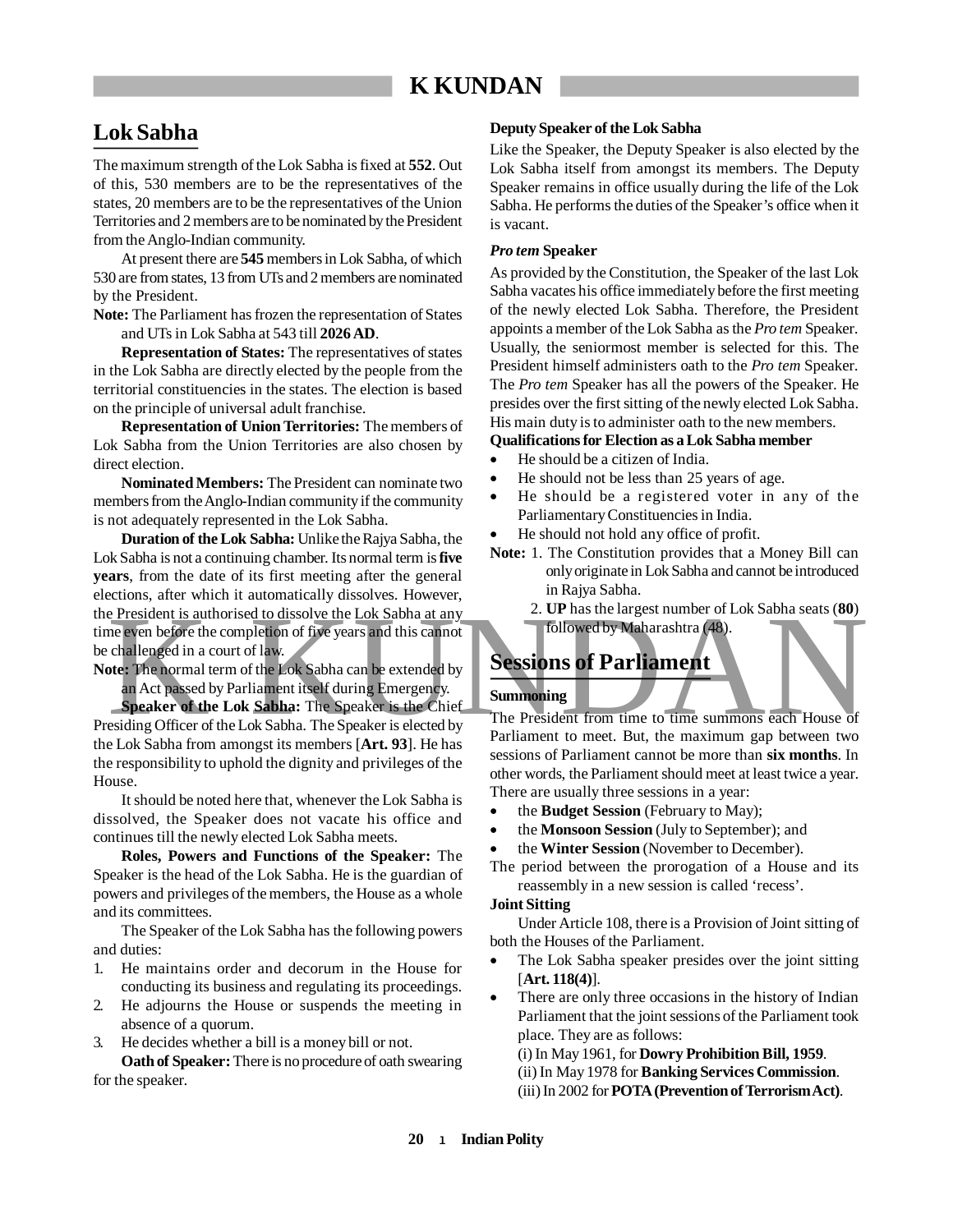## Lok Sabha

The maximum strength of the Lok Sabha is fixed at **552**. Out of this, 530 members are to be the representatives of the states, 20 members are to be the representatives of the Union Territories and 2 members are to be nominated by the President from the Anglo-Indian community.

At present there are **545** members in Lok Sabha, of which 530 are from states, 13 from UTs and 2 members are nominated by the President.

**Note:** The Parliament has frozen the representation of States and UTs in Lok Sabha at 543 till **2026 AD**.

**Representation of States:** The representatives of states in the Lok Sabha are directly elected by the people from the territorial constituencies in the states. The election is based on the principle of universal adult franchise.

**Representation of Union Territories:** The members of Lok Sabha from the Union Territories are also chosen by direct election.

**Nominated Members:** The President can nominate two members from the Anglo-Indian community if the community is not adequately represented in the Lok Sabha.

**Duration of the Lok Sabha:** Unlike the Rajya Sabha, the Lok Sabha is not a continuing chamber. Its normal term is **five years**, from the date of its first meeting after the general elections, after which it automatically dissolves. However, the President is authorised to dissolve the Lok Sabha at any time even before the completion of five years and this cannot be challenged in a court of law.

**Note:** The normal term of the Lok Sabha can be extended by an Act passed by Parliament itself during Emergency.

**Speaker of the Lok Sabha:** The Speaker is the Chief Presiding Officer of the Lok Sabha. The Speaker is elected by the Lok Sabha from amongst its members [**Art. 93**]. He has the responsibility to uphold the dignity and privileges of the House.

It should be noted here that, whenever the Lok Sabha is dissolved, the Speaker does not vacate his office and continues till the newly elected Lok Sabha meets.

**Roles, Powers and Functions of the Speaker:** The Speaker is the head of the Lok Sabha. He is the guardian of powers and privileges of the members, the House as a whole and its committees.

The Speaker of the Lok Sabha has the following powers and duties:

1. He maintains order and decorum in the House for conducting its business and regulating its proceedings.
2. He adjourns the House or suspends the meeting in absence of a quorum.
3. He decides whether a bill is a money bill or not.

**Oath of Speaker:** There is no procedure of oath swearing for the speaker.

**Deputy Speaker of the Lok Sabha**

Like the Speaker, the Deputy Speaker is also elected by the Lok Sabha itself from amongst its members. The Deputy Speaker remains in office usually during the life of the Lok Sabha. He performs the duties of the Speaker's office when it is vacant.

***Pro tem* Speaker**

As provided by the Constitution, the Speaker of the last Lok Sabha vacates his office immediately before the first meeting of the newly elected Lok Sabha. Therefore, the President appoints a member of the Lok Sabha as the *Pro tem* Speaker. Usually, the seniormost member is selected for this. The President himself administers oath to the *Pro tem* Speaker. The *Pro tem* Speaker has all the powers of the Speaker. He presides over the first sitting of the newly elected Lok Sabha. His main duty is to administer oath to the new members.

**Qualifications for Election as a Lok Sabha member**

- He should be a citizen of India.
- He should not be less than 25 years of age.
- He should be a registered voter in any of the Parliamentary Constituencies in India.
- He should not hold any office of profit.

**Note:** 1. The Constitution provides that a Money Bill can only originate in Lok Sabha and cannot be introduced in Rajya Sabha.
2. **UP** has the largest number of Lok Sabha seats (**80**) followed by Maharashtra (48).

## Sessions of Parliament

**Summoning**

The President from time to time summons each House of Parliament to meet. But, the maximum gap between two sessions of Parliament cannot be more than **six months**. In other words, the Parliament should meet at least twice a year. There are usually three sessions in a year:

- the **Budget Session** (February to May);
- the **Monsoon Session** (July to September); and
- the **Winter Session** (November to December).

The period between the prorogation of a House and its reassembly in a new session is called 'recess'.

**Joint Sitting**

Under Article 108, there is a Provision of Joint sitting of both the Houses of the Parliament.

- The Lok Sabha speaker presides over the joint sitting [**Art. 118(4)**].
- There are only three occasions in the history of Indian Parliament that the joint sessions of the Parliament took place. They are as follows:
  (i) In May 1961, for **Dowry Prohibition Bill, 1959**.
  (ii) In May 1978 for **Banking Services Commission**.
  (iii) In 2002 for **POTA (Prevention of Terrorism Act)**.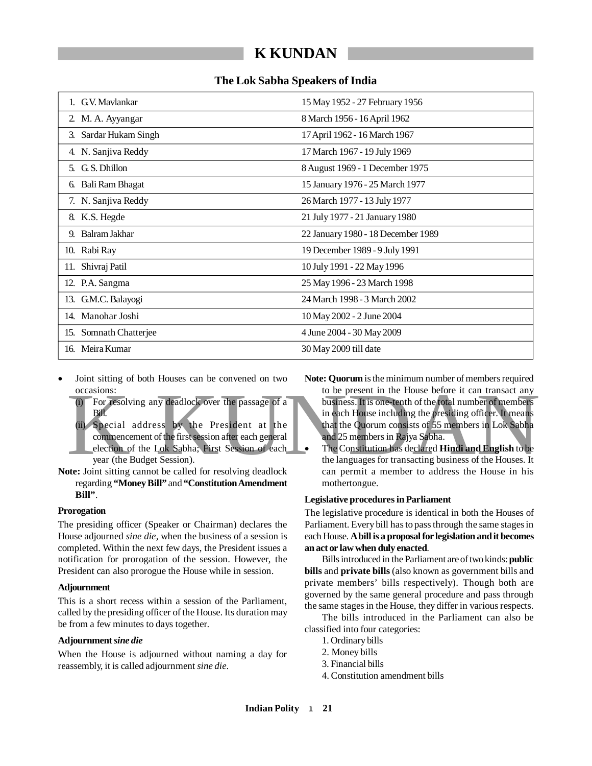## The Lok Sabha Speakers of India

| | |
|---|---|
| 1. G.V. Mavlankar | 15 May 1952 - 27 February 1956 |
| 2. M. A. Ayyangar | 8 March 1956 - 16 April 1962 |
| 3. Sardar Hukam Singh | 17 April 1962 - 16 March 1967 |
| 4. N. Sanjiva Reddy | 17 March 1967 - 19 July 1969 |
| 5. G. S. Dhillon | 8 August 1969 - 1 December 1975 |
| 6. Bali Ram Bhagat | 15 January 1976 - 25 March 1977 |
| 7. N. Sanjiva Reddy | 26 March 1977 - 13 July 1977 |
| 8. K.S. Hegde | 21 July 1977 - 21 January 1980 |
| 9. Balram Jakhar | 22 January 1980 - 18 December 1989 |
| 10. Rabi Ray | 19 December 1989 - 9 July 1991 |
| 11. Shivraj Patil | 10 July 1991 - 22 May 1996 |
| 12. P.A. Sangma | 25 May 1996 - 23 March 1998 |
| 13. G.M.C. Balayogi | 24 March 1998 - 3 March 2002 |
| 14. Manohar Joshi | 10 May 2002 - 2 June 2004 |
| 15. Somnath Chatterjee | 4 June 2004 - 30 May 2009 |
| 16. Meira Kumar | 30 May 2009 till date |

- Joint sitting of both Houses can be convened on two occasions:
  - (i) For resolving any deadlock over the passage of a Bill.
  - (ii) Special address by the President at the commencement of the first session after each general election of the Lok Sabha; First Session of each year (the Budget Session).

**Note:** Joint sitting cannot be called for resolving deadlock regarding **"Money Bill"** and **"Constitution Amendment Bill"**.

**Prorogation**

The presiding officer (Speaker or Chairman) declares the House adjourned *sine die*, when the business of a session is completed. Within the next few days, the President issues a notification for prorogation of the session. However, the President can also prorogue the House while in session.

**Adjournment**

This is a short recess within a session of the Parliament, called by the presiding officer of the House. Its duration may be from a few minutes to days together.

**Adjournment *sine die***

When the House is adjourned without naming a day for reassembly, it is called adjournment *sine die*.

**Note: Quorum** is the minimum number of members required to be present in the House before it can transact any business. It is one-tenth of the total number of members in each House including the presiding officer. It means that the Quorum consists of 55 members in Lok Sabha and 25 members in Rajya Sabha.

- The Constitution has declared **Hindi and English** to be the languages for transacting business of the Houses. It can permit a member to address the House in his mothertongue.

**Legislative procedures in Parliament**

The legislative procedure is identical in both the Houses of Parliament. Every bill has to pass through the same stages in each House. **A bill is a proposal for legislation and it becomes an act or law when duly enacted**.

Bills introduced in the Parliament are of two kinds: **public bills** and **private bills** (also known as government bills and private members' bills respectively). Though both are governed by the same general procedure and pass through the same stages in the House, they differ in various respects.

The bills introduced in the Parliament can also be classified into four categories:

1. Ordinary bills
2. Money bills
3. Financial bills
4. Constitution amendment bills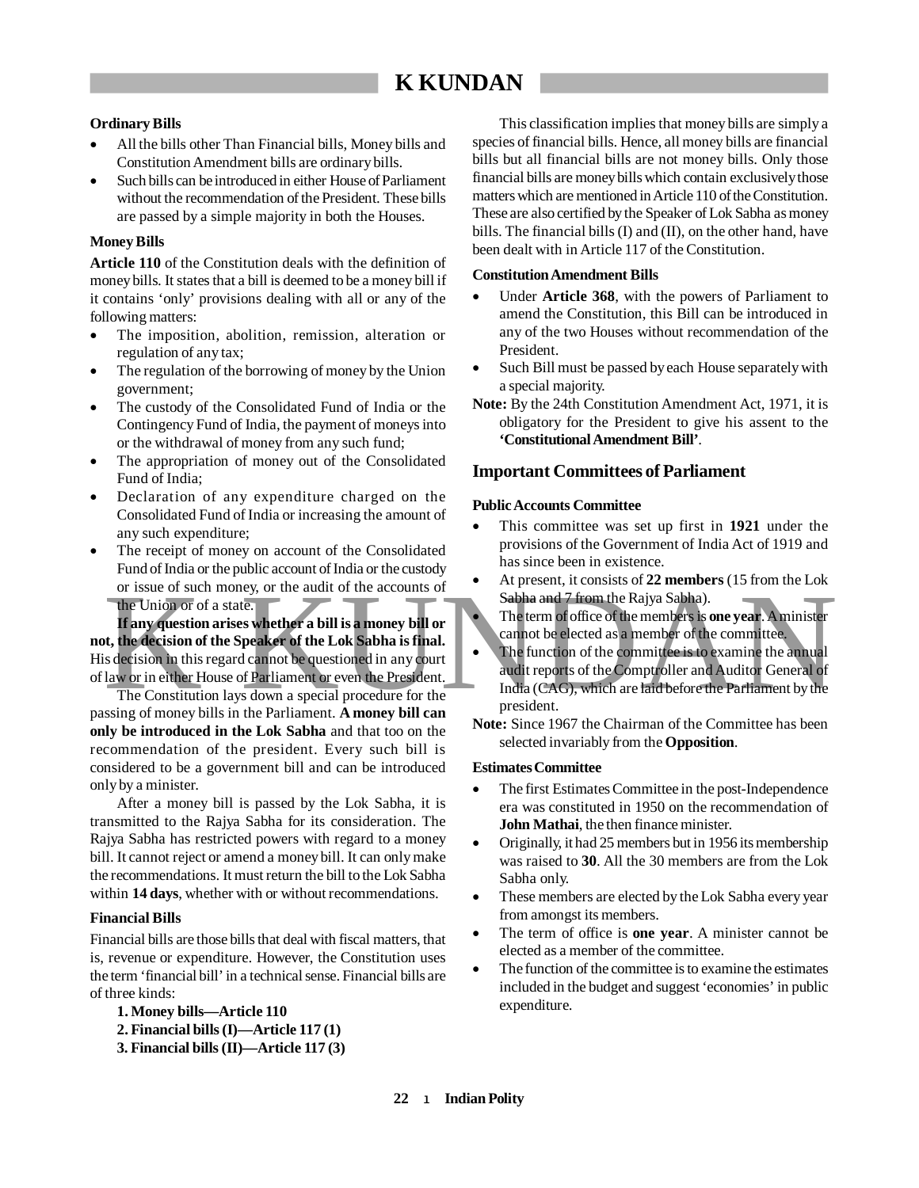### Ordinary Bills

- All the bills other Than Financial bills, Money bills and Constitution Amendment bills are ordinary bills.
- Such bills can be introduced in either House of Parliament without the recommendation of the President. These bills are passed by a simple majority in both the Houses.

### Money Bills

**Article 110** of the Constitution deals with the definition of money bills. It states that a bill is deemed to be a money bill if it contains 'only' provisions dealing with all or any of the following matters:

- The imposition, abolition, remission, alteration or regulation of any tax;
- The regulation of the borrowing of money by the Union government;
- The custody of the Consolidated Fund of India or the Contingency Fund of India, the payment of moneys into or the withdrawal of money from any such fund;
- The appropriation of money out of the Consolidated Fund of India;
- Declaration of any expenditure charged on the Consolidated Fund of India or increasing the amount of any such expenditure;
- The receipt of money on account of the Consolidated Fund of India or the public account of India or the custody or issue of such money, or the audit of the accounts of the Union or of a state.

**If any question arises whether a bill is a money bill or not, the decision of the Speaker of the Lok Sabha is final.** His decision in this regard cannot be questioned in any court of law or in either House of Parliament or even the President.

The Constitution lays down a special procedure for the passing of money bills in the Parliament. **A money bill can only be introduced in the Lok Sabha** and that too on the recommendation of the president. Every such bill is considered to be a government bill and can be introduced only by a minister.

After a money bill is passed by the Lok Sabha, it is transmitted to the Rajya Sabha for its consideration. The Rajya Sabha has restricted powers with regard to a money bill. It cannot reject or amend a money bill. It can only make the recommendations. It must return the bill to the Lok Sabha within **14 days**, whether with or without recommendations.

### Financial Bills

Financial bills are those bills that deal with fiscal matters, that is, revenue or expenditure. However, the Constitution uses the term 'financial bill' in a technical sense. Financial bills are of three kinds:

**1. Money bills—Article 110**
**2. Financial bills (I)—Article 117 (1)**
**3. Financial bills (II)—Article 117 (3)**

This classification implies that money bills are simply a species of financial bills. Hence, all money bills are financial bills but all financial bills are not money bills. Only those financial bills are money bills which contain exclusively those matters which are mentioned in Article 110 of the Constitution. These are also certified by the Speaker of Lok Sabha as money bills. The financial bills (I) and (II), on the other hand, have been dealt with in Article 117 of the Constitution.

### Constitution Amendment Bills

- Under **Article 368**, with the powers of Parliament to amend the Constitution, this Bill can be introduced in any of the two Houses without recommendation of the President.
- Such Bill must be passed by each House separately with a special majority.

**Note:** By the 24th Constitution Amendment Act, 1971, it is obligatory for the President to give his assent to the **'Constitutional Amendment Bill'**.

## Important Committees of Parliament

### Public Accounts Committee

- This committee was set up first in **1921** under the provisions of the Government of India Act of 1919 and has since been in existence.
- At present, it consists of **22 members** (15 from the Lok Sabha and 7 from the Rajya Sabha).
- The term of office of the members is **one year**. A minister cannot be elected as a member of the committee.
- The function of the committee is to examine the annual audit reports of the Comptroller and Auditor General of India (CAG), which are laid before the Parliament by the president.

**Note:** Since 1967 the Chairman of the Committee has been selected invariably from the **Opposition**.

### Estimates Committee

- The first Estimates Committee in the post-Independence era was constituted in 1950 on the recommendation of **John Mathai**, the then finance minister.
- Originally, it had 25 members but in 1956 its membership was raised to **30**. All the 30 members are from the Lok Sabha only.
- These members are elected by the Lok Sabha every year from amongst its members.
- The term of office is **one year**. A minister cannot be elected as a member of the committee.
- The function of the committee is to examine the estimates included in the budget and suggest 'economies' in public expenditure.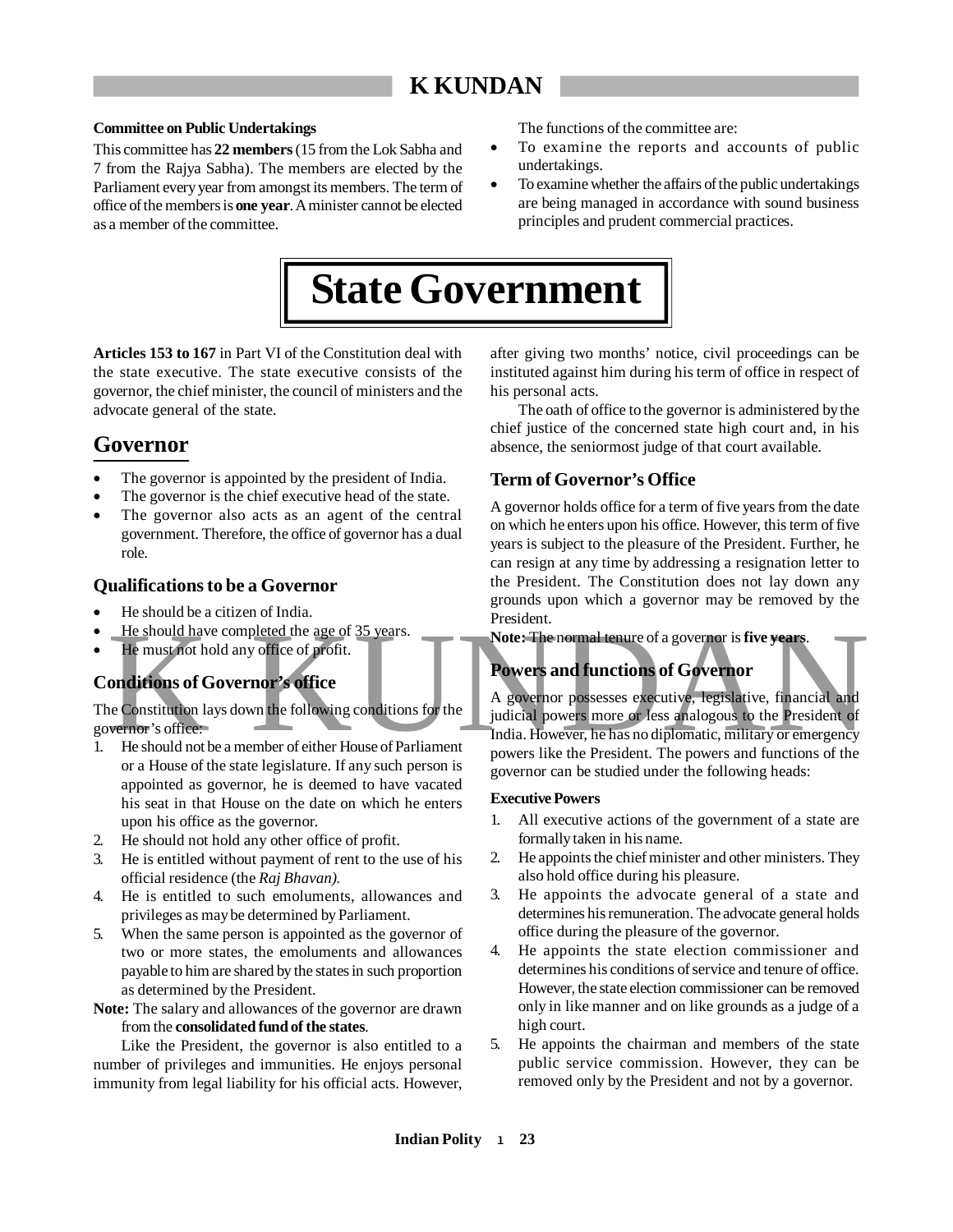**Committee on Public Undertakings**

This committee has **22 members** (15 from the Lok Sabha and 7 from the Rajya Sabha). The members are elected by the Parliament every year from amongst its members. The term of office of the members is **one year**. A minister cannot be elected as a member of the committee.

The functions of the committee are:

- To examine the reports and accounts of public undertakings.
- To examine whether the affairs of the public undertakings are being managed in accordance with sound business principles and prudent commercial practices.

# State Government

**Articles 153 to 167** in Part VI of the Constitution deal with the state executive. The state executive consists of the governor, the chief minister, the council of ministers and the advocate general of the state.

## Governor

- The governor is appointed by the president of India.
- The governor is the chief executive head of the state.
- The governor also acts as an agent of the central government. Therefore, the office of governor has a dual role.

### Qualifications to be a Governor

- He should be a citizen of India.
- He should have completed the age of 35 years.
- He must not hold any office of profit.

### Conditions of Governor's office

The Constitution lays down the following conditions for the governor's office:

1. He should not be a member of either House of Parliament or a House of the state legislature. If any such person is appointed as governor, he is deemed to have vacated his seat in that House on the date on which he enters upon his office as the governor.
2. He should not hold any other office of profit.
3. He is entitled without payment of rent to the use of his official residence (the *Raj Bhavan).*
4. He is entitled to such emoluments, allowances and privileges as may be determined by Parliament.
5. When the same person is appointed as the governor of two or more states, the emoluments and allowances payable to him are shared by the states in such proportion as determined by the President.

**Note:** The salary and allowances of the governor are drawn from the **consolidated fund of the states**.

Like the President, the governor is also entitled to a number of privileges and immunities. He enjoys personal immunity from legal liability for his official acts. However, after giving two months' notice, civil proceedings can be instituted against him during his term of office in respect of his personal acts.

The oath of office to the governor is administered by the chief justice of the concerned state high court and, in his absence, the seniormost judge of that court available.

### Term of Governor's Office

A governor holds office for a term of five years from the date on which he enters upon his office. However, this term of five years is subject to the pleasure of the President. Further, he can resign at any time by addressing a resignation letter to the President. The Constitution does not lay down any grounds upon which a governor may be removed by the President.

**Note:** The normal tenure of a governor is **five years**.

### Powers and functions of Governor

A governor possesses executive, legislative, financial and judicial powers more or less analogous to the President of India. However, he has no diplomatic, military or emergency powers like the President. The powers and functions of the governor can be studied under the following heads:

**Executive Powers**

1. All executive actions of the government of a state are formally taken in his name.
2. He appoints the chief minister and other ministers. They also hold office during his pleasure.
3. He appoints the advocate general of a state and determines his remuneration. The advocate general holds office during the pleasure of the governor.
4. He appoints the state election commissioner and determines his conditions of service and tenure of office. However, the state election commissioner can be removed only in like manner and on like grounds as a judge of a high court.
5. He appoints the chairman and members of the state public service commission. However, they can be removed only by the President and not by a governor.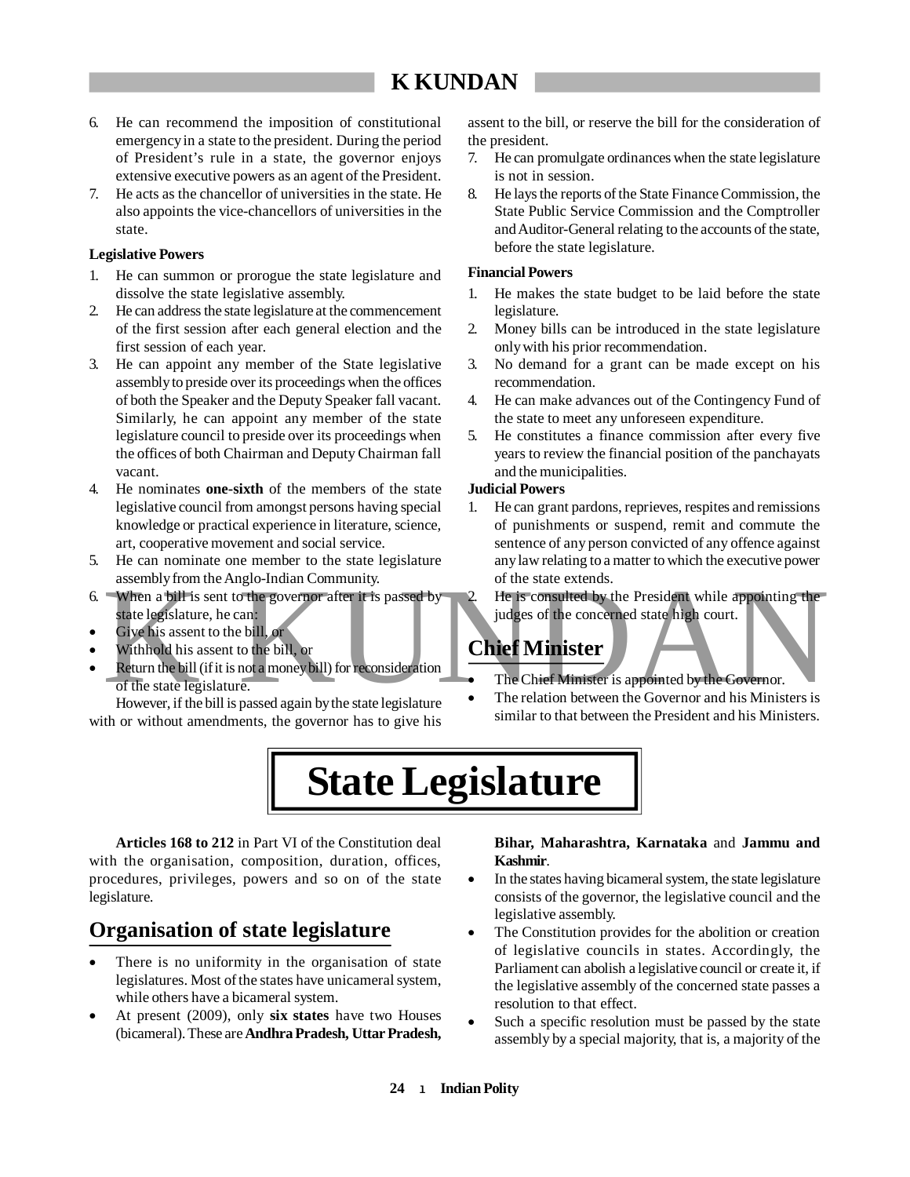6. He can recommend the imposition of constitutional emergency in a state to the president. During the period of President's rule in a state, the governor enjoys extensive executive powers as an agent of the President.
7. He acts as the chancellor of universities in the state. He also appoints the vice-chancellors of universities in the state.

**Legislative Powers**

1. He can summon or prorogue the state legislature and dissolve the state legislative assembly.
2. He can address the state legislature at the commencement of the first session after each general election and the first session of each year.
3. He can appoint any member of the State legislative assembly to preside over its proceedings when the offices of both the Speaker and the Deputy Speaker fall vacant. Similarly, he can appoint any member of the state legislature council to preside over its proceedings when the offices of both Chairman and Deputy Chairman fall vacant.
4. He nominates **one-sixth** of the members of the state legislative council from amongst persons having special knowledge or practical experience in literature, science, art, cooperative movement and social service.
5. He can nominate one member to the state legislature assembly from the Anglo-Indian Community.
6. When a bill is sent to the governor after it is passed by state legislature, he can:
   - Give his assent to the bill, or
   - Withhold his assent to the bill, or
   - Return the bill (if it is not a money bill) for reconsideration of the state legislature.

   However, if the bill is passed again by the state legislature with or without amendments, the governor has to give his assent to the bill, or reserve the bill for the consideration of the president.
7. He can promulgate ordinances when the state legislature is not in session.
8. He lays the reports of the State Finance Commission, the State Public Service Commission and the Comptroller and Auditor-General relating to the accounts of the state, before the state legislature.

**Financial Powers**

1. He makes the state budget to be laid before the state legislature.
2. Money bills can be introduced in the state legislature only with his prior recommendation.
3. No demand for a grant can be made except on his recommendation.
4. He can make advances out of the Contingency Fund of the state to meet any unforeseen expenditure.
5. He constitutes a finance commission after every five years to review the financial position of the panchayats and the municipalities.

**Judicial Powers**

1. He can grant pardons, reprieves, respites and remissions of punishments or suspend, remit and commute the sentence of any person convicted of any offence against any law relating to a matter to which the executive power of the state extends.
2. He is consulted by the President while appointing the judges of the concerned state high court.

## Chief Minister

- The Chief Minister is appointed by the Governor.
- The relation between the Governor and his Ministers is similar to that between the President and his Ministers.

# State Legislature

**Articles 168 to 212** in Part VI of the Constitution deal with the organisation, composition, duration, offices, procedures, privileges, powers and so on of the state legislature.

## Organisation of state legislature

- There is no uniformity in the organisation of state legislatures. Most of the states have unicameral system, while others have a bicameral system.
- At present (2009), only **six states** have two Houses (bicameral). These are **Andhra Pradesh, Uttar Pradesh, Bihar, Maharashtra, Karnataka** and **Jammu and Kashmir**.
- In the states having bicameral system, the state legislature consists of the governor, the legislative council and the legislative assembly.
- The Constitution provides for the abolition or creation of legislative councils in states. Accordingly, the Parliament can abolish a legislative council or create it, if the legislative assembly of the concerned state passes a resolution to that effect.
- Such a specific resolution must be passed by the state assembly by a special majority, that is, a majority of the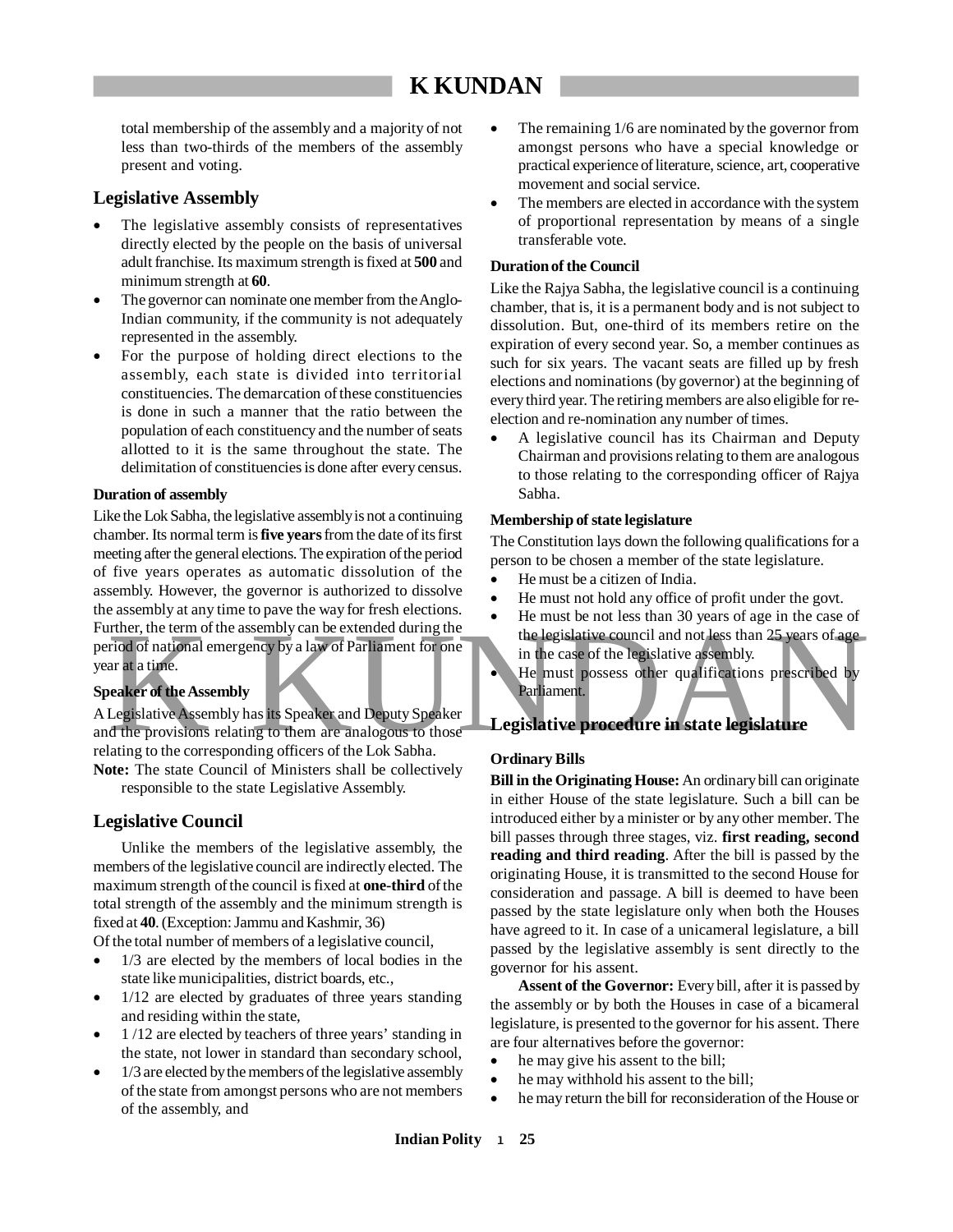total membership of the assembly and a majority of not less than two-thirds of the members of the assembly present and voting.

## Legislative Assembly

- The legislative assembly consists of representatives directly elected by the people on the basis of universal adult franchise. Its maximum strength is fixed at **500** and minimum strength at **60**.
- The governor can nominate one member from the Anglo-Indian community, if the community is not adequately represented in the assembly.
- For the purpose of holding direct elections to the assembly, each state is divided into territorial constituencies. The demarcation of these constituencies is done in such a manner that the ratio between the population of each constituency and the number of seats allotted to it is the same throughout the state. The delimitation of constituencies is done after every census.

### Duration of assembly

Like the Lok Sabha, the legislative assembly is not a continuing chamber. Its normal term is **five years** from the date of its first meeting after the general elections. The expiration of the period of five years operates as automatic dissolution of the assembly. However, the governor is authorized to dissolve the assembly at any time to pave the way for fresh elections. Further, the term of the assembly can be extended during the period of national emergency by a law of Parliament for one year at a time.

### Speaker of the Assembly

A Legislative Assembly has its Speaker and Deputy Speaker and the provisions relating to them are analogous to those relating to the corresponding officers of the Lok Sabha.

**Note:** The state Council of Ministers shall be collectively responsible to the state Legislative Assembly.

## Legislative Council

Unlike the members of the legislative assembly, the members of the legislative council are indirectly elected. The maximum strength of the council is fixed at **one-third** of the total strength of the assembly and the minimum strength is fixed at **40**. (Exception: Jammu and Kashmir, 36)

Of the total number of members of a legislative council,

- 1/3 are elected by the members of local bodies in the state like municipalities, district boards, etc.,
- 1/12 are elected by graduates of three years standing and residing within the state,
- 1 /12 are elected by teachers of three years' standing in the state, not lower in standard than secondary school,
- 1/3 are elected by the members of the legislative assembly of the state from amongst persons who are not members of the assembly, and
- The remaining 1/6 are nominated by the governor from amongst persons who have a special knowledge or practical experience of literature, science, art, cooperative movement and social service.
- The members are elected in accordance with the system of proportional representation by means of a single transferable vote.

### Duration of the Council

Like the Rajya Sabha, the legislative council is a continuing chamber, that is, it is a permanent body and is not subject to dissolution. But, one-third of its members retire on the expiration of every second year. So, a member continues as such for six years. The vacant seats are filled up by fresh elections and nominations (by governor) at the beginning of every third year. The retiring members are also eligible for re-election and re-nomination any number of times.

- A legislative council has its Chairman and Deputy Chairman and provisions relating to them are analogous to those relating to the corresponding officer of Rajya Sabha.

### Membership of state legislature

The Constitution lays down the following qualifications for a person to be chosen a member of the state legislature.

- He must be a citizen of India.
- He must not hold any office of profit under the govt.
- He must be not less than 30 years of age in the case of the legislative council and not less than 25 years of age in the case of the legislative assembly.
- He must possess other qualifications prescribed by Parliament.

## Legislative procedure in state legislature

### Ordinary Bills

**Bill in the Originating House:** An ordinary bill can originate in either House of the state legislature. Such a bill can be introduced either by a minister or by any other member. The bill passes through three stages, viz. **first reading, second reading and third reading**. After the bill is passed by the originating House, it is transmitted to the second House for consideration and passage. A bill is deemed to have been passed by the state legislature only when both the Houses have agreed to it. In case of a unicameral legislature, a bill passed by the legislative assembly is sent directly to the governor for his assent.

**Assent of the Governor:** Every bill, after it is passed by the assembly or by both the Houses in case of a bicameral legislature, is presented to the governor for his assent. There are four alternatives before the governor:

- he may give his assent to the bill;
- he may withhold his assent to the bill;
- he may return the bill for reconsideration of the House or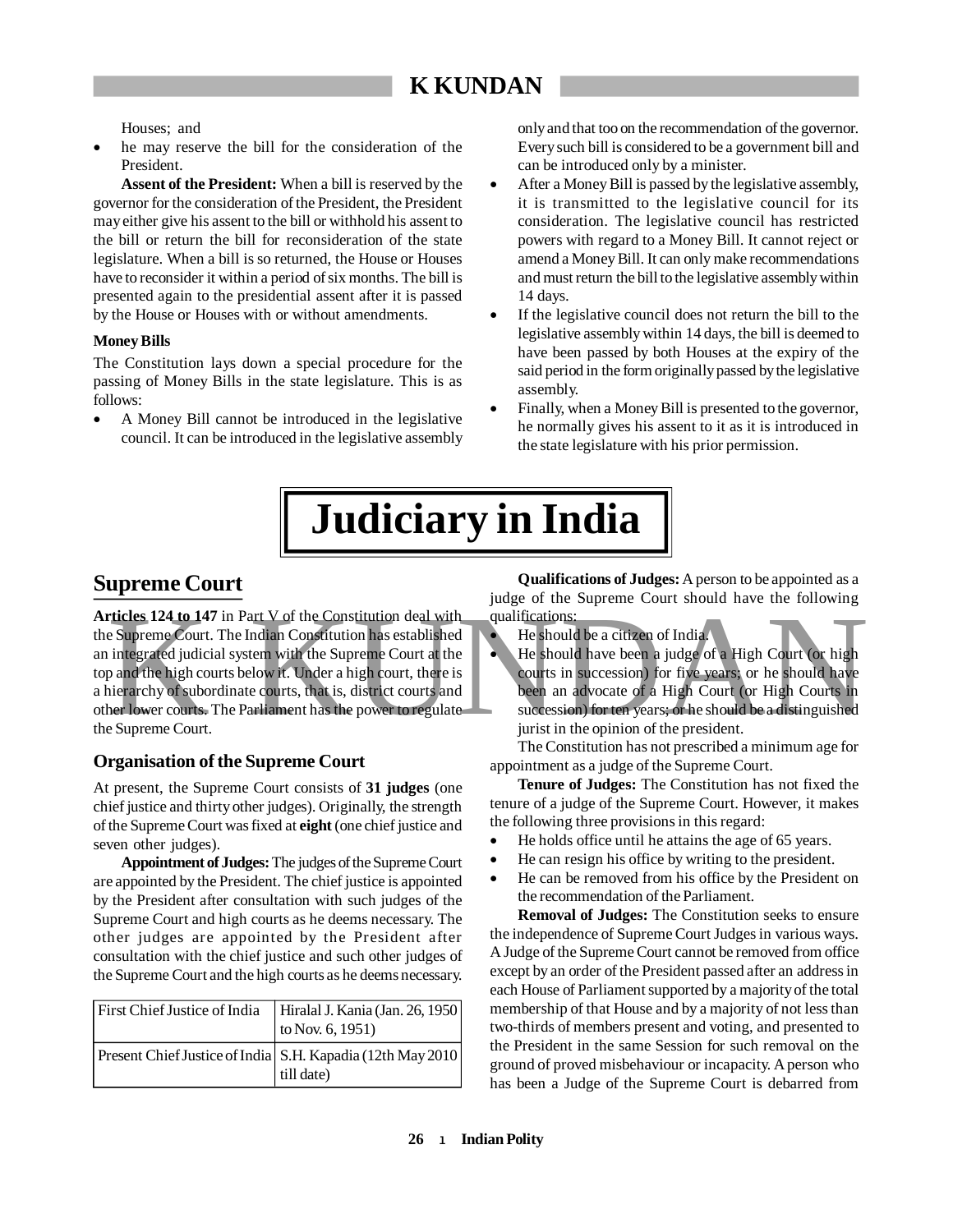Houses; and

- he may reserve the bill for the consideration of the President.

**Assent of the President:** When a bill is reserved by the governor for the consideration of the President, the President may either give his assent to the bill or withhold his assent to the bill or return the bill for reconsideration of the state legislature. When a bill is so returned, the House or Houses have to reconsider it within a period of six months. The bill is presented again to the presidential assent after it is passed by the House or Houses with or without amendments.

**Money Bills**

The Constitution lays down a special procedure for the passing of Money Bills in the state legislature. This is as follows:

- A Money Bill cannot be introduced in the legislative council. It can be introduced in the legislative assembly only and that too on the recommendation of the governor. Every such bill is considered to be a government bill and can be introduced only by a minister.
- After a Money Bill is passed by the legislative assembly, it is transmitted to the legislative council for its consideration. The legislative council has restricted powers with regard to a Money Bill. It cannot reject or amend a Money Bill. It can only make recommendations and must return the bill to the legislative assembly within 14 days.
- If the legislative council does not return the bill to the legislative assembly within 14 days, the bill is deemed to have been passed by both Houses at the expiry of the said period in the form originally passed by the legislative assembly.
- Finally, when a Money Bill is presented to the governor, he normally gives his assent to it as it is introduced in the state legislature with his prior permission.

# Judiciary in India

## Supreme Court

**Articles 124 to 147** in Part V of the Constitution deal with the Supreme Court. The Indian Constitution has established an integrated judicial system with the Supreme Court at the top and the high courts below it. Under a high court, there is a hierarchy of subordinate courts, that is, district courts and other lower courts. The Parliament has the power to regulate the Supreme Court.

### Organisation of the Supreme Court

At present, the Supreme Court consists of **31 judges** (one chief justice and thirty other judges). Originally, the strength of the Supreme Court was fixed at **eight** (one chief justice and seven other judges).

**Appointment of Judges:** The judges of the Supreme Court are appointed by the President. The chief justice is appointed by the President after consultation with such judges of the Supreme Court and high courts as he deems necessary. The other judges are appointed by the President after consultation with the chief justice and such other judges of the Supreme Court and the high courts as he deems necessary.

| First Chief Justice of India | Hiralal J. Kania (Jan. 26, 1950 to Nov. 6, 1951) |
|---|---|
| Present Chief Justice of India | S.H. Kapadia (12th May 2010 till date) |

**Qualifications of Judges:** A person to be appointed as a judge of the Supreme Court should have the following qualifications:

- He should be a citizen of India.
- He should have been a judge of a High Court (or high courts in succession) for five years; or he should have been an advocate of a High Court (or High Courts in succession) for ten years; or he should be a distinguished jurist in the opinion of the president.

The Constitution has not prescribed a minimum age for appointment as a judge of the Supreme Court.

**Tenure of Judges:** The Constitution has not fixed the tenure of a judge of the Supreme Court. However, it makes the following three provisions in this regard:

- He holds office until he attains the age of 65 years.
- He can resign his office by writing to the president.
- He can be removed from his office by the President on the recommendation of the Parliament.

**Removal of Judges:** The Constitution seeks to ensure the independence of Supreme Court Judges in various ways. A Judge of the Supreme Court cannot be removed from office except by an order of the President passed after an address in each House of Parliament supported by a majority of the total membership of that House and by a majority of not less than two-thirds of members present and voting, and presented to the President in the same Session for such removal on the ground of proved misbehaviour or incapacity. A person who has been a Judge of the Supreme Court is debarred from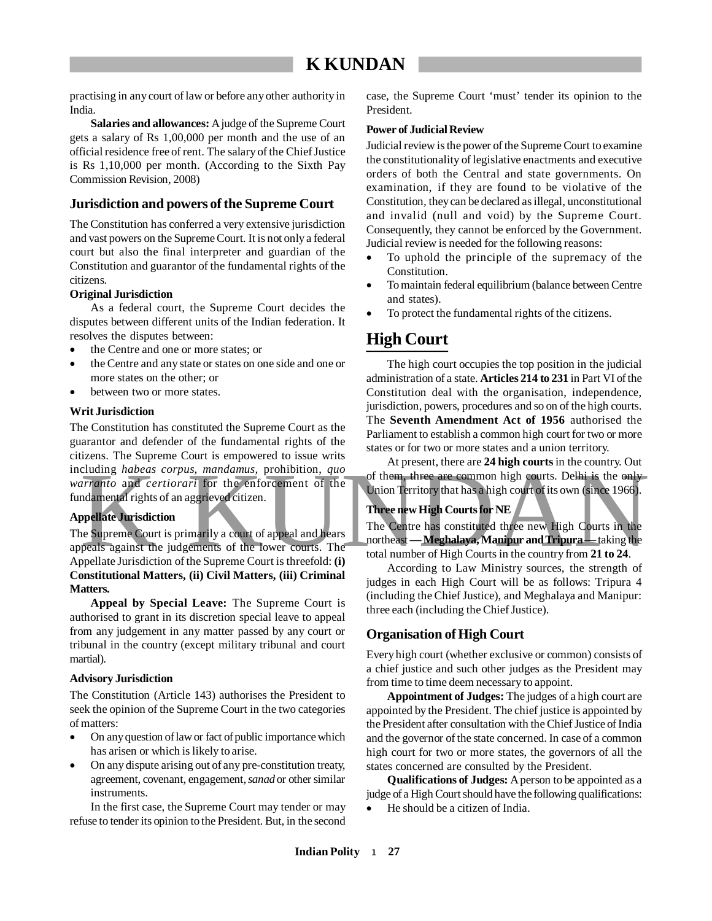practising in any court of law or before any other authority in India.

**Salaries and allowances:** A judge of the Supreme Court gets a salary of Rs 1,00,000 per month and the use of an official residence free of rent. The salary of the Chief Justice is Rs 1,10,000 per month. (According to the Sixth Pay Commission Revision, 2008)

## Jurisdiction and powers of the Supreme Court

The Constitution has conferred a very extensive jurisdiction and vast powers on the Supreme Court. It is not only a federal court but also the final interpreter and guardian of the Constitution and guarantor of the fundamental rights of the citizens.

**Original Jurisdiction**

As a federal court, the Supreme Court decides the disputes between different units of the Indian federation. It resolves the disputes between:

- the Centre and one or more states; or
- the Centre and any state or states on one side and one or more states on the other; or
- between two or more states.

**Writ Jurisdiction**

The Constitution has constituted the Supreme Court as the guarantor and defender of the fundamental rights of the citizens. The Supreme Court is empowered to issue writs including *habeas corpus, mandamus,* prohibition, *quo warranto* and *certiorari* for the enforcement of the fundamental rights of an aggrieved citizen.

**Appellate Jurisdiction**

The Supreme Court is primarily a court of appeal and hears appeals against the judgements of the lower courts. The Appellate Jurisdiction of the Supreme Court is threefold: **(i) Constitutional Matters, (ii) Civil Matters, (iii) Criminal Matters.**

**Appeal by Special Leave:** The Supreme Court is authorised to grant in its discretion special leave to appeal from any judgement in any matter passed by any court or tribunal in the country (except military tribunal and court martial).

**Advisory Jurisdiction**

The Constitution (Article 143) authorises the President to seek the opinion of the Supreme Court in the two categories of matters:

- On any question of law or fact of public importance which has arisen or which is likely to arise.
- On any dispute arising out of any pre-constitution treaty, agreement, covenant, engagement, *sanad* or other similar instruments.

In the first case, the Supreme Court may tender or may refuse to tender its opinion to the President. But, in the second case, the Supreme Court 'must' tender its opinion to the President.

**Power of Judicial Review**

Judicial review is the power of the Supreme Court to examine the constitutionality of legislative enactments and executive orders of both the Central and state governments. On examination, if they are found to be violative of the Constitution, they can be declared as illegal, unconstitutional and invalid (null and void) by the Supreme Court. Consequently, they cannot be enforced by the Government. Judicial review is needed for the following reasons:

- To uphold the principle of the supremacy of the Constitution.
- To maintain federal equilibrium (balance between Centre and states).
- To protect the fundamental rights of the citizens.

# High Court

The high court occupies the top position in the judicial administration of a state. **Articles 214 to 231** in Part VI of the Constitution deal with the organisation, independence, jurisdiction, powers, procedures and so on of the high courts. The **Seventh Amendment Act of 1956** authorised the Parliament to establish a common high court for two or more states or for two or more states and a union territory.

At present, there are **24 high courts** in the country. Out of them, three are common high courts. Delhi is the only Union Territory that has a high court of its own (since 1966).

**Three new High Courts for NE**

The Centre has constituted three new High Courts in the northeast **— Meghalaya, Manipur and Tripura —** taking the total number of High Courts in the country from **21 to 24**.

According to Law Ministry sources, the strength of judges in each High Court will be as follows: Tripura 4 (including the Chief Justice), and Meghalaya and Manipur: three each (including the Chief Justice).

## Organisation of High Court

Every high court (whether exclusive or common) consists of a chief justice and such other judges as the President may from time to time deem necessary to appoint.

**Appointment of Judges:** The judges of a high court are appointed by the President. The chief justice is appointed by the President after consultation with the Chief Justice of India and the governor of the state concerned. In case of a common high court for two or more states, the governors of all the states concerned are consulted by the President.

**Qualifications of Judges:** A person to be appointed as a judge of a High Court should have the following qualifications:

- He should be a citizen of India.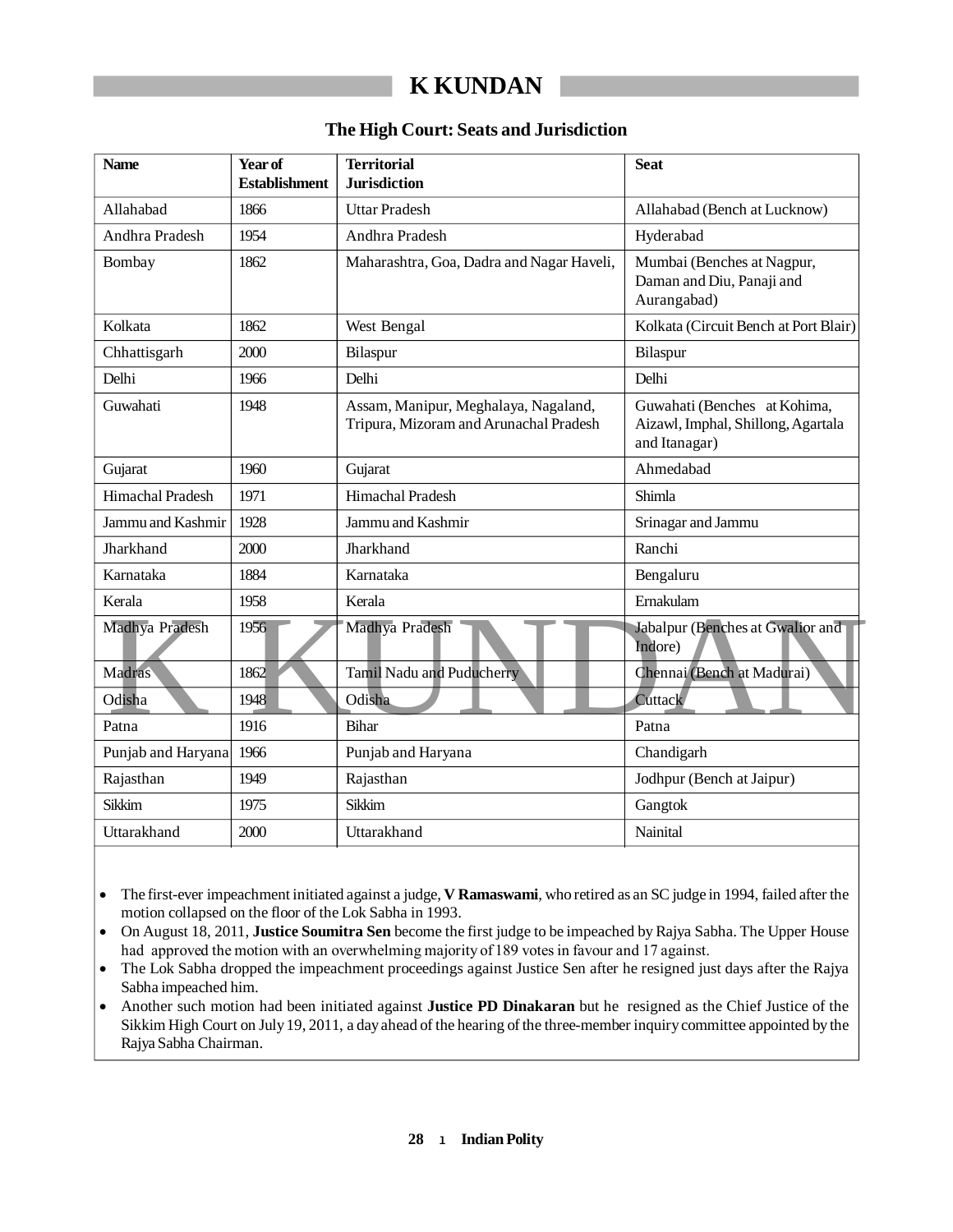## The High Court: Seats and Jurisdiction

| Name | Year of Establishment | Territorial Jurisdiction | Seat |
|---|---|---|---|
| Allahabad | 1866 | Uttar Pradesh | Allahabad (Bench at Lucknow) |
| Andhra Pradesh | 1954 | Andhra Pradesh | Hyderabad |
| Bombay | 1862 | Maharashtra, Goa, Dadra and Nagar Haveli, | Mumbai (Benches at Nagpur, Daman and Diu, Panaji and Aurangabad) |
| Kolkata | 1862 | West Bengal | Kolkata (Circuit Bench at Port Blair) |
| Chhattisgarh | 2000 | Bilaspur | Bilaspur |
| Delhi | 1966 | Delhi | Delhi |
| Guwahati | 1948 | Assam, Manipur, Meghalaya, Nagaland, Tripura, Mizoram and Arunachal Pradesh | Guwahati (Benches at Kohima, Aizawl, Imphal, Shillong, Agartala and Itanagar) |
| Gujarat | 1960 | Gujarat | Ahmedabad |
| Himachal Pradesh | 1971 | Himachal Pradesh | Shimla |
| Jammu and Kashmir | 1928 | Jammu and Kashmir | Srinagar and Jammu |
| Jharkhand | 2000 | Jharkhand | Ranchi |
| Karnataka | 1884 | Karnataka | Bengaluru |
| Kerala | 1958 | Kerala | Ernakulam |
| Madhya Pradesh | 1956 | Madhya Pradesh | Jabalpur (Benches at Gwalior and Indore) |
| Madras | 1862 | Tamil Nadu and Puducherry | Chennai (Bench at Madurai) |
| Odisha | 1948 | Odisha | Cuttack |
| Patna | 1916 | Bihar | Patna |
| Punjab and Haryana | 1966 | Punjab and Haryana | Chandigarh |
| Rajasthan | 1949 | Rajasthan | Jodhpur (Bench at Jaipur) |
| Sikkim | 1975 | Sikkim | Gangtok |
| Uttarakhand | 2000 | Uttarakhand | Nainital |

- The first-ever impeachment initiated against a judge, **V Ramaswami**, who retired as an SC judge in 1994, failed after the motion collapsed on the floor of the Lok Sabha in 1993.
- On August 18, 2011, **Justice Soumitra Sen** become the first judge to be impeached by Rajya Sabha. The Upper House had approved the motion with an overwhelming majority of 189 votes in favour and 17 against.
- The Lok Sabha dropped the impeachment proceedings against Justice Sen after he resigned just days after the Rajya Sabha impeached him.
- Another such motion had been initiated against **Justice PD Dinakaran** but he resigned as the Chief Justice of the Sikkim High Court on July 19, 2011, a day ahead of the hearing of the three-member inquiry committee appointed by the Rajya Sabha Chairman.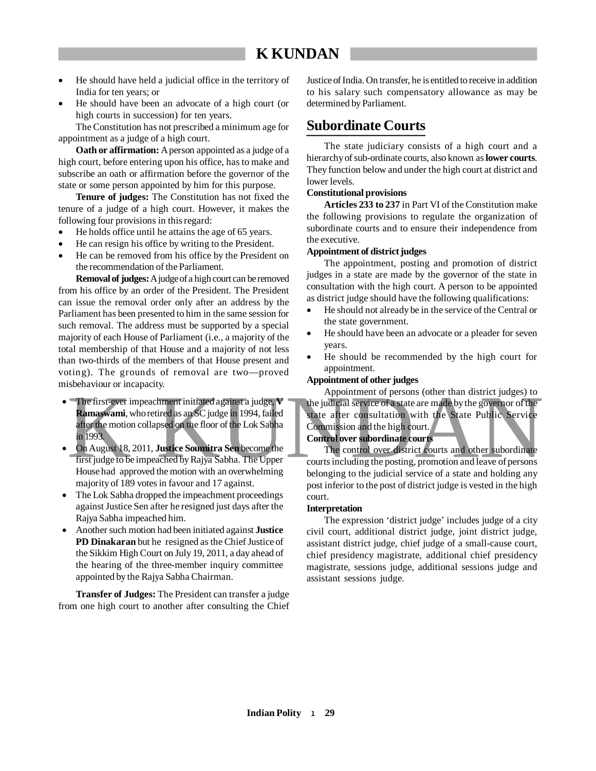- He should have held a judicial office in the territory of India for ten years; or
- He should have been an advocate of a high court (or high courts in succession) for ten years.

The Constitution has not prescribed a minimum age for appointment as a judge of a high court.

**Oath or affirmation:** A person appointed as a judge of a high court, before entering upon his office, has to make and subscribe an oath or affirmation before the governor of the state or some person appointed by him for this purpose.

**Tenure of judges:** The Constitution has not fixed the tenure of a judge of a high court. However, it makes the following four provisions in this regard:

- He holds office until he attains the age of 65 years.
- He can resign his office by writing to the President.
- He can be removed from his office by the President on the recommendation of the Parliament.

**Removal of judges:** A judge of a high court can be removed from his office by an order of the President. The President can issue the removal order only after an address by the Parliament has been presented to him in the same session for such removal. The address must be supported by a special majority of each House of Parliament (i.e., a majority of the total membership of that House and a majority of not less than two-thirds of the members of that House present and voting). The grounds of removal are two—proved misbehaviour or incapacity.

- The first-ever impeachment initiated against a judge, **V Ramaswami**, who retired as an SC judge in 1994, failed after the motion collapsed on the floor of the Lok Sabha in 1993.
- On August 18, 2011, **Justice Soumitra Sen** become the first judge to be impeached by Rajya Sabha. The Upper House had approved the motion with an overwhelming majority of 189 votes in favour and 17 against.
- The Lok Sabha dropped the impeachment proceedings against Justice Sen after he resigned just days after the Rajya Sabha impeached him.
- Another such motion had been initiated against **Justice PD Dinakaran** but he resigned as the Chief Justice of the Sikkim High Court on July 19, 2011, a day ahead of the hearing of the three-member inquiry committee appointed by the Rajya Sabha Chairman.

**Transfer of Judges:** The President can transfer a judge from one high court to another after consulting the Chief Justice of India. On transfer, he is entitled to receive in addition to his salary such compensatory allowance as may be determined by Parliament.

## Subordinate Courts

The state judiciary consists of a high court and a hierarchy of sub-ordinate courts, also known as **lower courts**. They function below and under the high court at district and lower levels.

**Constitutional provisions**

**Articles 233 to 237** in Part VI of the Constitution make the following provisions to regulate the organization of subordinate courts and to ensure their independence from the executive.

**Appointment of district judges**

The appointment, posting and promotion of district judges in a state are made by the governor of the state in consultation with the high court. A person to be appointed as district judge should have the following qualifications:

- He should not already be in the service of the Central or the state government.
- He should have been an advocate or a pleader for seven years.
- He should be recommended by the high court for appointment.

**Appointment of other judges**

Appointment of persons (other than district judges) to the judicial service of a state are made by the governor of the state after consultation with the State Public Service Commission and the high court.

**Control over subordinate courts**

The control over district courts and other subordinate courts including the posting, promotion and leave of persons belonging to the judicial service of a state and holding any post inferior to the post of district judge is vested in the high court.

**Interpretation**

The expression 'district judge' includes judge of a city civil court, additional district judge, joint district judge, assistant district judge, chief judge of a small-cause court, chief presidency magistrate, additional chief presidency magistrate, sessions judge, additional sessions judge and assistant sessions judge.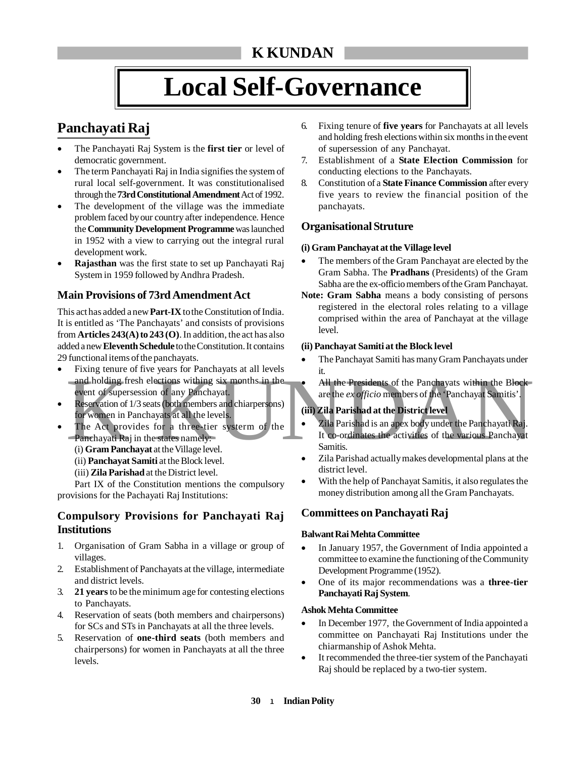# Local Self-Governance

## Panchayati Raj

- The Panchayati Raj System is the **first tier** or level of democratic government.
- The term Panchayati Raj in India signifies the system of rural local self-government. It was constitutionalised through the **73rd Constitutional Amendment** Act of 1992.
- The development of the village was the immediate problem faced by our country after independence. Hence the **Community Development Programme** was launched in 1952 with a view to carrying out the integral rural development work.
- **Rajasthan** was the first state to set up Panchayati Raj System in 1959 followed by Andhra Pradesh.

### Main Provisions of 73rd Amendment Act

This act has added a new **Part-IX** to the Constitution of India. It is entitled as 'The Panchayats' and consists of provisions from **Articles 243(A) to 243 (O)**. In addition, the act has also added a new **Eleventh Schedule** to the Constitution. It contains 29 functional items of the panchayats.

- Fixing tenure of five years for Panchayats at all levels and holding fresh elections withing six months in the event of supersession of any Panchayat.
- Reservation of 1/3 seats (both members and chiarpersons) for women in Panchayats at all the levels.
- The Act provides for a three-tier systerm of the Panchayati Raj in the states namely:

  (i) **Gram Panchayat** at the Village level.

  (ii) **Panchayat Samiti** at the Block level.

  (iii) **Zila Parishad** at the District level.

Part IX of the Constitution mentions the compulsory provisions for the Pachayati Raj Institutions:

### Compulsory Provisions for Panchayati Raj Institutions

1. Organisation of Gram Sabha in a village or group of villages.
2. Establishment of Panchayats at the village, intermediate and district levels.
3. **21 years** to be the minimum age for contesting elections to Panchayats.
4. Reservation of seats (both members and chairpersons) for SCs and STs in Panchayats at all the three levels.
5. Reservation of **one-third seats** (both members and chairpersons) for women in Panchayats at all the three levels.
6. Fixing tenure of **five years** for Panchayats at all levels and holding fresh elections within six months in the event of supersession of any Panchayat.
7. Establishment of a **State Election Commission** for conducting elections to the Panchayats.
8. Constitution of a **State Finance Commission** after every five years to review the financial position of the panchayats.

### Organisational Struture

#### (i) Gram Panchayat at the Village level

- The members of the Gram Panchayat are elected by the Gram Sabha. The **Pradhans** (Presidents) of the Gram Sabha are the ex-officio members of the Gram Panchayat.

**Note: Gram Sabha** means a body consisting of persons registered in the electoral roles relating to a village comprised within the area of Panchayat at the village level.

#### (ii) Panchayat Samiti at the Block level

- The Panchayat Samiti has many Gram Panchayats under it.
- All the Presidents of the Panchayats within the Block are the *ex officio* members of the 'Panchayat Samitis'.

#### (iii) Zila Parishad at the District level

- Zila Parishad is an apex body under the Panchayati Raj. It co-ordinates the activities of the various Panchayat Samitis.
- Zila Parishad actually makes developmental plans at the district level.
- With the help of Panchayat Samitis, it also regulates the money distribution among all the Gram Panchayats.

### Committees on Panchayati Raj

#### Balwant Rai Mehta Committee

- In January 1957, the Government of India appointed a committee to examine the functioning of the Community Development Programme (1952).
- One of its major recommendations was a **three-tier Panchayati Raj System**.

#### Ashok Mehta Committee

- In December 1977, the Government of India appointed a committee on Panchayati Raj Institutions under the chiarmanship of Ashok Mehta.
- It recommended the three-tier system of the Panchayati Raj should be replaced by a two-tier system.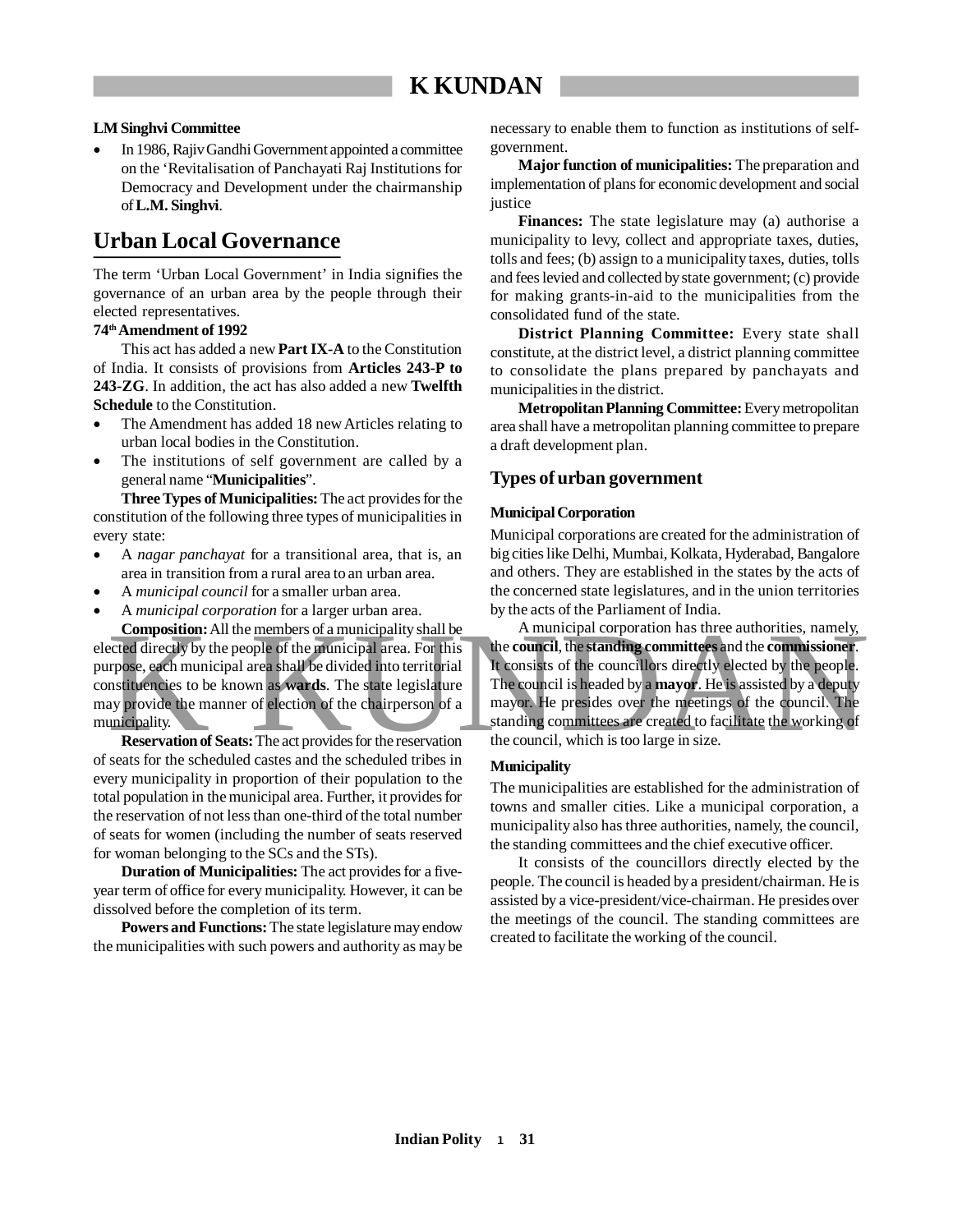**LM Singhvi Committee**

- In 1986, Rajiv Gandhi Government appointed a committee on the 'Revitalisation of Panchayati Raj Institutions for Democracy and Development under the chairmanship of **L.M. Singhvi**.

## Urban Local Governance

The term 'Urban Local Government' in India signifies the governance of an urban area by the people through their elected representatives.

**74th Amendment of 1992**

This act has added a new **Part IX-A** to the Constitution of India. It consists of provisions from **Articles 243-P to 243-ZG**. In addition, the act has also added a new **Twelfth Schedule** to the Constitution.

- The Amendment has added 18 new Articles relating to urban local bodies in the Constitution.
- The institutions of self government are called by a general name "**Municipalities**".

**Three Types of Municipalities:** The act provides for the constitution of the following three types of municipalities in every state:

- A *nagar panchayat* for a transitional area, that is, an area in transition from a rural area to an urban area.
- A *municipal council* for a smaller urban area.
- A *municipal corporation* for a larger urban area.

**Composition:** All the members of a municipality shall be elected directly by the people of the municipal area. For this purpose, each municipal area shall be divided into territorial constituencies to be known as **wards**. The state legislature may provide the manner of election of the chairperson of a municipality.

**Reservation of Seats:** The act provides for the reservation of seats for the scheduled castes and the scheduled tribes in every municipality in proportion of their population to the total population in the municipal area. Further, it provides for the reservation of not less than one-third of the total number of seats for women (including the number of seats reserved for woman belonging to the SCs and the STs).

**Duration of Municipalities:** The act provides for a five-year term of office for every municipality. However, it can be dissolved before the completion of its term.

**Powers and Functions:** The state legislature may endow the municipalities with such powers and authority as may be necessary to enable them to function as institutions of self-government.

**Major function of municipalities:** The preparation and implementation of plans for economic development and social justice

**Finances:** The state legislature may (a) authorise a municipality to levy, collect and appropriate taxes, duties, tolls and fees; (b) assign to a municipality taxes, duties, tolls and fees levied and collected by state government; (c) provide for making grants-in-aid to the municipalities from the consolidated fund of the state.

**District Planning Committee:** Every state shall constitute, at the district level, a district planning committee to consolidate the plans prepared by panchayats and municipalities in the district.

**Metropolitan Planning Committee:** Every metropolitan area shall have a metropolitan planning committee to prepare a draft development plan.

### Types of urban government

**Municipal Corporation**

Municipal corporations are created for the administration of big cities like Delhi, Mumbai, Kolkata, Hyderabad, Bangalore and others. They are established in the states by the acts of the concerned state legislatures, and in the union territories by the acts of the Parliament of India.

A municipal corporation has three authorities, namely, the **council**, the **standing committees** and the **commissioner**. It consists of the councillors directly elected by the people. The council is headed by a **mayor**. He is assisted by a deputy mayor. He presides over the meetings of the council. The standing committees are created to facilitate the working of the council, which is too large in size.

**Municipality**

The municipalities are established for the administration of towns and smaller cities. Like a municipal corporation, a municipality also has three authorities, namely, the council, the standing committees and the chief executive officer.

It consists of the councillors directly elected by the people. The council is headed by a president/chairman. He is assisted by a vice-president/vice-chairman. He presides over the meetings of the council. The standing committees are created to facilitate the working of the council.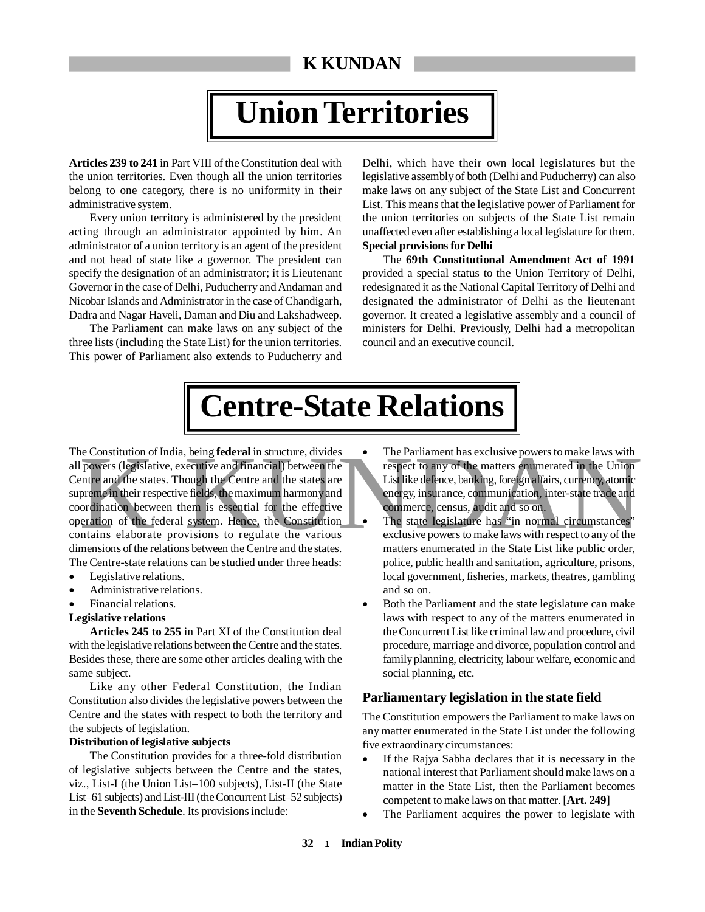# Union Territories

**Articles 239 to 241** in Part VIII of the Constitution deal with the union territories. Even though all the union territories belong to one category, there is no uniformity in their administrative system.

Every union territory is administered by the president acting through an administrator appointed by him. An administrator of a union territory is an agent of the president and not head of state like a governor. The president can specify the designation of an administrator; it is Lieutenant Governor in the case of Delhi, Puducherry and Andaman and Nicobar Islands and Administrator in the case of Chandigarh, Dadra and Nagar Haveli, Daman and Diu and Lakshadweep.

The Parliament can make laws on any subject of the three lists (including the State List) for the union territories. This power of Parliament also extends to Puducherry and Delhi, which have their own local legislatures but the legislative assembly of both (Delhi and Puducherry) can also make laws on any subject of the State List and Concurrent List. This means that the legislative power of Parliament for the union territories on subjects of the State List remain unaffected even after establishing a local legislature for them.

**Special provisions for Delhi**

The **69th Constitutional Amendment Act of 1991** provided a special status to the Union Territory of Delhi, redesignated it as the National Capital Territory of Delhi and designated the administrator of Delhi as the lieutenant governor. It created a legislative assembly and a council of ministers for Delhi. Previously, Delhi had a metropolitan council and an executive council.

# Centre-State Relations

The Constitution of India, being **federal** in structure, divides all powers (legislative, executive and financial) between the Centre and the states. Though the Centre and the states are supreme in their respective fields, the maximum harmony and coordination between them is essential for the effective operation of the federal system. Hence, the Constitution contains elaborate provisions to regulate the various dimensions of the relations between the Centre and the states. The Centre-state relations can be studied under three heads:

- Legislative relations.
- Administrative relations.
- Financial relations.

**Legislative relations**

**Articles 245 to 255** in Part XI of the Constitution deal with the legislative relations between the Centre and the states. Besides these, there are some other articles dealing with the same subject.

Like any other Federal Constitution, the Indian Constitution also divides the legislative powers between the Centre and the states with respect to both the territory and the subjects of legislation.

**Distribution of legislative subjects**

The Constitution provides for a three-fold distribution of legislative subjects between the Centre and the states, viz., List-I (the Union List–100 subjects), List-II (the State List–61 subjects) and List-III (the Concurrent List–52 subjects) in the **Seventh Schedule**. Its provisions include:

- The Parliament has exclusive powers to make laws with respect to any of the matters enumerated in the Union List like defence, banking, foreign affairs, currency, atomic energy, insurance, communication, inter-state trade and commerce, census, audit and so on.
- The state legislature has "in normal circumstances" exclusive powers to make laws with respect to any of the matters enumerated in the State List like public order, police, public health and sanitation, agriculture, prisons, local government, fisheries, markets, theatres, gambling and so on.
- Both the Parliament and the state legislature can make laws with respect to any of the matters enumerated in the Concurrent List like criminal law and procedure, civil procedure, marriage and divorce, population control and family planning, electricity, labour welfare, economic and social planning, etc.

## Parliamentary legislation in the state field

The Constitution empowers the Parliament to make laws on any matter enumerated in the State List under the following five extraordinary circumstances:

- If the Rajya Sabha declares that it is necessary in the national interest that Parliament should make laws on a matter in the State List, then the Parliament becomes competent to make laws on that matter. [**Art. 249**]
- The Parliament acquires the power to legislate with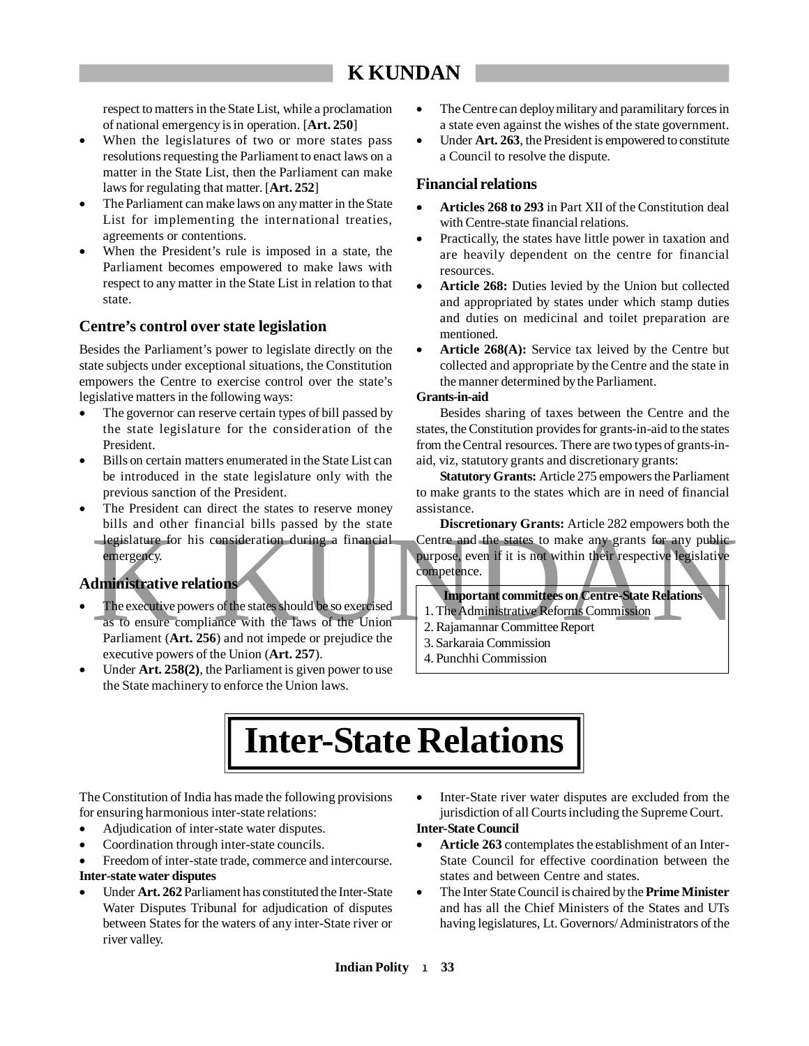respect to matters in the State List, while a proclamation of national emergency is in operation. [**Art. 250**]

- When the legislatures of two or more states pass resolutions requesting the Parliament to enact laws on a matter in the State List, then the Parliament can make laws for regulating that matter. [**Art. 252**]
- The Parliament can make laws on any matter in the State List for implementing the international treaties, agreements or contentions.
- When the President's rule is imposed in a state, the Parliament becomes empowered to make laws with respect to any matter in the State List in relation to that state.

### Centre's control over state legislation

Besides the Parliament's power to legislate directly on the state subjects under exceptional situations, the Constitution empowers the Centre to exercise control over the state's legislative matters in the following ways:

- The governor can reserve certain types of bill passed by the state legislature for the consideration of the President.
- Bills on certain matters enumerated in the State List can be introduced in the state legislature only with the previous sanction of the President.
- The President can direct the states to reserve money bills and other financial bills passed by the state legislature for his consideration during a financial emergency.

### Administrative relations

- The executive powers of the states should be so exercised as to ensure compliance with the laws of the Union Parliament (**Art. 256**) and not impede or prejudice the executive powers of the Union (**Art. 257**).
- Under **Art. 258(2)**, the Parliament is given power to use the State machinery to enforce the Union laws.
- The Centre can deploy military and paramilitary forces in a state even against the wishes of the state government.
- Under **Art. 263**, the President is empowered to constitute a Council to resolve the dispute.

### Financial relations

- **Articles 268 to 293** in Part XII of the Constitution deal with Centre-state financial relations.
- Practically, the states have little power in taxation and are heavily dependent on the centre for financial resources.
- **Article 268:** Duties levied by the Union but collected and appropriated by states under which stamp duties and duties on medicinal and toilet preparation are mentioned.
- **Article 268(A):** Service tax leived by the Centre but collected and appropriate by the Centre and the state in the manner determined by the Parliament.

**Grants-in-aid**

Besides sharing of taxes between the Centre and the states, the Constitution provides for grants-in-aid to the states from the Central resources. There are two types of grants-in-aid, viz, statutory grants and discretionary grants:

**Statutory Grants:** Article 275 empowers the Parliament to make grants to the states which are in need of financial assistance.

**Discretionary Grants:** Article 282 empowers both the Centre and the states to make any grants for any public purpose, even if it is not within their respective legislative competence.

> **Important committees on Centre-State Relations**
> 1. The Administrative Reforms Commission
> 2. Rajamannar Committee Report
> 3. Sarkaraia Commission
> 4. Punchhi Commission

# Inter-State Relations

The Constitution of India has made the following provisions for ensuring harmonious inter-state relations:

- Adjudication of inter-state water disputes.
- Coordination through inter-state councils.
- Freedom of inter-state trade, commerce and intercourse.

**Inter-state water disputes**

- Under **Art. 262** Parliament has constituted the Inter-State Water Disputes Tribunal for adjudication of disputes between States for the waters of any inter-State river or river valley.
- Inter-State river water disputes are excluded from the jurisdiction of all Courts including the Supreme Court.

**Inter-State Council**

- **Article 263** contemplates the establishment of an Inter-State Council for effective coordination between the states and between Centre and states.
- The Inter State Council is chaired by the **Prime Minister** and has all the Chief Ministers of the States and UTs having legislatures, Lt. Governors/ Administrators of the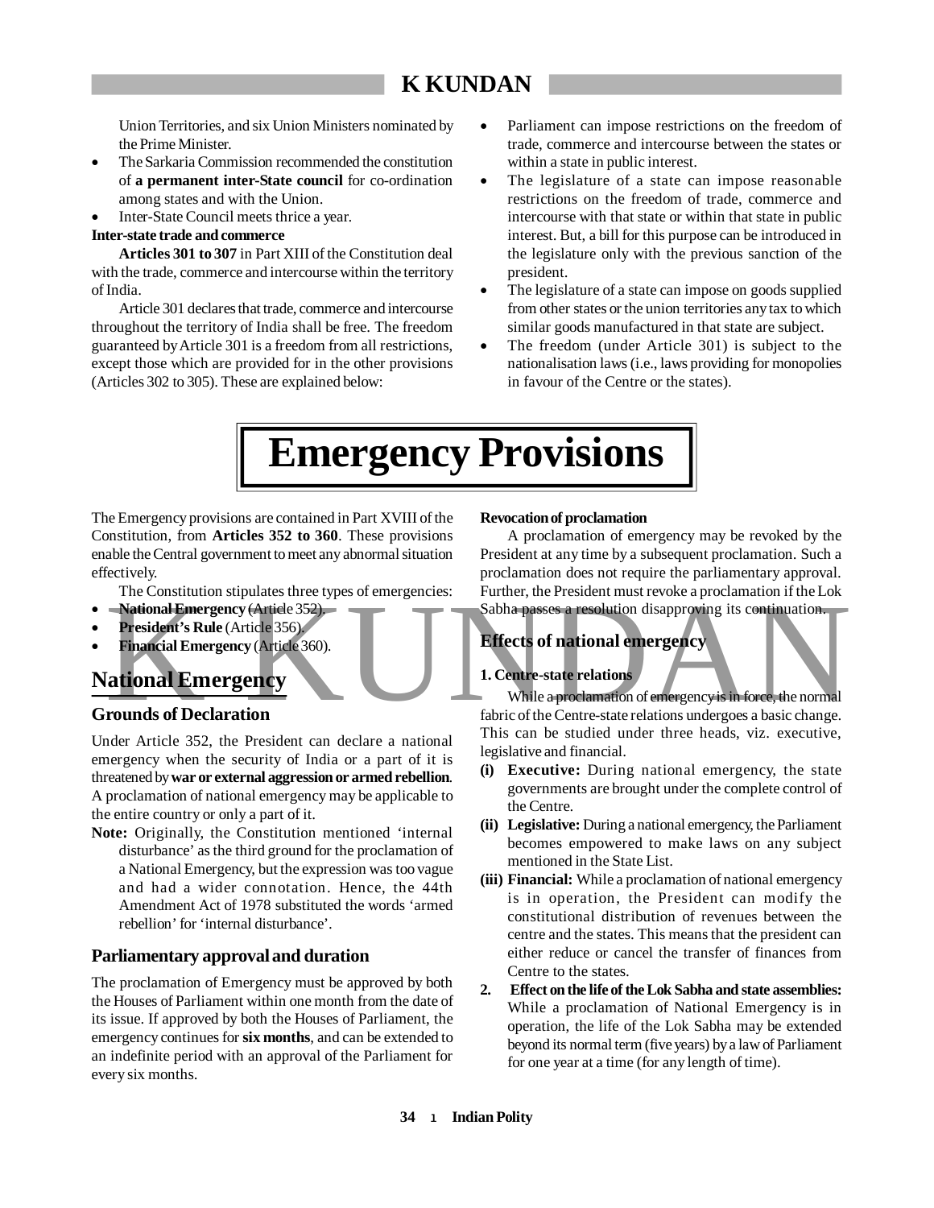Union Territories, and six Union Ministers nominated by the Prime Minister.
- The Sarkaria Commission recommended the constitution of **a permanent inter-State council** for co-ordination among states and with the Union.
- Inter-State Council meets thrice a year.

**Inter-state trade and commerce**

**Articles 301 to 307** in Part XIII of the Constitution deal with the trade, commerce and intercourse within the territory of India.

Article 301 declares that trade, commerce and intercourse throughout the territory of India shall be free. The freedom guaranteed by Article 301 is a freedom from all restrictions, except those which are provided for in the other provisions (Articles 302 to 305). These are explained below:

- Parliament can impose restrictions on the freedom of trade, commerce and intercourse between the states or within a state in public interest.
- The legislature of a state can impose reasonable restrictions on the freedom of trade, commerce and intercourse with that state or within that state in public interest. But, a bill for this purpose can be introduced in the legislature only with the previous sanction of the president.
- The legislature of a state can impose on goods supplied from other states or the union territories any tax to which similar goods manufactured in that state are subject.
- The freedom (under Article 301) is subject to the nationalisation laws (i.e., laws providing for monopolies in favour of the Centre or the states).

# Emergency Provisions

The Emergency provisions are contained in Part XVIII of the Constitution, from **Articles 352 to 360**. These provisions enable the Central government to meet any abnormal situation effectively.

The Constitution stipulates three types of emergencies:

- **National Emergency** (Article 352).
- **President's Rule** (Article 356).
- **Financial Emergency** (Article 360).

## National Emergency

### Grounds of Declaration

Under Article 352, the President can declare a national emergency when the security of India or a part of it is threatened by **war or external aggression or armed rebellion**. A proclamation of national emergency may be applicable to the entire country or only a part of it.

**Note:** Originally, the Constitution mentioned 'internal disturbance' as the third ground for the proclamation of a National Emergency, but the expression was too vague and had a wider connotation. Hence, the 44th Amendment Act of 1978 substituted the words 'armed rebellion' for 'internal disturbance'.

### Parliamentary approval and duration

The proclamation of Emergency must be approved by both the Houses of Parliament within one month from the date of its issue. If approved by both the Houses of Parliament, the emergency continues for **six months**, and can be extended to an indefinite period with an approval of the Parliament for every six months.

**Revocation of proclamation**

A proclamation of emergency may be revoked by the President at any time by a subsequent proclamation. Such a proclamation does not require the parliamentary approval. Further, the President must revoke a proclamation if the Lok Sabha passes a resolution disapproving its continuation.

### Effects of national emergency

**1. Centre-state relations**

While a proclamation of emergency is in force, the normal fabric of the Centre-state relations undergoes a basic change. This can be studied under three heads, viz. executive, legislative and financial.

**(i) Executive:** During national emergency, the state governments are brought under the complete control of the Centre.

**(ii) Legislative:** During a national emergency, the Parliament becomes empowered to make laws on any subject mentioned in the State List.

**(iii) Financial:** While a proclamation of national emergency is in operation, the President can modify the constitutional distribution of revenues between the centre and the states. This means that the president can either reduce or cancel the transfer of finances from Centre to the states.

**2. Effect on the life of the Lok Sabha and state assemblies:** While a proclamation of National Emergency is in operation, the life of the Lok Sabha may be extended beyond its normal term (five years) by a law of Parliament for one year at a time (for any length of time).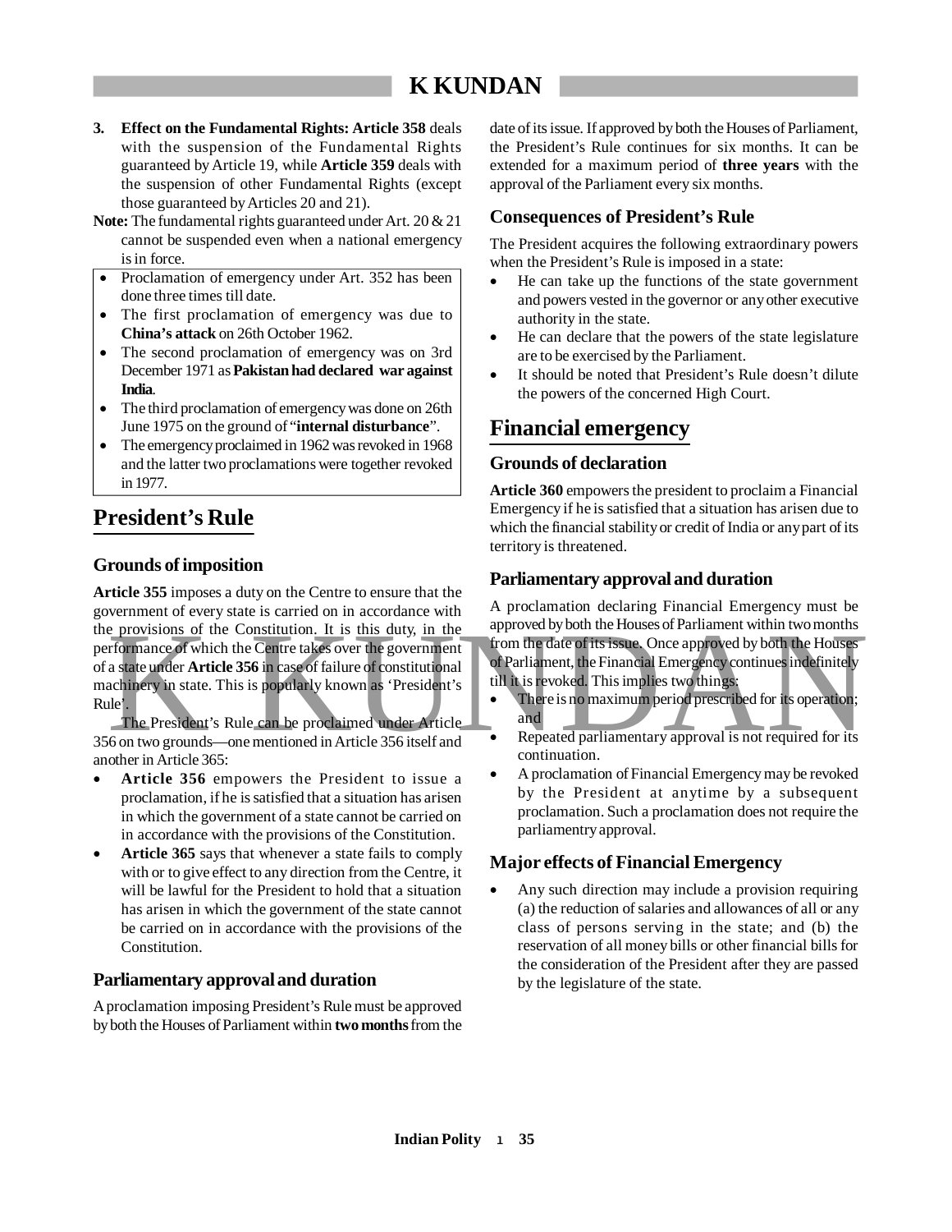3. **Effect on the Fundamental Rights: Article 358** deals with the suspension of the Fundamental Rights guaranteed by Article 19, while **Article 359** deals with the suspension of other Fundamental Rights (except those guaranteed by Articles 20 and 21).

**Note:** The fundamental rights guaranteed under Art. 20 & 21 cannot be suspended even when a national emergency is in force.

- Proclamation of emergency under Art. 352 has been done three times till date.
- The first proclamation of emergency was due to **China's attack** on 26th October 1962.
- The second proclamation of emergency was on 3rd December 1971 as **Pakistan had declared war against India**.
- The third proclamation of emergency was done on 26th June 1975 on the ground of "**internal disturbance**".
- The emergency proclaimed in 1962 was revoked in 1968 and the latter two proclamations were together revoked in 1977.

## President's Rule

### Grounds of imposition

**Article 355** imposes a duty on the Centre to ensure that the government of every state is carried on in accordance with the provisions of the Constitution. It is this duty, in the performance of which the Centre takes over the government of a state under **Article 356** in case of failure of constitutional machinery in state. This is popularly known as 'President's Rule'.

The President's Rule can be proclaimed under Article 356 on two grounds—one mentioned in Article 356 itself and another in Article 365:

- **Article 356** empowers the President to issue a proclamation, if he is satisfied that a situation has arisen in which the government of a state cannot be carried on in accordance with the provisions of the Constitution.
- **Article 365** says that whenever a state fails to comply with or to give effect to any direction from the Centre, it will be lawful for the President to hold that a situation has arisen in which the government of the state cannot be carried on in accordance with the provisions of the Constitution.

### Parliamentary approval and duration

A proclamation imposing President's Rule must be approved by both the Houses of Parliament within **two months** from the date of its issue. If approved by both the Houses of Parliament, the President's Rule continues for six months. It can be extended for a maximum period of **three years** with the approval of the Parliament every six months.

### Consequences of President's Rule

The President acquires the following extraordinary powers when the President's Rule is imposed in a state:

- He can take up the functions of the state government and powers vested in the governor or any other executive authority in the state.
- He can declare that the powers of the state legislature are to be exercised by the Parliament.
- It should be noted that President's Rule doesn't dilute the powers of the concerned High Court.

## Financial emergency

### Grounds of declaration

**Article 360** empowers the president to proclaim a Financial Emergency if he is satisfied that a situation has arisen due to which the financial stability or credit of India or any part of its territory is threatened.

### Parliamentary approval and duration

A proclamation declaring Financial Emergency must be approved by both the Houses of Parliament within two months from the date of its issue. Once approved by both the Houses of Parliament, the Financial Emergency continues indefinitely till it is revoked. This implies two things:

- There is no maximum period prescribed for its operation; and
- Repeated parliamentary approval is not required for its continuation.
- A proclamation of Financial Emergency may be revoked by the President at anytime by a subsequent proclamation. Such a proclamation does not require the parliamentry approval.

### Major effects of Financial Emergency

- Any such direction may include a provision requiring (a) the reduction of salaries and allowances of all or any class of persons serving in the state; and (b) the reservation of all money bills or other financial bills for the consideration of the President after they are passed by the legislature of the state.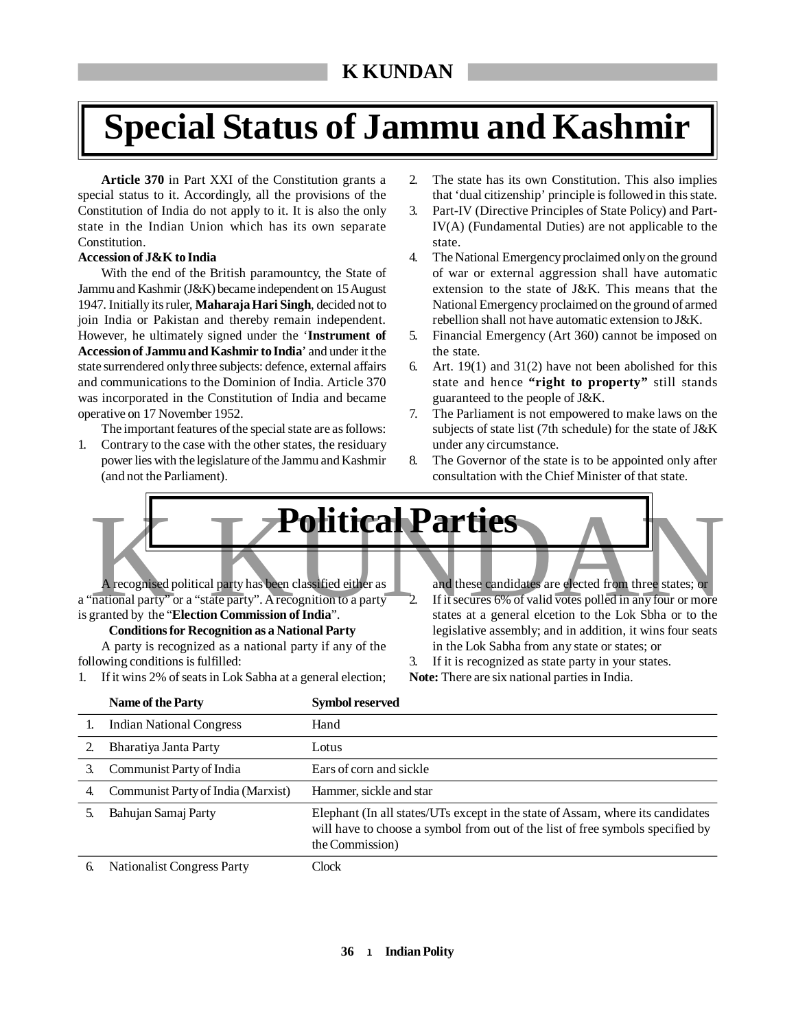# Special Status of Jammu and Kashmir

**Article 370** in Part XXI of the Constitution grants a special status to it. Accordingly, all the provisions of the Constitution of India do not apply to it. It is also the only state in the Indian Union which has its own separate Constitution.

**Accession of J&K to India**

With the end of the British paramountcy, the State of Jammu and Kashmir (J&K) became independent on 15 August 1947. Initially its ruler, **Maharaja Hari Singh**, decided not to join India or Pakistan and thereby remain independent. However, he ultimately signed under the '**Instrument of Accession of Jammu and Kashmir to India**' and under it the state surrendered only three subjects: defence, external affairs and communications to the Dominion of India. Article 370 was incorporated in the Constitution of India and became operative on 17 November 1952.

The important features of the special state are as follows:

1. Contrary to the case with the other states, the residuary power lies with the legislature of the Jammu and Kashmir (and not the Parliament).
2. The state has its own Constitution. This also implies that 'dual citizenship' principle is followed in this state.
3. Part-IV (Directive Principles of State Policy) and Part-IV(A) (Fundamental Duties) are not applicable to the state.
4. The National Emergency proclaimed only on the ground of war or external aggression shall have automatic extension to the state of J&K. This means that the National Emergency proclaimed on the ground of armed rebellion shall not have automatic extension to J&K.
5. Financial Emergency (Art 360) cannot be imposed on the state.
6. Art. 19(1) and 31(2) have not been abolished for this state and hence **"right to property"** still stands guaranteed to the people of J&K.
7. The Parliament is not empowered to make laws on the subjects of state list (7th schedule) for the state of J&K under any circumstance.
8. The Governor of the state is to be appointed only after consultation with the Chief Minister of that state.

# Political Parties

A recognised political party has been classified either as a "national party" or a "state party". A recognition to a party is granted by the "**Election Commission of India**".

**Conditions for Recognition as a National Party**

A party is recognized as a national party if any of the following conditions is fulfilled:

1. If it wins 2% of seats in Lok Sabha at a general election; and these candidates are elected from three states; or
2. If it secures 6% of valid votes polled in any four or more states at a general elcetion to the Lok Sbha or to the legislative assembly; and in addition, it wins four seats in the Lok Sabha from any state or states; or
3. If it is recognized as state party in your states.

**Note:** There are six national parties in India.

| | Name of the Party | Symbol reserved |
|---|---|---|
| 1. | Indian National Congress | Hand |
| 2. | Bharatiya Janta Party | Lotus |
| 3. | Communist Party of India | Ears of corn and sickle |
| 4. | Communist Party of India (Marxist) | Hammer, sickle and star |
| 5. | Bahujan Samaj Party | Elephant (In all states/UTs except in the state of Assam, where its candidates will have to choose a symbol from out of the list of free symbols specified by the Commission) |
| 6. | Nationalist Congress Party | Clock |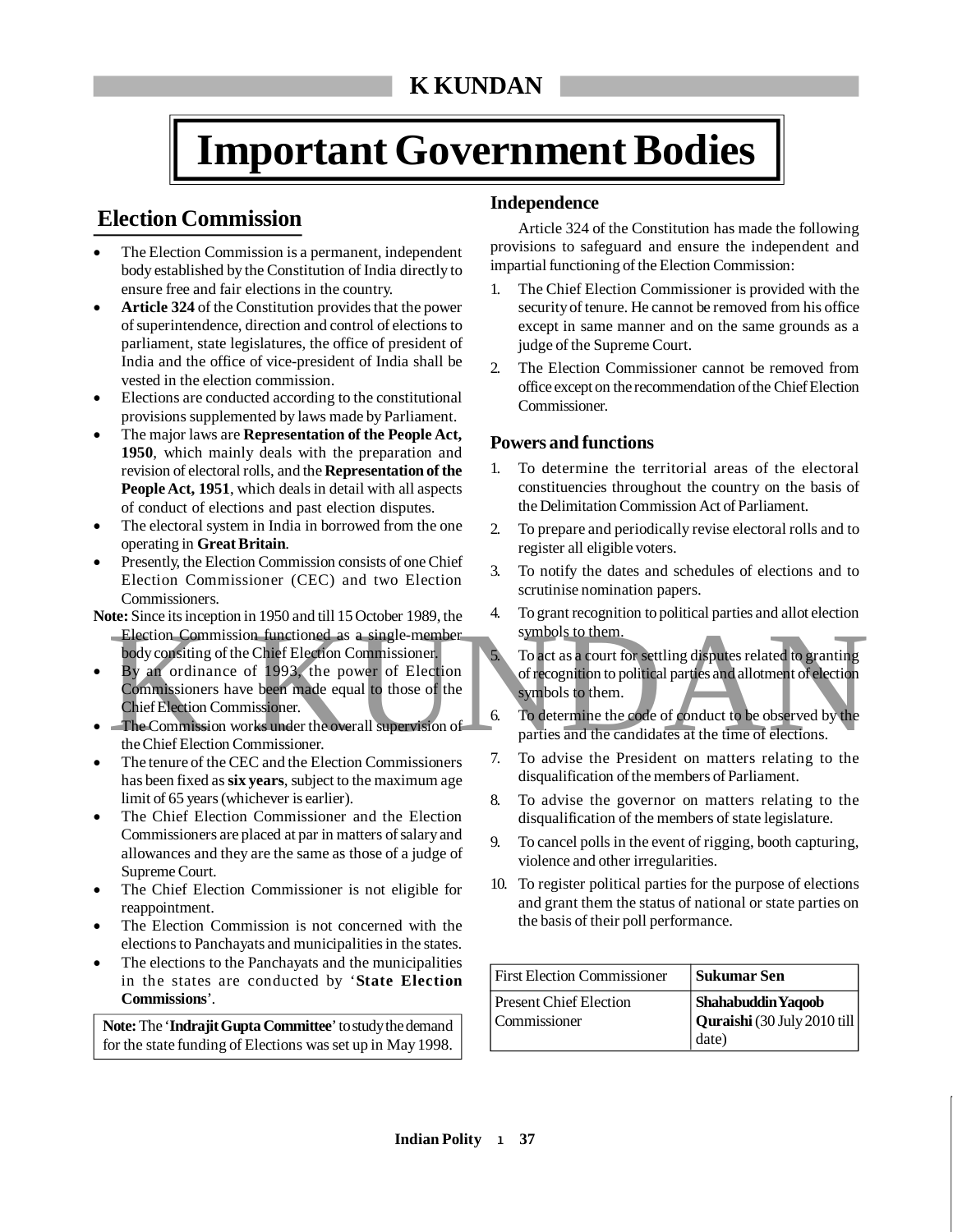# Important Government Bodies

## Election Commission

- The Election Commission is a permanent, independent body established by the Constitution of India directly to ensure free and fair elections in the country.
- **Article 324** of the Constitution provides that the power of superintendence, direction and control of elections to parliament, state legislatures, the office of president of India and the office of vice-president of India shall be vested in the election commission.
- Elections are conducted according to the constitutional provisions supplemented by laws made by Parliament.
- The major laws are **Representation of the People Act, 1950**, which mainly deals with the preparation and revision of electoral rolls, and the **Representation of the People Act, 1951**, which deals in detail with all aspects of conduct of elections and past election disputes.
- The electoral system in India in borrowed from the one operating in **Great Britain**.
- Presently, the Election Commission consists of one Chief Election Commissioner (CEC) and two Election Commissioners.

**Note:** Since its inception in 1950 and till 15 October 1989, the Election Commission functioned as a single-member body consiting of the Chief Election Commissioner.

- By an ordinance of 1993, the power of Election Commissioners have been made equal to those of the Chief Election Commissioner.
- The Commission works under the overall supervision of the Chief Election Commissioner.
- The tenure of the CEC and the Election Commissioners has been fixed as **six years**, subject to the maximum age limit of 65 years (whichever is earlier).
- The Chief Election Commissioner and the Election Commissioners are placed at par in matters of salary and allowances and they are the same as those of a judge of Supreme Court.
- The Chief Election Commissioner is not eligible for reappointment.
- The Election Commission is not concerned with the elections to Panchayats and municipalities in the states.
- The elections to the Panchayats and the municipalities in the states are conducted by '**State Election Commissions**'.

**Note:** The '**Indrajit Gupta Committee**' to study the demand for the state funding of Elections was set up in May 1998.

### Independence

Article 324 of the Constitution has made the following provisions to safeguard and ensure the independent and impartial functioning of the Election Commission:

1. The Chief Election Commissioner is provided with the security of tenure. He cannot be removed from his office except in same manner and on the same grounds as a judge of the Supreme Court.
2. The Election Commissioner cannot be removed from office except on the recommendation of the Chief Election Commissioner.

### Powers and functions

1. To determine the territorial areas of the electoral constituencies throughout the country on the basis of the Delimitation Commission Act of Parliament.
2. To prepare and periodically revise electoral rolls and to register all eligible voters.
3. To notify the dates and schedules of elections and to scrutinise nomination papers.
4. To grant recognition to political parties and allot election symbols to them.
5. To act as a court for settling disputes related to granting of recognition to political parties and allotment of election symbols to them.
6. To determine the code of conduct to be observed by the parties and the candidates at the time of elections.
7. To advise the President on matters relating to the disqualification of the members of Parliament.
8. To advise the governor on matters relating to the disqualification of the members of state legislature.
9. To cancel polls in the event of rigging, booth capturing, violence and other irregularities.
10. To register political parties for the purpose of elections and grant them the status of national or state parties on the basis of their poll performance.

| First Election Commissioner | **Sukumar Sen** |
|---|---|
| Present Chief Election Commissioner | **Shahabuddin Yaqoob Quraishi** (30 July 2010 till date) |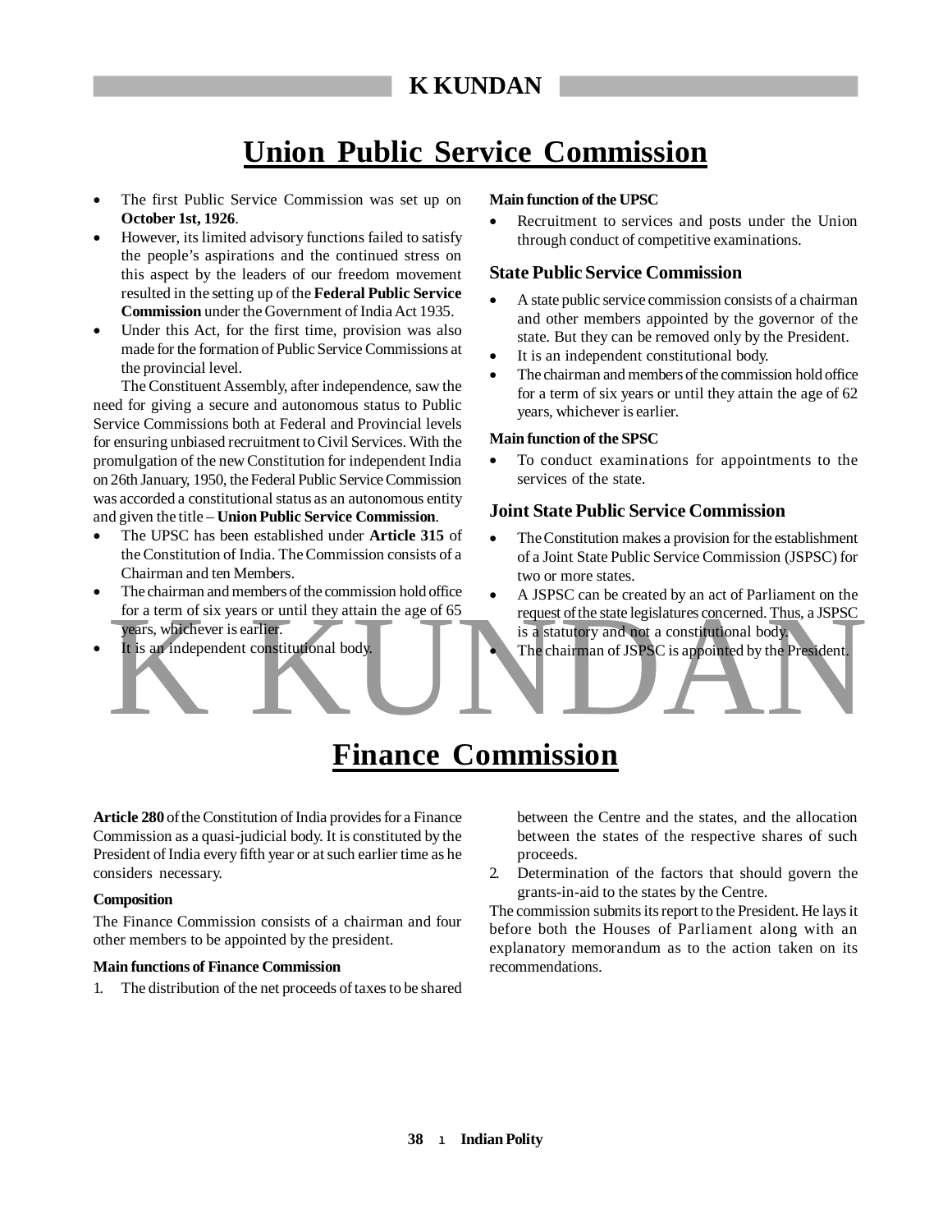# Union Public Service Commission

- The first Public Service Commission was set up on **October 1st, 1926**.
- However, its limited advisory functions failed to satisfy the people's aspirations and the continued stress on this aspect by the leaders of our freedom movement resulted in the setting up of the **Federal Public Service Commission** under the Government of India Act 1935.
- Under this Act, for the first time, provision was also made for the formation of Public Service Commissions at the provincial level.

The Constituent Assembly, after independence, saw the need for giving a secure and autonomous status to Public Service Commissions both at Federal and Provincial levels for ensuring unbiased recruitment to Civil Services. With the promulgation of the new Constitution for independent India on 26th January, 1950, the Federal Public Service Commission was accorded a constitutional status as an autonomous entity and given the title – **Union Public Service Commission**.

- The UPSC has been established under **Article 315** of the Constitution of India. The Commission consists of a Chairman and ten Members.
- The chairman and members of the commission hold office for a term of six years or until they attain the age of 65 years, whichever is earlier.
- It is an independent constitutional body.

**Main function of the UPSC**

- Recruitment to services and posts under the Union through conduct of competitive examinations.

## State Public Service Commission

- A state public service commission consists of a chairman and other members appointed by the governor of the state. But they can be removed only by the President.
- It is an independent constitutional body.
- The chairman and members of the commission hold office for a term of six years or until they attain the age of 62 years, whichever is earlier.

**Main function of the SPSC**

- To conduct examinations for appointments to the services of the state.

## Joint State Public Service Commission

- The Constitution makes a provision for the establishment of a Joint State Public Service Commission (JSPSC) for two or more states.
- A JSPSC can be created by an act of Parliament on the request of the state legislatures concerned. Thus, a JSPSC is a statutory and not a constitutional body.
- The chairman of JSPSC is appointed by the President.

# Finance Commission

**Article 280** of the Constitution of India provides for a Finance Commission as a quasi-judicial body. It is constituted by the President of India every fifth year or at such earlier time as he considers necessary.

**Composition**

The Finance Commission consists of a chairman and four other members to be appointed by the president.

**Main functions of Finance Commission**

1. The distribution of the net proceeds of taxes to be shared between the Centre and the states, and the allocation between the states of the respective shares of such proceeds.
2. Determination of the factors that should govern the grants-in-aid to the states by the Centre.

The commission submits its report to the President. He lays it before both the Houses of Parliament along with an explanatory memorandum as to the action taken on its recommendations.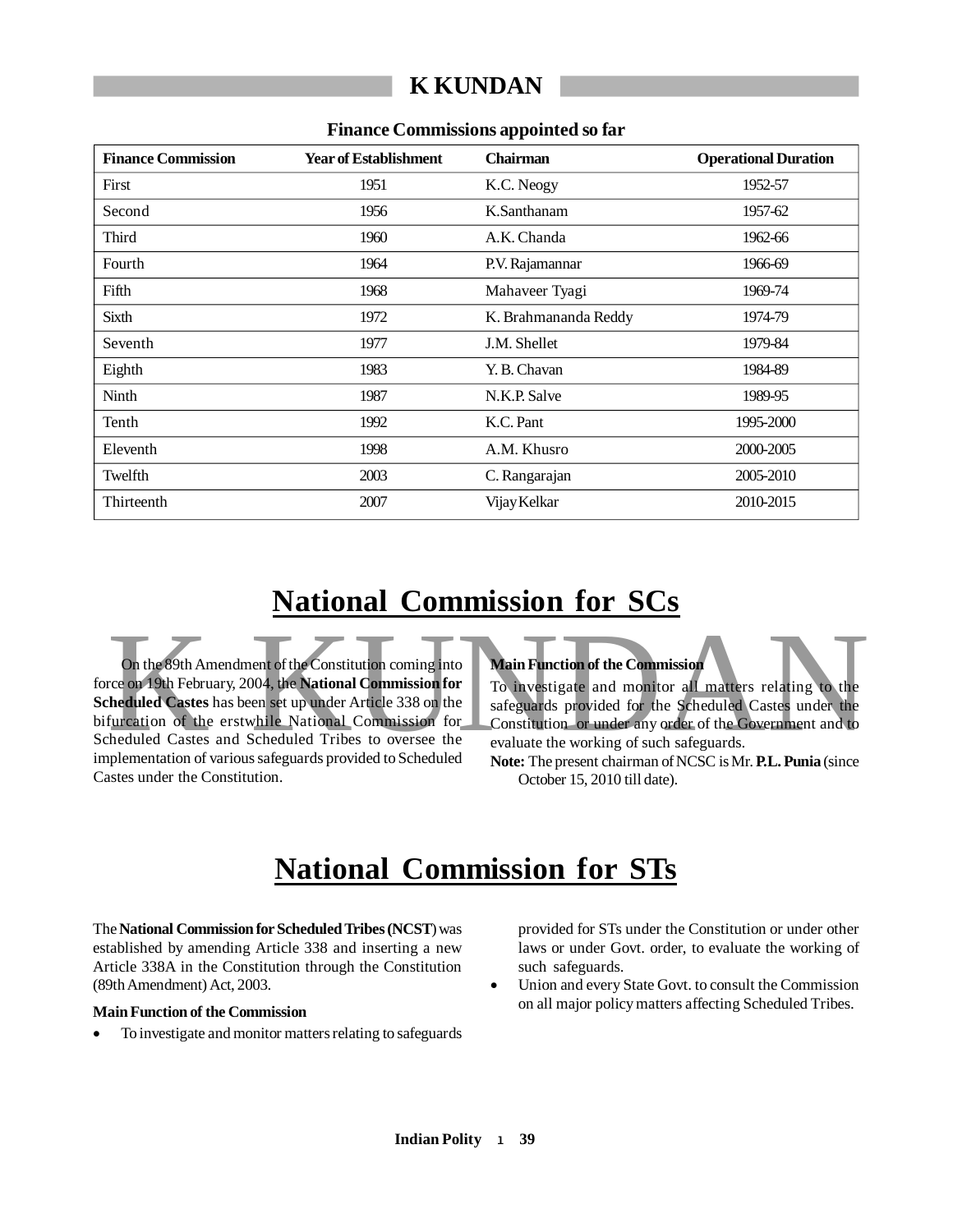**Finance Commissions appointed so far**

| Finance Commission | Year of Establishment | Chairman | Operational Duration |
|---|---|---|---|
| First | 1951 | K.C. Neogy | 1952-57 |
| Second | 1956 | K.Santhanam | 1957-62 |
| Third | 1960 | A.K. Chanda | 1962-66 |
| Fourth | 1964 | P.V. Rajamannar | 1966-69 |
| Fifth | 1968 | Mahaveer Tyagi | 1969-74 |
| Sixth | 1972 | K. Brahmananda Reddy | 1974-79 |
| Seventh | 1977 | J.M. Shellet | 1979-84 |
| Eighth | 1983 | Y. B. Chavan | 1984-89 |
| Ninth | 1987 | N.K.P. Salve | 1989-95 |
| Tenth | 1992 | K.C. Pant | 1995-2000 |
| Eleventh | 1998 | A.M. Khusro | 2000-2005 |
| Twelfth | 2003 | C. Rangarajan | 2005-2010 |
| Thirteenth | 2007 | Vijay Kelkar | 2010-2015 |

# National Commission for SCs

On the 89th Amendment of the Constitution coming into force on 19th February, 2004, the **National Commission for Scheduled Castes** has been set up under Article 338 on the bifurcation of the erstwhile National Commission for Scheduled Castes and Scheduled Tribes to oversee the implementation of various safeguards provided to Scheduled Castes under the Constitution.

**Main Function of the Commission**

To investigate and monitor all matters relating to the safeguards provided for the Scheduled Castes under the Constitution or under any order of the Government and to evaluate the working of such safeguards.

**Note:** The present chairman of NCSC is Mr. **P.L. Punia** (since October 15, 2010 till date).

# National Commission for STs

The **National Commission for Scheduled Tribes (NCST**) was established by amending Article 338 and inserting a new Article 338A in the Constitution through the Constitution (89th Amendment) Act, 2003.

**Main Function of the Commission**

- To investigate and monitor matters relating to safeguards provided for STs under the Constitution or under other laws or under Govt. order, to evaluate the working of such safeguards.
- Union and every State Govt. to consult the Commission on all major policy matters affecting Scheduled Tribes.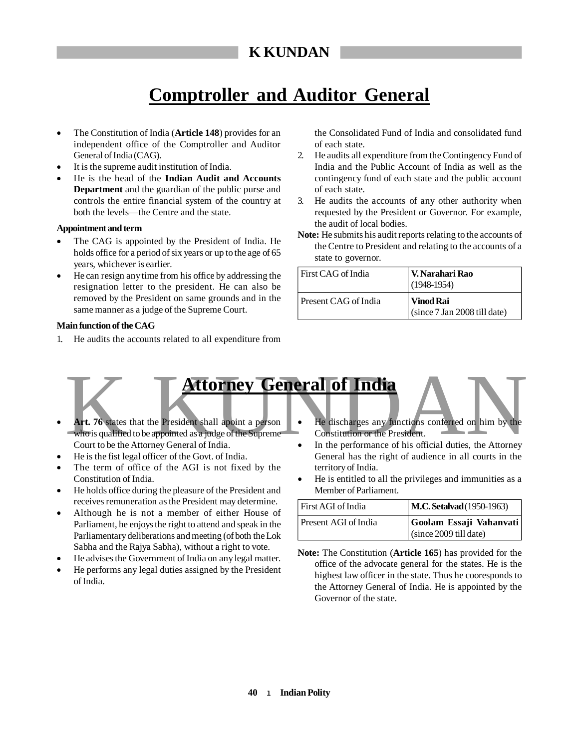# Comptroller and Auditor General

- The Constitution of India (**Article 148**) provides for an independent office of the Comptroller and Auditor General of India (CAG).
- It is the supreme audit institution of India.
- He is the head of the **Indian Audit and Accounts Department** and the guardian of the public purse and controls the entire financial system of the country at both the levels—the Centre and the state.

**Appointment and term**

- The CAG is appointed by the President of India. He holds office for a period of six years or up to the age of 65 years, whichever is earlier.
- He can resign any time from his office by addressing the resignation letter to the president. He can also be removed by the President on same grounds and in the same manner as a judge of the Supreme Court.

**Main function of the CAG**

1. He audits the accounts related to all expenditure from the Consolidated Fund of India and consolidated fund of each state.
2. He audits all expenditure from the Contingency Fund of India and the Public Account of India as well as the contingency fund of each state and the public account of each state.
3. He audits the accounts of any other authority when requested by the President or Governor. For example, the audit of local bodies.

**Note:** He submits his audit reports relating to the accounts of the Centre to President and relating to the accounts of a state to governor.

| First CAG of India | **V. Narahari Rao** (1948-1954) |
|---|---|
| Present CAG of India | **Vinod Rai** (since 7 Jan 2008 till date) |

# Attorney General of India

- **Art. 76** states that the President shall apoint a person who is qualified to be appointed as a judge of the Supreme Court to be the Attorney General of India.
- He is the fist legal officer of the Govt. of India.
- The term of office of the AGI is not fixed by the Constitution of India.
- He holds office during the pleasure of the President and receives remuneration as the President may determine.
- Although he is not a member of either House of Parliament, he enjoys the right to attend and speak in the Parliamentary deliberations and meeting (of both the Lok Sabha and the Rajya Sabha), without a right to vote.
- He advises the Government of India on any legal matter.
- He performs any legal duties assigned by the President of India.
- He discharges any functions conferred on him by the Constitution or the President.
- In the performance of his official duties, the Attorney General has the right of audience in all courts in the territory of India.
- He is entitled to all the privileges and immunities as a Member of Parliament.

| First AGI of India | **M.C. Setalvad** (1950-1963) |
|---|---|
| Present AGI of India | **Goolam Essaji Vahanvati** (since 2009 till date) |

**Note:** The Constitution (**Article 165**) has provided for the office of the advocate general for the states. He is the highest law officer in the state. Thus he cooresponds to the Attorney General of India. He is appointed by the Governor of the state.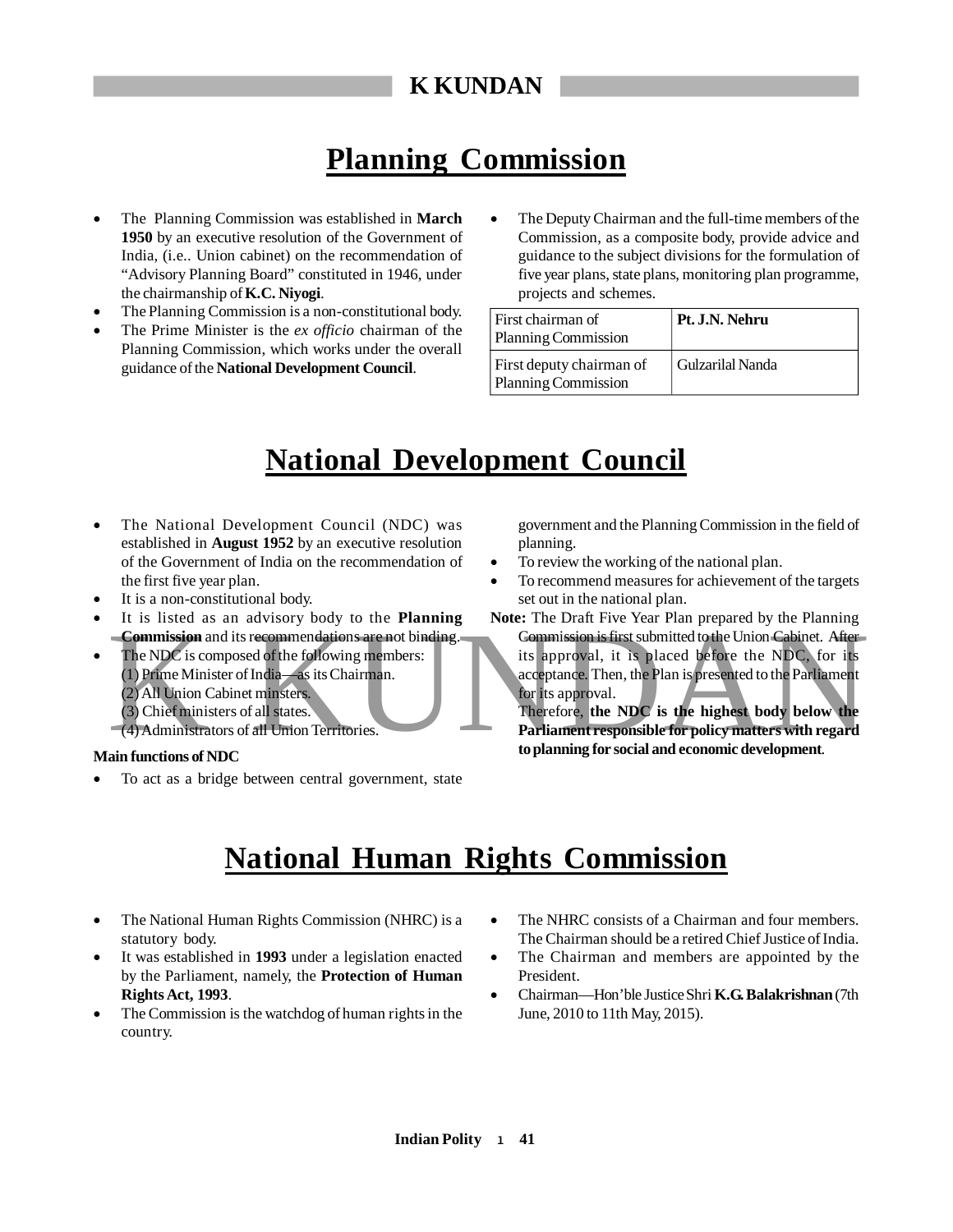# Planning Commission

- The Planning Commission was established in **March 1950** by an executive resolution of the Government of India, (i.e.. Union cabinet) on the recommendation of "Advisory Planning Board" constituted in 1946, under the chairmanship of **K.C. Niyogi**.
- The Planning Commission is a non-constitutional body.
- The Prime Minister is the *ex officio* chairman of the Planning Commission, which works under the overall guidance of the **National Development Council**.
- The Deputy Chairman and the full-time members of the Commission, as a composite body, provide advice and guidance to the subject divisions for the formulation of five year plans, state plans, monitoring plan programme, projects and schemes.

| First chairman of Planning Commission | **Pt. J.N. Nehru** |
|---|---|
| First deputy chairman of Planning Commission | Gulzarilal Nanda |

# National Development Council

- The National Development Council (NDC) was established in **August 1952** by an executive resolution of the Government of India on the recommendation of the first five year plan.
- It is a non-constitutional body.
- It is listed as an advisory body to the **Planning Commission** and its recommendations are not binding.
- The NDC is composed of the following members:
  (1) Prime Minister of India—as its Chairman.
  (2) All Union Cabinet minsters.
  (3) Chief ministers of all states.
  (4) Administrators of all Union Territories.

**Main functions of NDC**

- To act as a bridge between central government, state government and the Planning Commission in the field of planning.
- To review the working of the national plan.
- To recommend measures for achievement of the targets set out in the national plan.

**Note:** The Draft Five Year Plan prepared by the Planning Commission is first submitted to the Union Cabinet. After its approval, it is placed before the NDC, for its acceptance. Then, the Plan is presented to the Parliament for its approval.
Therefore, **the NDC is the highest body below the Parliament responsible for policy matters with regard to planning for social and economic development**.

# National Human Rights Commission

- The National Human Rights Commission (NHRC) is a statutory body.
- It was established in **1993** under a legislation enacted by the Parliament, namely, the **Protection of Human Rights Act, 1993**.
- The Commission is the watchdog of human rights in the country.
- The NHRC consists of a Chairman and four members. The Chairman should be a retired Chief Justice of India.
- The Chairman and members are appointed by the President.
- Chairman—Hon'ble Justice Shri **K.G. Balakrishnan** (7th June, 2010 to 11th May, 2015).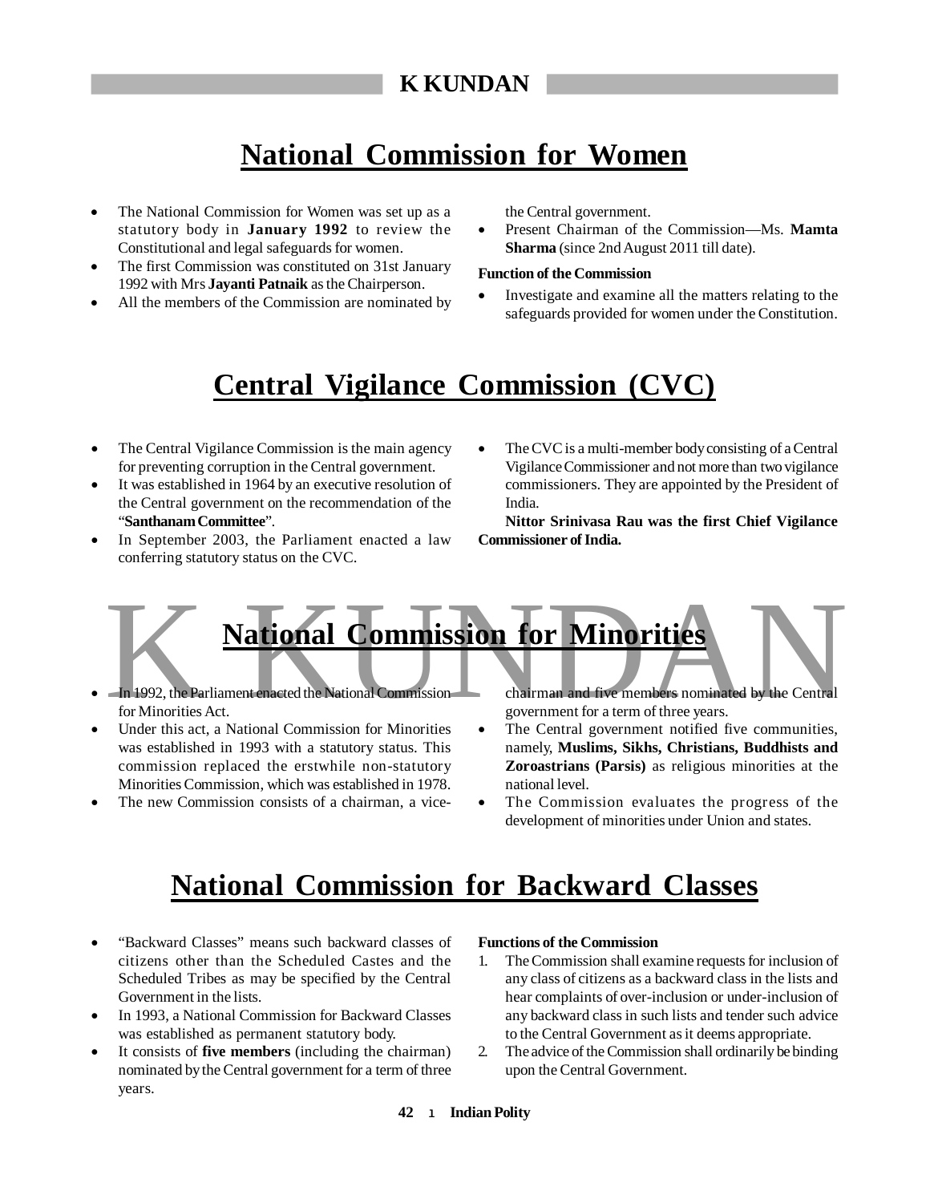# National Commission for Women

- The National Commission for Women was set up as a statutory body in **January 1992** to review the Constitutional and legal safeguards for women.
- The first Commission was constituted on 31st January 1992 with Mrs **Jayanti Patnaik** as the Chairperson.
- All the members of the Commission are nominated by the Central government.
- Present Chairman of the Commission—Ms. **Mamta Sharma** (since 2nd August 2011 till date).

**Function of the Commission**

- Investigate and examine all the matters relating to the safeguards provided for women under the Constitution.

# Central Vigilance Commission (CVC)

- The Central Vigilance Commission is the main agency for preventing corruption in the Central government.
- It was established in 1964 by an executive resolution of the Central government on the recommendation of the "**Santhanam Committee**".
- In September 2003, the Parliament enacted a law conferring statutory status on the CVC.
- The CVC is a multi-member body consisting of a Central Vigilance Commissioner and not more than two vigilance commissioners. They are appointed by the President of India.

**Nittor Srinivasa Rau was the first Chief Vigilance Commissioner of India.**

# National Commission for Minorities

- In 1992, the Parliament enacted the National Commission for Minorities Act.
- Under this act, a National Commission for Minorities was established in 1993 with a statutory status. This commission replaced the erstwhile non-statutory Minorities Commission, which was established in 1978.
- The new Commission consists of a chairman, a vice-chairman and five members nominated by the Central government for a term of three years.
- The Central government notified five communities, namely, **Muslims, Sikhs, Christians, Buddhists and Zoroastrians (Parsis)** as religious minorities at the national level.
- The Commission evaluates the progress of the development of minorities under Union and states.

# National Commission for Backward Classes

- "Backward Classes" means such backward classes of citizens other than the Scheduled Castes and the Scheduled Tribes as may be specified by the Central Government in the lists.
- In 1993, a National Commission for Backward Classes was established as permanent statutory body.
- It consists of **five members** (including the chairman) nominated by the Central government for a term of three years.

**Functions of the Commission**

1. The Commission shall examine requests for inclusion of any class of citizens as a backward class in the lists and hear complaints of over-inclusion or under-inclusion of any backward class in such lists and tender such advice to the Central Government as it deems appropriate.
2. The advice of the Commission shall ordinarily be binding upon the Central Government.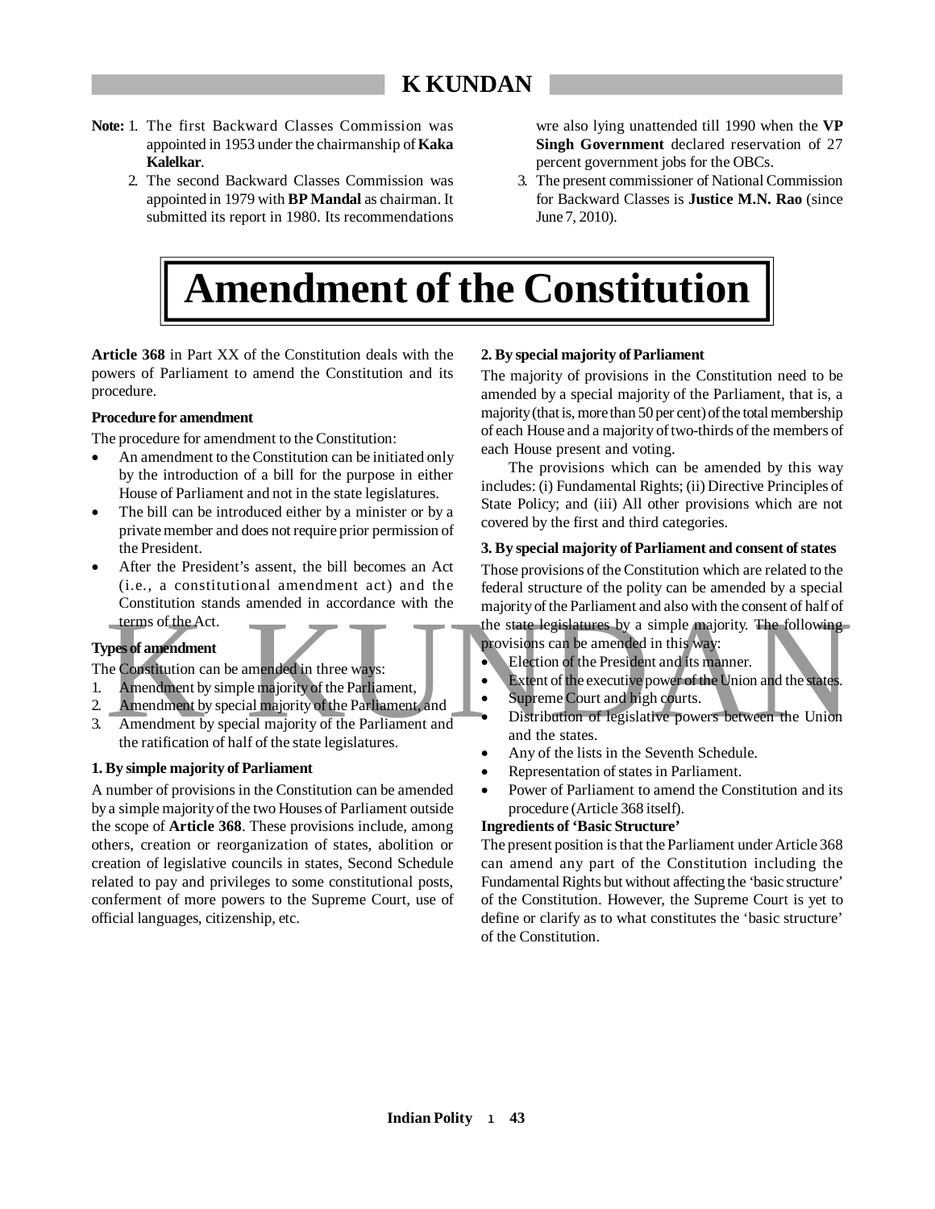**Note:** 1. The first Backward Classes Commission was appointed in 1953 under the chairmanship of **Kaka Kalelkar**.

2. The second Backward Classes Commission was appointed in 1979 with **BP Mandal** as chairman. It submitted its report in 1980. Its recommendations wre also lying unattended till 1990 when the **VP Singh Government** declared reservation of 27 percent government jobs for the OBCs.

3. The present commissioner of National Commission for Backward Classes is **Justice M.N. Rao** (since June 7, 2010).

# Amendment of the Constitution

**Article 368** in Part XX of the Constitution deals with the powers of Parliament to amend the Constitution and its procedure.

**Procedure for amendment**

The procedure for amendment to the Constitution:

- An amendment to the Constitution can be initiated only by the introduction of a bill for the purpose in either House of Parliament and not in the state legislatures.
- The bill can be introduced either by a minister or by a private member and does not require prior permission of the President.
- After the President's assent, the bill becomes an Act (i.e., a constitutional amendment act) and the Constitution stands amended in accordance with the terms of the Act.

**Types of amendment**

The Constitution can be amended in three ways:

1. Amendment by simple majority of the Parliament,
2. Amendment by special majority of the Parliament, and
3. Amendment by special majority of the Parliament and the ratification of half of the state legislatures.

**1. By simple majority of Parliament**

A number of provisions in the Constitution can be amended by a simple majority of the two Houses of Parliament outside the scope of **Article 368**. These provisions include, among others, creation or reorganization of states, abolition or creation of legislative councils in states, Second Schedule related to pay and privileges to some constitutional posts, conferment of more powers to the Supreme Court, use of official languages, citizenship, etc.

**2. By special majority of Parliament**

The majority of provisions in the Constitution need to be amended by a special majority of the Parliament, that is, a majority (that is, more than 50 per cent) of the total membership of each House and a majority of two-thirds of the members of each House present and voting.

The provisions which can be amended by this way includes: (i) Fundamental Rights; (ii) Directive Principles of State Policy; and (iii) All other provisions which are not covered by the first and third categories.

**3. By special majority of Parliament and consent of states**

Those provisions of the Constitution which are related to the federal structure of the polity can be amended by a special majority of the Parliament and also with the consent of half of the state legislatures by a simple majority. The following provisions can be amended in this way:

- Election of the President and its manner.
- Extent of the executive power of the Union and the states.
- Supreme Court and high courts.
- Distribution of legislative powers between the Union and the states.
- Any of the lists in the Seventh Schedule.
- Representation of states in Parliament.
- Power of Parliament to amend the Constitution and its procedure (Article 368 itself).

**Ingredients of 'Basic Structure'**

The present position is that the Parliament under Article 368 can amend any part of the Constitution including the Fundamental Rights but without affecting the 'basic structure' of the Constitution. However, the Supreme Court is yet to define or clarify as to what constitutes the 'basic structure' of the Constitution.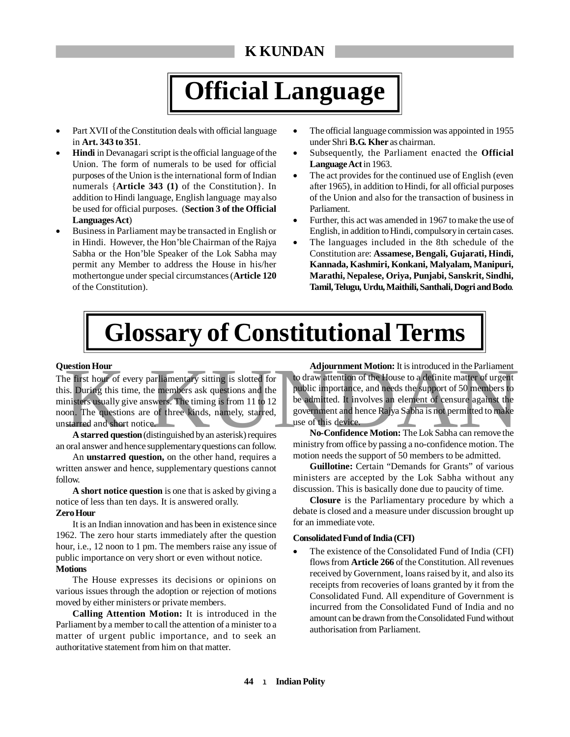# Official Language

- Part XVII of the Constitution deals with official language in **Art. 343 to 351**.
- **Hindi** in Devanagari script is the official language of the Union. The form of numerals to be used for official purposes of the Union is the international form of Indian numerals {**Article 343 (1)** of the Constitution}. In addition to Hindi language, English language may also be used for official purposes. (**Section 3 of the Official Languages Act**)
- Business in Parliament may be transacted in English or in Hindi. However, the Hon'ble Chairman of the Rajya Sabha or the Hon'ble Speaker of the Lok Sabha may permit any Member to address the House in his/her mothertongue under special circumstances (**Article 120** of the Constitution).
- The official language commission was appointed in 1955 under Shri **B.G. Kher** as chairman.
- Subsequently, the Parliament enacted the **Official Language Act** in 1963.
- The act provides for the continued use of English (even after 1965), in addition to Hindi, for all official purposes of the Union and also for the transaction of business in Parliament.
- Further, this act was amended in 1967 to make the use of English, in addition to Hindi, compulsory in certain cases.
- The languages included in the 8th schedule of the Constitution are: **Assamese, Bengali, Gujarati, Hindi, Kannada, Kashmiri, Konkani, Malyalam, Manipuri, Marathi, Nepalese, Oriya, Punjabi, Sanskrit, Sindhi, Tamil, Telugu, Urdu, Maithili, Santhali, Dogri and Bodo**.

# Glossary of Constitutional Terms

**Question Hour**

The first hour of every parliamentary sitting is slotted for this. During this time, the members ask questions and the ministers usually give answers. The timing is from 11 to 12 noon. The questions are of three kinds, namely, starred, unstarred and short notice.

**A starred question** (distinguished by an asterisk) requires an oral answer and hence supplementary questions can follow.

An **unstarred question,** on the other hand, requires a written answer and hence, supplementary questions cannot follow.

**A short notice question** is one that is asked by giving a notice of less than ten days. It is answered orally.

**Zero Hour**

It is an Indian innovation and has been in existence since 1962. The zero hour starts immediately after the question hour, i.e., 12 noon to 1 pm. The members raise any issue of public importance on very short or even without notice.

**Motions**

The House expresses its decisions or opinions on various issues through the adoption or rejection of motions moved by either ministers or private members.

**Calling Attention Motion:** It is introduced in the Parliament by a member to call the attention of a minister to a matter of urgent public importance, and to seek an authoritative statement from him on that matter.

**Adjournment Motion:** It is introduced in the Parliament to draw attention of the House to a definite matter of urgent public importance, and needs the support of 50 members to be admitted. It involves an element of censure against the government and hence Rajya Sabha is not permitted to make use of this device.

**No-Confidence Motion:** The Lok Sabha can remove the ministry from office by passing a no-confidence motion. The motion needs the support of 50 members to be admitted.

**Guillotine:** Certain "Demands for Grants" of various ministers are accepted by the Lok Sabha without any discussion. This is basically done due to paucity of time.

**Closure** is the Parliamentary procedure by which a debate is closed and a measure under discussion brought up for an immediate vote.

**Consolidated Fund of India (CFI)**

- The existence of the Consolidated Fund of India (CFI) flows from **Article 266** of the Constitution. All revenues received by Government, loans raised by it, and also its receipts from recoveries of loans granted by it from the Consolidated Fund. All expenditure of Government is incurred from the Consolidated Fund of India and no amount can be drawn from the Consolidated Fund without authorisation from Parliament.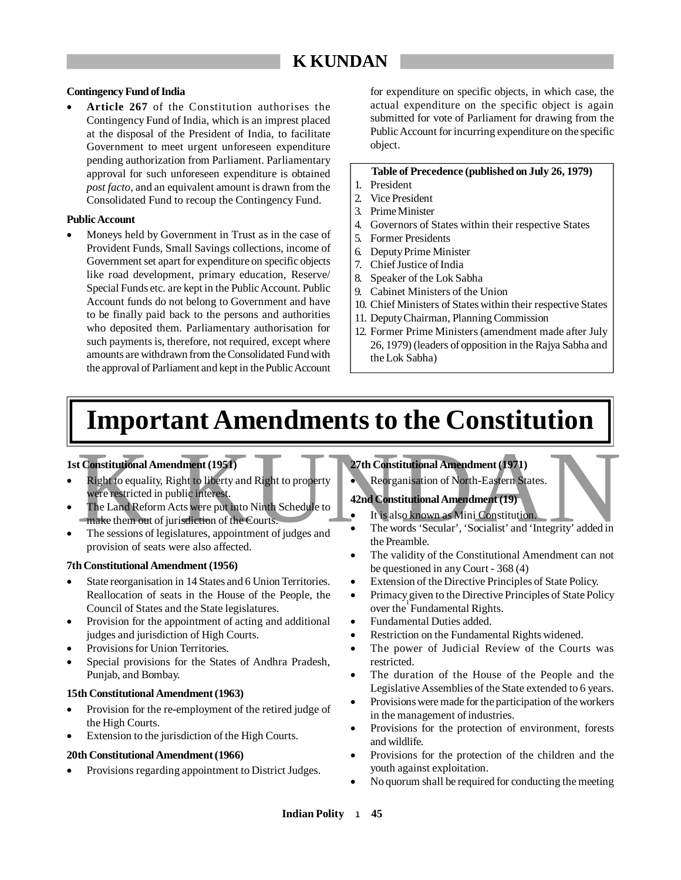**Contingency Fund of India**

- **Article 267** of the Constitution authorises the Contingency Fund of India, which is an imprest placed at the disposal of the President of India, to facilitate Government to meet urgent unforeseen expenditure pending authorization from Parliament. Parliamentary approval for such unforeseen expenditure is obtained *post facto*, and an equivalent amount is drawn from the Consolidated Fund to recoup the Contingency Fund.

**Public Account**

- Moneys held by Government in Trust as in the case of Provident Funds, Small Savings collections, income of Government set apart for expenditure on specific objects like road development, primary education, Reserve/ Special Funds etc. are kept in the Public Account. Public Account funds do not belong to Government and have to be finally paid back to the persons and authorities who deposited them. Parliamentary authorisation for such payments is, therefore, not required, except where amounts are withdrawn from the Consolidated Fund with the approval of Parliament and kept in the Public Account for expenditure on specific objects, in which case, the actual expenditure on the specific object is again submitted for vote of Parliament for drawing from the Public Account for incurring expenditure on the specific object.

**Table of Precedence (published on July 26, 1979)**

1. President
2. Vice President
3. Prime Minister
4. Governors of States within their respective States
5. Former Presidents
6. Deputy Prime Minister
7. Chief Justice of India
8. Speaker of the Lok Sabha
9. Cabinet Ministers of the Union
10. Chief Ministers of States within their respective States
11. Deputy Chairman, Planning Commission
12. Former Prime Ministers (amendment made after July 26, 1979) (leaders of opposition in the Rajya Sabha and the Lok Sabha)

# Important Amendments to the Constitution

**1st Constitutional Amendment (1951)**

- Right to equality, Right to liberty and Right to property were restricted in public interest.
- The Land Reform Acts were put into Ninth Schedule to make them out of jurisdiction of the Courts.
- The sessions of legislatures, appointment of judges and provision of seats were also affected.

**7th Constitutional Amendment (1956)**

- State reorganisation in 14 States and 6 Union Territories. Reallocation of seats in the House of the People, the Council of States and the State legislatures.
- Provision for the appointment of acting and additional judges and jurisdiction of High Courts.
- Provisions for Union Territories.
- Special provisions for the States of Andhra Pradesh, Punjab, and Bombay.

**15th Constitutional Amendment (1963)**

- Provision for the re-employment of the retired judge of the High Courts.
- Extension to the jurisdiction of the High Courts.

**20th Constitutional Amendment (1966)**

- Provisions regarding appointment to District Judges.

**27th Constitutional Amendment (1971)**

- Reorganisation of North-Eastern States.

**42nd Constitutional Amendment (19)**

- It is also known as Mini Constitution.
- The words 'Secular', 'Socialist' and 'Integrity' added in the Preamble.
- The validity of the Constitutional Amendment can not be questioned in any Court - 368 (4)
- Extension of the Directive Principles of State Policy.
- Primacy given to the Directive Principles of State Policy over the Fundamental Rights.
- Fundamental Duties added.
- Restriction on the Fundamental Rights widened.
- The power of Judicial Review of the Courts was restricted.
- The duration of the House of the People and the Legislative Assemblies of the State extended to 6 years.
- Provisions were made for the participation of the workers in the management of industries.
- Provisions for the protection of environment, forests and wildlife.
- Provisions for the protection of the children and the youth against exploitation.
- No quorum shall be required for conducting the meeting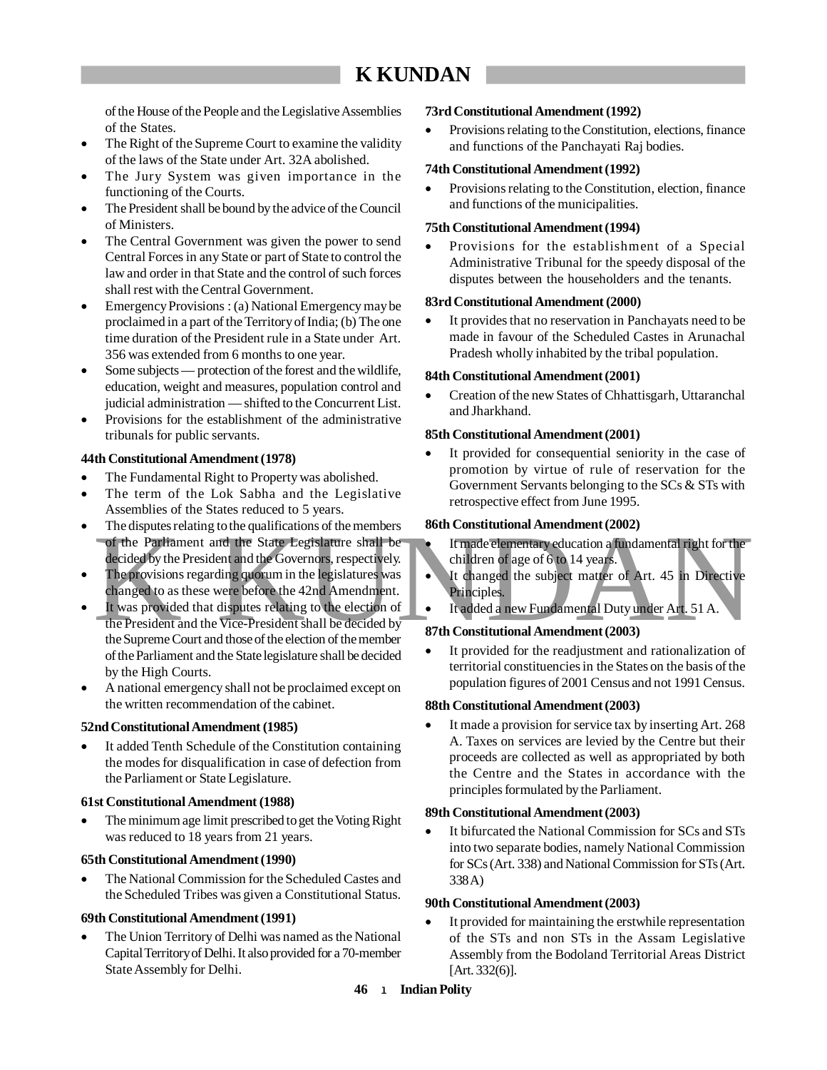of the House of the People and the Legislative Assemblies of the States.
- The Right of the Supreme Court to examine the validity of the laws of the State under Art. 32A abolished.
- The Jury System was given importance in the functioning of the Courts.
- The President shall be bound by the advice of the Council of Ministers.
- The Central Government was given the power to send Central Forces in any State or part of State to control the law and order in that State and the control of such forces shall rest with the Central Government.
- Emergency Provisions : (a) National Emergency may be proclaimed in a part of the Territory of India; (b) The one time duration of the President rule in a State under Art. 356 was extended from 6 months to one year.
- Some subjects — protection of the forest and the wildlife, education, weight and measures, population control and judicial administration — shifted to the Concurrent List.
- Provisions for the establishment of the administrative tribunals for public servants.

**44th Constitutional Amendment (1978)**

- The Fundamental Right to Property was abolished.
- The term of the Lok Sabha and the Legislative Assemblies of the States reduced to 5 years.
- The disputes relating to the qualifications of the members of the Parliament and the State Legislature shall be decided by the President and the Governors, respectively.
- The provisions regarding quorum in the legislatures was changed to as these were before the 42nd Amendment.
- It was provided that disputes relating to the election of the President and the Vice-President shall be decided by the Supreme Court and those of the election of the member of the Parliament and the State legislature shall be decided by the High Courts.
- A national emergency shall not be proclaimed except on the written recommendation of the cabinet.

**52nd Constitutional Amendment (1985)**

- It added Tenth Schedule of the Constitution containing the modes for disqualification in case of defection from the Parliament or State Legislature.

**61st Constitutional Amendment (1988)**

- The minimum age limit prescribed to get the Voting Right was reduced to 18 years from 21 years.

**65th Constitutional Amendment (1990)**

- The National Commission for the Scheduled Castes and the Scheduled Tribes was given a Constitutional Status.

**69th Constitutional Amendment (1991)**

- The Union Territory of Delhi was named as the National Capital Territory of Delhi. It also provided for a 70-member State Assembly for Delhi.

**73rd Constitutional Amendment (1992)**

- Provisions relating to the Constitution, elections, finance and functions of the Panchayati Raj bodies.

**74th Constitutional Amendment (1992)**

- Provisions relating to the Constitution, election, finance and functions of the municipalities.

**75th Constitutional Amendment (1994)**

- Provisions for the establishment of a Special Administrative Tribunal for the speedy disposal of the disputes between the householders and the tenants.

**83rd Constitutional Amendment (2000)**

- It provides that no reservation in Panchayats need to be made in favour of the Scheduled Castes in Arunachal Pradesh wholly inhabited by the tribal population.

**84th Constitutional Amendment (2001)**

- Creation of the new States of Chhattisgarh, Uttaranchal and Jharkhand.

**85th Constitutional Amendment (2001)**

- It provided for consequential seniority in the case of promotion by virtue of rule of reservation for the Government Servants belonging to the SCs & STs with retrospective effect from June 1995.

**86th Constitutional Amendment (2002)**

- It made elementary education a fundamental right for the children of age of 6 to 14 years.
- It changed the subject matter of Art. 45 in Directive Principles.
- It added a new Fundamental Duty under Art. 51 A.

**87th Constitutional Amendment (2003)**

- It provided for the readjustment and rationalization of territorial constituencies in the States on the basis of the population figures of 2001 Census and not 1991 Census.

**88th Constitutional Amendment (2003)**

- It made a provision for service tax by inserting Art. 268 A. Taxes on services are levied by the Centre but their proceeds are collected as well as appropriated by both the Centre and the States in accordance with the principles formulated by the Parliament.

**89th Constitutional Amendment (2003)**

- It bifurcated the National Commission for SCs and STs into two separate bodies, namely National Commission for SCs (Art. 338) and National Commission for STs (Art. 338 A)

**90th Constitutional Amendment (2003)**

- It provided for maintaining the erstwhile representation of the STs and non STs in the Assam Legislative Assembly from the Bodoland Territorial Areas District [Art. 332(6)].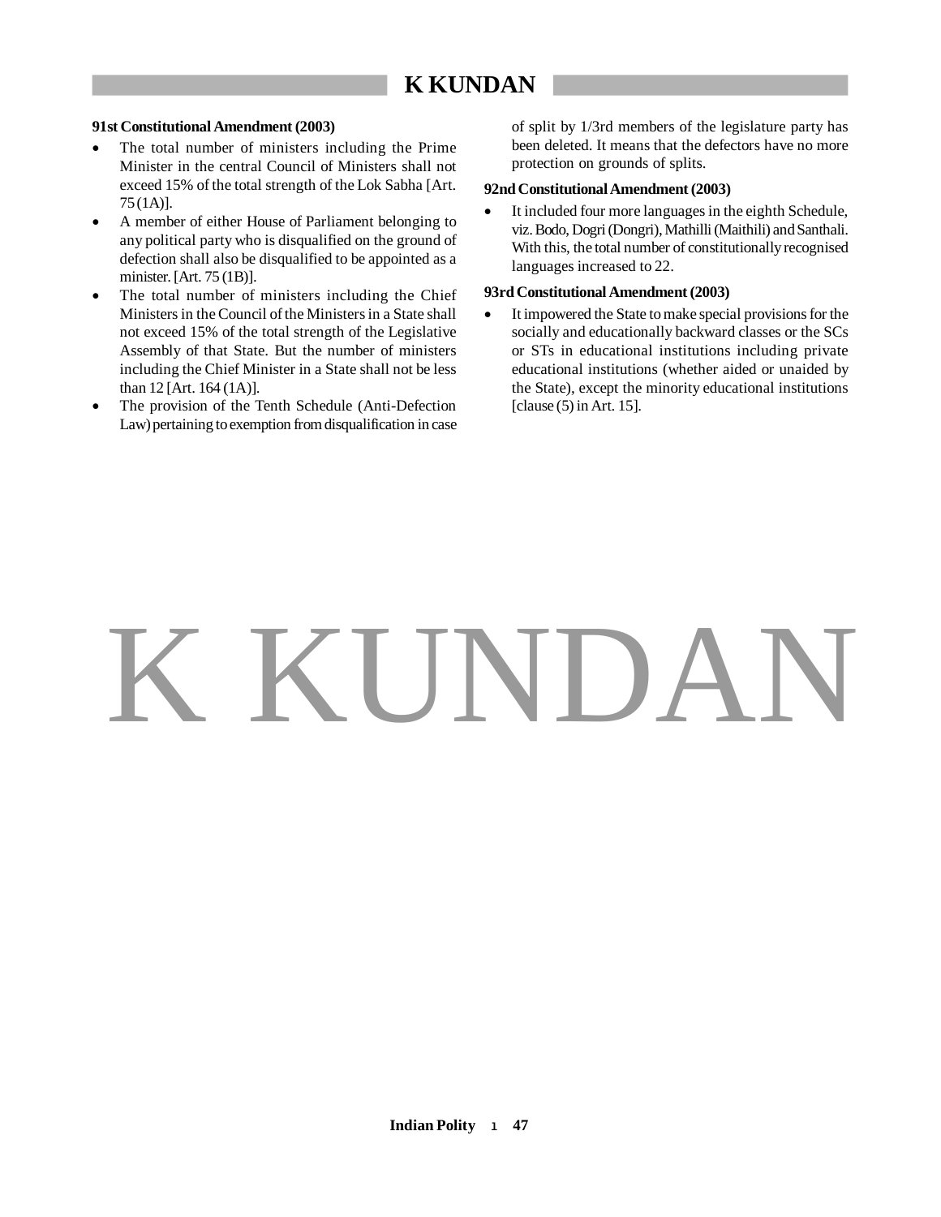**91st Constitutional Amendment (2003)**

- The total number of ministers including the Prime Minister in the central Council of Ministers shall not exceed 15% of the total strength of the Lok Sabha [Art. 75 (1A)].
- A member of either House of Parliament belonging to any political party who is disqualified on the ground of defection shall also be disqualified to be appointed as a minister. [Art. 75 (1B)].
- The total number of ministers including the Chief Ministers in the Council of the Ministers in a State shall not exceed 15% of the total strength of the Legislative Assembly of that State. But the number of ministers including the Chief Minister in a State shall not be less than 12 [Art. 164 (1A)].
- The provision of the Tenth Schedule (Anti-Defection Law) pertaining to exemption from disqualification in case of split by 1/3rd members of the legislature party has been deleted. It means that the defectors have no more protection on grounds of splits.

**92nd Constitutional Amendment (2003)**

- It included four more languages in the eighth Schedule, viz. Bodo, Dogri (Dongri), Mathilli (Maithili) and Santhali. With this, the total number of constitutionally recognised languages increased to 22.

**93rd Constitutional Amendment (2003)**

- It impowered the State to make special provisions for the socially and educationally backward classes or the SCs or STs in educational institutions including private educational institutions (whether aided or unaided by the State), except the minority educational institutions [clause (5) in Art. 15].